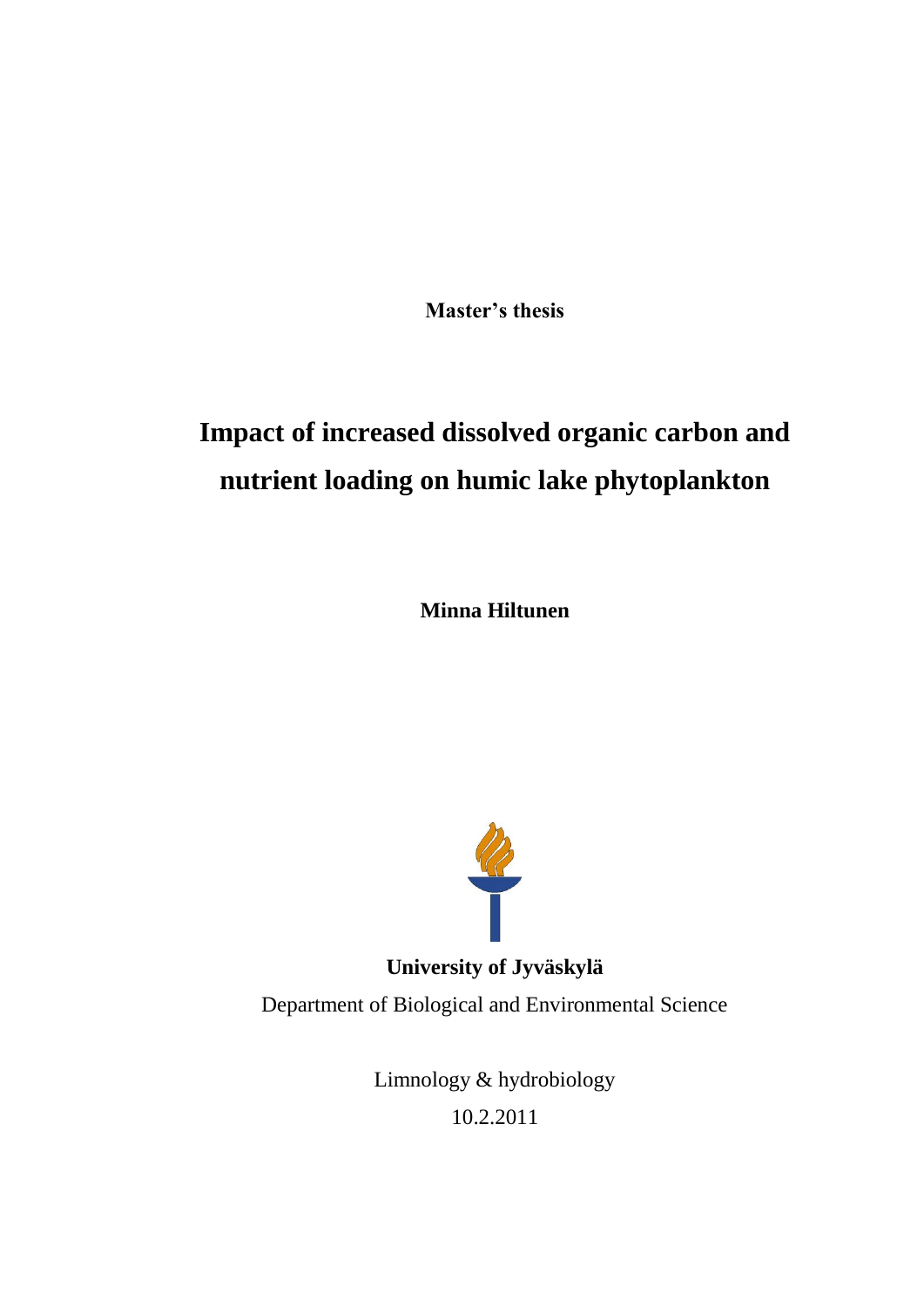**Master's thesis**

# Impact of increased dissolved organic carbon and nutrient loading on humic lake phytoplankton

**Minna Hiltunen**

**University of Jyväskylä**

Department of Biological and Environmental Science

Limnology & hydrobiology

10.2.2011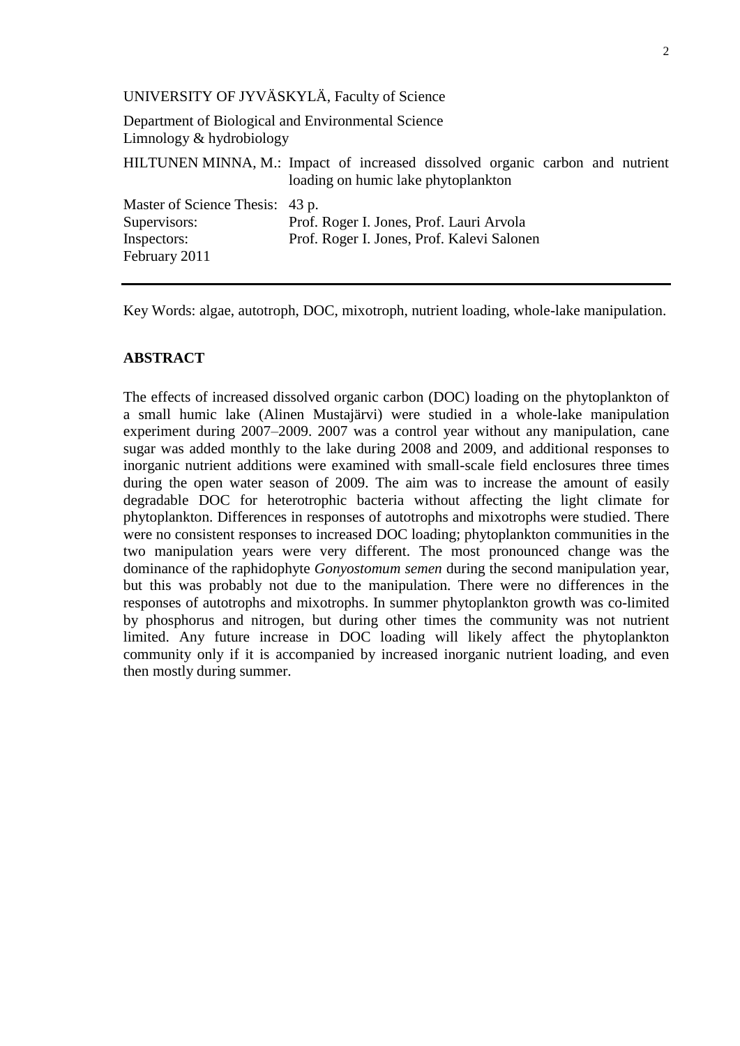UNIVERSITY OF JYVÄSKYLÄ, Faculty of Science

Department of Biological and Environmental Science
Limnology & hydrobiology

| | |
|---|---|
| HILTUNEN MINNA, M.: | Impact of increased dissolved organic carbon and nutrient loading on humic lake phytoplankton |
| Master of Science Thesis: | 43 p. |
| Supervisors: | Prof. Roger I. Jones, Prof. Lauri Arvola |
| Inspectors: | Prof. Roger I. Jones, Prof. Kalevi Salonen |
| February 2011 | |

---

Key Words: algae, autotroph, DOC, mixotroph, nutrient loading, whole-lake manipulation.

## ABSTRACT

The effects of increased dissolved organic carbon (DOC) loading on the phytoplankton of a small humic lake (Alinen Mustajärvi) were studied in a whole-lake manipulation experiment during 2007–2009. 2007 was a control year without any manipulation, cane sugar was added monthly to the lake during 2008 and 2009, and additional responses to inorganic nutrient additions were examined with small-scale field enclosures three times during the open water season of 2009. The aim was to increase the amount of easily degradable DOC for heterotrophic bacteria without affecting the light climate for phytoplankton. Differences in responses of autotrophs and mixotrophs were studied. There were no consistent responses to increased DOC loading; phytoplankton communities in the two manipulation years were very different. The most pronounced change was the dominance of the raphidophyte *Gonyostomum semen* during the second manipulation year, but this was probably not due to the manipulation. There were no differences in the responses of autotrophs and mixotrophs. In summer phytoplankton growth was co-limited by phosphorus and nitrogen, but during other times the community was not nutrient limited. Any future increase in DOC loading will likely affect the phytoplankton community only if it is accompanied by increased inorganic nutrient loading, and even then mostly during summer.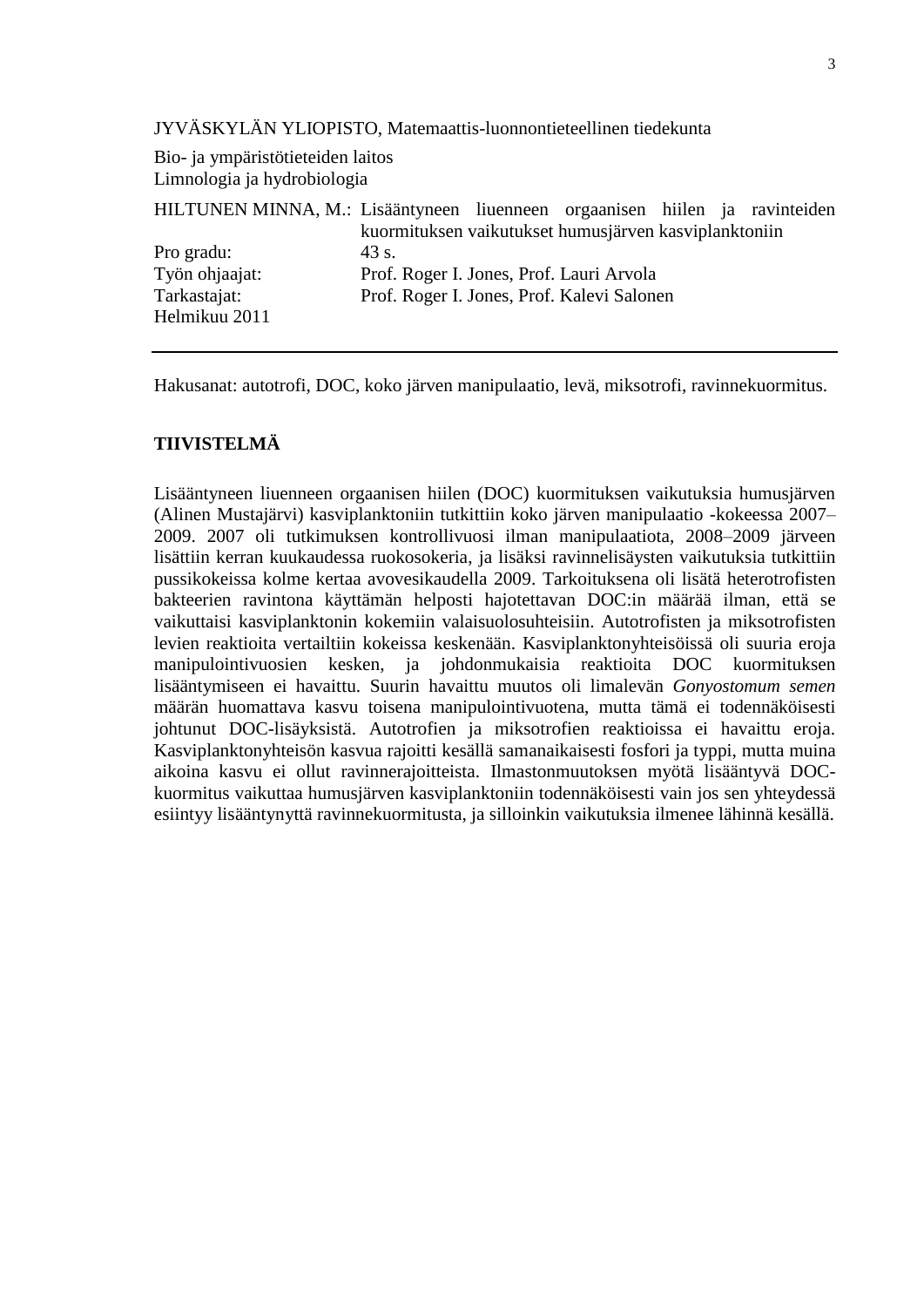JYVÄSKYLÄN YLIOPISTO, Matemaattis-luonnontieteellinen tiedekunta

Bio- ja ympäristötieteiden laitos
Limnologia ja hydrobiologia

| | |
|---|---|
| HILTUNEN MINNA, M.: | Lisääntyneen liuenneen orgaanisen hiilen ja ravinteiden kuormituksen vaikutukset humusjärven kasviplanktoniin |
| Pro gradu: | 43 s. |
| Työn ohjaajat: | Prof. Roger I. Jones, Prof. Lauri Arvola |
| Tarkastajat: | Prof. Roger I. Jones, Prof. Kalevi Salonen |
| Helmikuu 2011 | |

---

Hakusanat: autotrofi, DOC, koko järven manipulaatio, levä, miksotrofi, ravinnekuormitus.

**TIIVISTELMÄ**

Lisääntyneen liuenneen orgaanisen hiilen (DOC) kuormituksen vaikutuksia humusjärven (Alinen Mustajärvi) kasviplanktoniin tutkittiin koko järven manipulaatio -kokeessa 2007–2009. 2007 oli tutkimuksen kontrollivuosi ilman manipulaatiota, 2008–2009 järveen lisättiin kerran kuukaudessa ruokosokeria, ja lisäksi ravinnelisäysten vaikutuksia tutkittiin pussikokeissa kolme kertaa avovesikaudella 2009. Tarkoituksena oli lisätä heterotrofisten bakteerien ravintona käyttämän helposti hajotettavan DOC:in määrää ilman, että se vaikuttaisi kasviplanktonin kokemiin valaisuolosuhteisiin. Autotrofisten ja miksotrofisten levien reaktioita vertailtiin kokeissa keskenään. Kasviplanktonyhteisöissä oli suuria eroja manipulointivuosien kesken, ja johdonmukaisia reaktioita DOC kuormituksen lisääntymiseen ei havaittu. Suurin havaittu muutos oli limalevän *Gonyostomum semen* määrän huomattava kasvu toisena manipulointivuotena, mutta tämä ei todennäköisesti johtunut DOC-lisäyksistä. Autotrofien ja miksotrofien reaktioissa ei havaittu eroja. Kasviplanktonyhteisön kasvua rajoitti kesällä samanaikaisesti fosfori ja typpi, mutta muina aikoina kasvu ei ollut ravinnerajoitteista. Ilmastonmuutoksen myötä lisääntyvä DOC-kuormitus vaikuttaa humusjärven kasviplanktoniin todennäköisesti vain jos sen yhteydessä esiintyy lisääntynyttä ravinnekuormitusta, ja silloinkin vaikutuksia ilmenee lähinnä kesällä.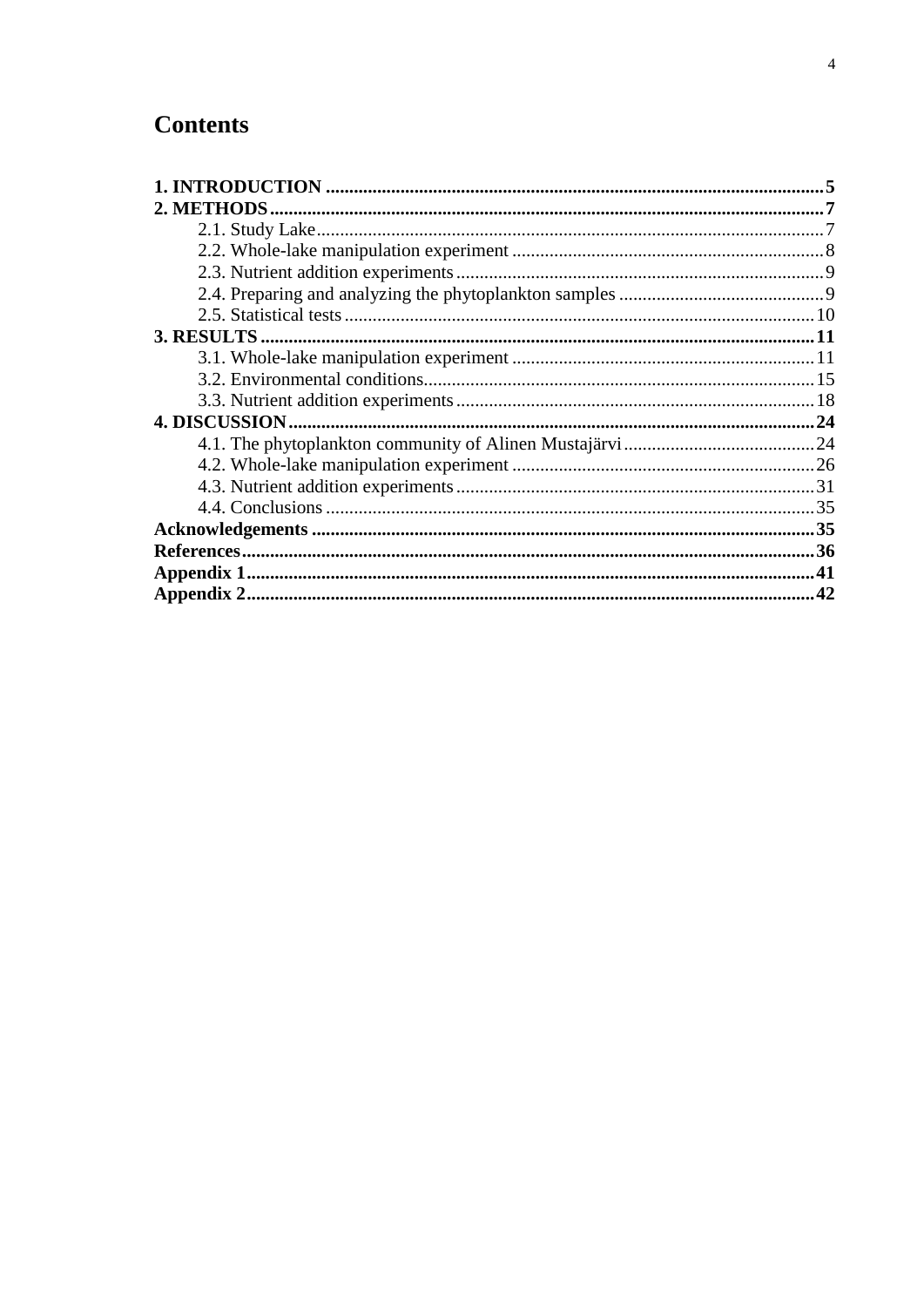# Contents

**1. INTRODUCTION** .......... **5**
**2. METHODS** .......... **7**
- 2.1. Study Lake .......... 7
- 2.2. Whole-lake manipulation experiment .......... 8
- 2.3. Nutrient addition experiments .......... 9
- 2.4. Preparing and analyzing the phytoplankton samples .......... 9
- 2.5. Statistical tests .......... 10

**3. RESULTS** .......... **11**
- 3.1. Whole-lake manipulation experiment .......... 11
- 3.2. Environmental conditions .......... 15
- 3.3. Nutrient addition experiments .......... 18

**4. DISCUSSION** .......... **24**
- 4.1. The phytoplankton community of Alinen Mustajärvi .......... 24
- 4.2. Whole-lake manipulation experiment .......... 26
- 4.3. Nutrient addition experiments .......... 31
- 4.4. Conclusions .......... 35

**Acknowledgements** .......... **35**
**References** .......... **36**
**Appendix 1** .......... **41**
**Appendix 2** .......... **42**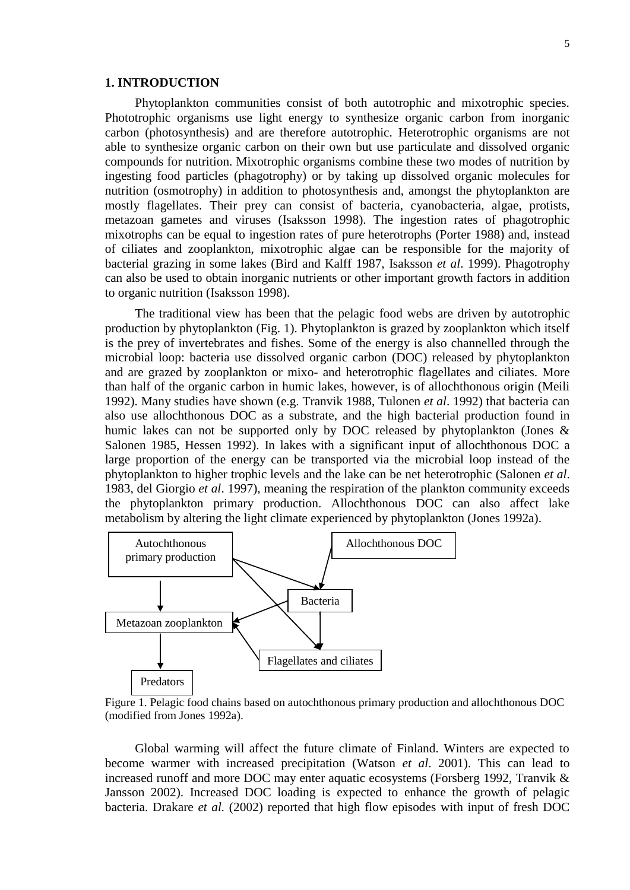# 1. INTRODUCTION

Phytoplankton communities consist of both autotrophic and mixotrophic species. Phototrophic organisms use light energy to synthesize organic carbon from inorganic carbon (photosynthesis) and are therefore autotrophic. Heterotrophic organisms are not able to synthesize organic carbon on their own but use particulate and dissolved organic compounds for nutrition. Mixotrophic organisms combine these two modes of nutrition by ingesting food particles (phagotrophy) or by taking up dissolved organic molecules for nutrition (osmotrophy) in addition to photosynthesis and, amongst the phytoplankton are mostly flagellates. Their prey can consist of bacteria, cyanobacteria, algae, protists, metazoan gametes and viruses (Isaksson 1998). The ingestion rates of phagotrophic mixotrophs can be equal to ingestion rates of pure heterotrophs (Porter 1988) and, instead of ciliates and zooplankton, mixotrophic algae can be responsible for the majority of bacterial grazing in some lakes (Bird and Kalff 1987, Isaksson *et al*. 1999). Phagotrophy can also be used to obtain inorganic nutrients or other important growth factors in addition to organic nutrition (Isaksson 1998).

The traditional view has been that the pelagic food webs are driven by autotrophic production by phytoplankton (Fig. 1). Phytoplankton is grazed by zooplankton which itself is the prey of invertebrates and fishes. Some of the energy is also channelled through the microbial loop: bacteria use dissolved organic carbon (DOC) released by phytoplankton and are grazed by zooplankton or mixo- and heterotrophic flagellates and ciliates. More than half of the organic carbon in humic lakes, however, is of allochthonous origin (Meili 1992). Many studies have shown (e.g. Tranvik 1988, Tulonen *et al*. 1992) that bacteria can also use allochthonous DOC as a substrate, and the high bacterial production found in humic lakes can not be supported only by DOC released by phytoplankton (Jones & Salonen 1985, Hessen 1992). In lakes with a significant input of allochthonous DOC a large proportion of the energy can be transported via the microbial loop instead of the phytoplankton to higher trophic levels and the lake can be net heterotrophic (Salonen *et al*. 1983, del Giorgio *et al*. 1997), meaning the respiration of the plankton community exceeds the phytoplankton primary production. Allochthonous DOC can also affect lake metabolism by altering the light climate experienced by phytoplankton (Jones 1992a).

```
Autochthonous primary production      Allochthonous DOC
        |            \    \                 /
        v             \    v               v
        |              \      Bacteria
Metazoan zooplankton <-----------/   |
        |          ^   \             v
        v          |----- Flagellates and ciliates
    Predators
```

Figure 1. Pelagic food chains based on autochthonous primary production and allochthonous DOC (modified from Jones 1992a).

Global warming will affect the future climate of Finland. Winters are expected to become warmer with increased precipitation (Watson *et al*. 2001). This can lead to increased runoff and more DOC may enter aquatic ecosystems (Forsberg 1992, Tranvik & Jansson 2002). Increased DOC loading is expected to enhance the growth of pelagic bacteria. Drakare *et al.* (2002) reported that high flow episodes with input of fresh DOC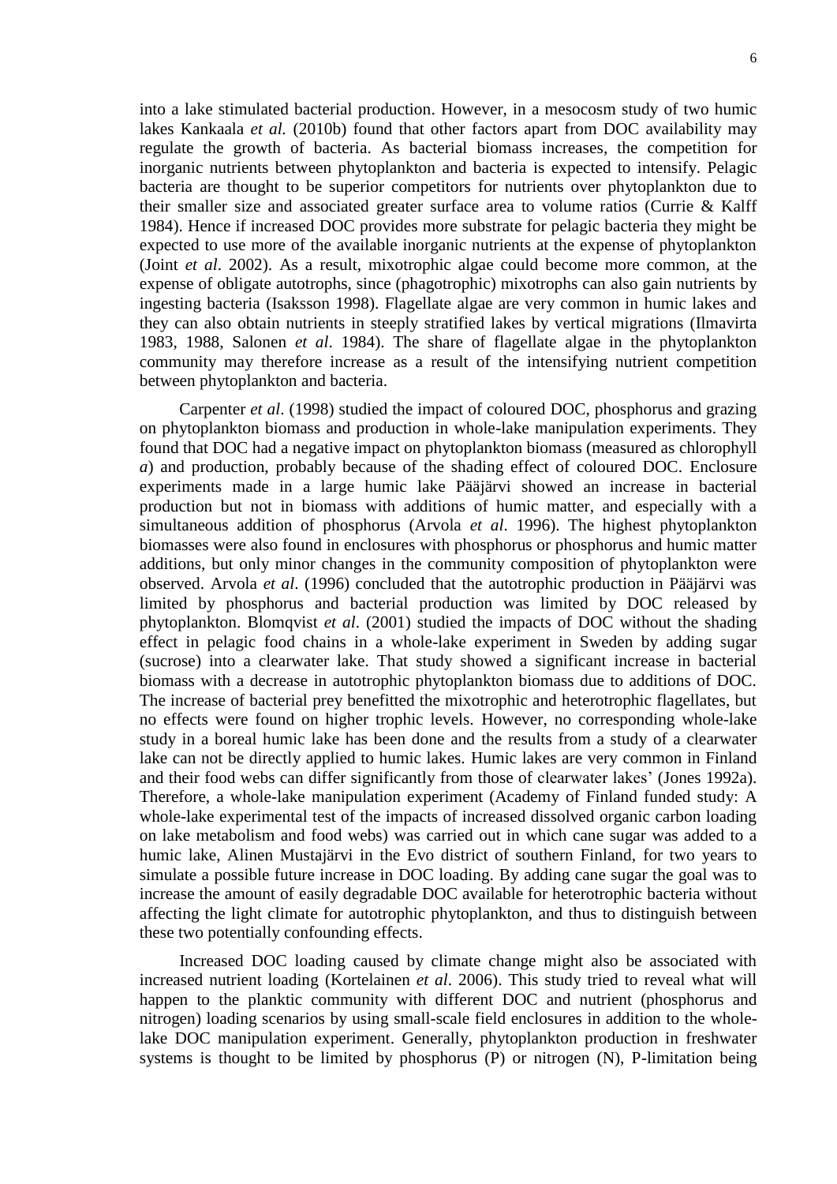into a lake stimulated bacterial production. However, in a mesocosm study of two humic lakes Kankaala *et al.* (2010b) found that other factors apart from DOC availability may regulate the growth of bacteria. As bacterial biomass increases, the competition for inorganic nutrients between phytoplankton and bacteria is expected to intensify. Pelagic bacteria are thought to be superior competitors for nutrients over phytoplankton due to their smaller size and associated greater surface area to volume ratios (Currie & Kalff 1984). Hence if increased DOC provides more substrate for pelagic bacteria they might be expected to use more of the available inorganic nutrients at the expense of phytoplankton (Joint *et al*. 2002). As a result, mixotrophic algae could become more common, at the expense of obligate autotrophs, since (phagotrophic) mixotrophs can also gain nutrients by ingesting bacteria (Isaksson 1998). Flagellate algae are very common in humic lakes and they can also obtain nutrients in steeply stratified lakes by vertical migrations (Ilmavirta 1983, 1988, Salonen *et al*. 1984). The share of flagellate algae in the phytoplankton community may therefore increase as a result of the intensifying nutrient competition between phytoplankton and bacteria.

Carpenter *et al*. (1998) studied the impact of coloured DOC, phosphorus and grazing on phytoplankton biomass and production in whole-lake manipulation experiments. They found that DOC had a negative impact on phytoplankton biomass (measured as chlorophyll *a*) and production, probably because of the shading effect of coloured DOC. Enclosure experiments made in a large humic lake Pääjärvi showed an increase in bacterial production but not in biomass with additions of humic matter, and especially with a simultaneous addition of phosphorus (Arvola *et al*. 1996). The highest phytoplankton biomasses were also found in enclosures with phosphorus or phosphorus and humic matter additions, but only minor changes in the community composition of phytoplankton were observed. Arvola *et al*. (1996) concluded that the autotrophic production in Pääjärvi was limited by phosphorus and bacterial production was limited by DOC released by phytoplankton. Blomqvist *et al*. (2001) studied the impacts of DOC without the shading effect in pelagic food chains in a whole-lake experiment in Sweden by adding sugar (sucrose) into a clearwater lake. That study showed a significant increase in bacterial biomass with a decrease in autotrophic phytoplankton biomass due to additions of DOC. The increase of bacterial prey benefitted the mixotrophic and heterotrophic flagellates, but no effects were found on higher trophic levels. However, no corresponding whole-lake study in a boreal humic lake has been done and the results from a study of a clearwater lake can not be directly applied to humic lakes. Humic lakes are very common in Finland and their food webs can differ significantly from those of clearwater lakes' (Jones 1992a). Therefore, a whole-lake manipulation experiment (Academy of Finland funded study: A whole-lake experimental test of the impacts of increased dissolved organic carbon loading on lake metabolism and food webs) was carried out in which cane sugar was added to a humic lake, Alinen Mustajärvi in the Evo district of southern Finland, for two years to simulate a possible future increase in DOC loading. By adding cane sugar the goal was to increase the amount of easily degradable DOC available for heterotrophic bacteria without affecting the light climate for autotrophic phytoplankton, and thus to distinguish between these two potentially confounding effects.

Increased DOC loading caused by climate change might also be associated with increased nutrient loading (Kortelainen *et al*. 2006). This study tried to reveal what will happen to the planktic community with different DOC and nutrient (phosphorus and nitrogen) loading scenarios by using small-scale field enclosures in addition to the whole-lake DOC manipulation experiment. Generally, phytoplankton production in freshwater systems is thought to be limited by phosphorus (P) or nitrogen (N), P-limitation being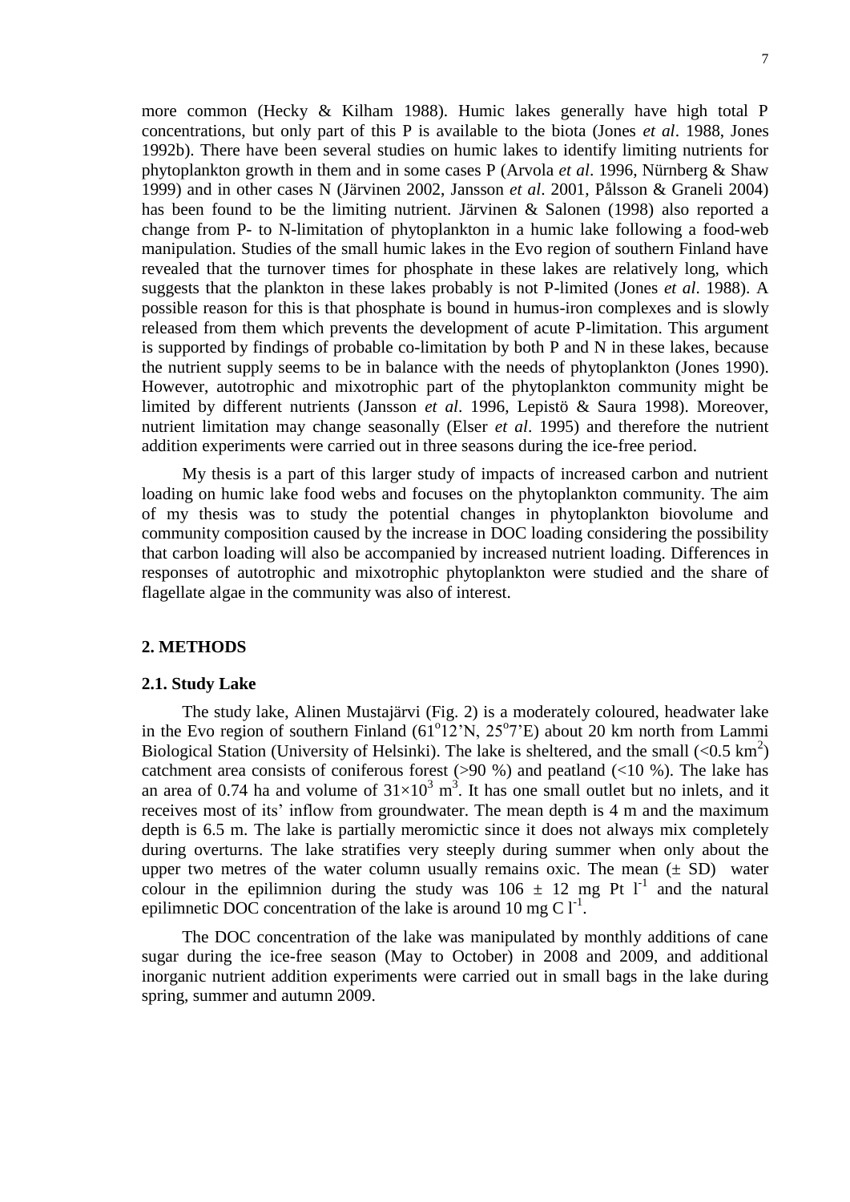more common (Hecky & Kilham 1988). Humic lakes generally have high total P concentrations, but only part of this P is available to the biota (Jones *et al*. 1988, Jones 1992b). There have been several studies on humic lakes to identify limiting nutrients for phytoplankton growth in them and in some cases P (Arvola *et al*. 1996, Nürnberg & Shaw 1999) and in other cases N (Järvinen 2002, Jansson *et al*. 2001, Pålsson & Graneli 2004) has been found to be the limiting nutrient. Järvinen & Salonen (1998) also reported a change from P- to N-limitation of phytoplankton in a humic lake following a food-web manipulation. Studies of the small humic lakes in the Evo region of southern Finland have revealed that the turnover times for phosphate in these lakes are relatively long, which suggests that the plankton in these lakes probably is not P-limited (Jones *et al*. 1988). A possible reason for this is that phosphate is bound in humus-iron complexes and is slowly released from them which prevents the development of acute P-limitation. This argument is supported by findings of probable co-limitation by both P and N in these lakes, because the nutrient supply seems to be in balance with the needs of phytoplankton (Jones 1990). However, autotrophic and mixotrophic part of the phytoplankton community might be limited by different nutrients (Jansson *et al*. 1996, Lepistö & Saura 1998). Moreover, nutrient limitation may change seasonally (Elser *et al*. 1995) and therefore the nutrient addition experiments were carried out in three seasons during the ice-free period.

My thesis is a part of this larger study of impacts of increased carbon and nutrient loading on humic lake food webs and focuses on the phytoplankton community. The aim of my thesis was to study the potential changes in phytoplankton biovolume and community composition caused by the increase in DOC loading considering the possibility that carbon loading will also be accompanied by increased nutrient loading. Differences in responses of autotrophic and mixotrophic phytoplankton were studied and the share of flagellate algae in the community was also of interest.

## 2. METHODS

### 2.1. Study Lake

The study lake, Alinen Mustajärvi (Fig. 2) is a moderately coloured, headwater lake in the Evo region of southern Finland (61°12'N, 25°7'E) about 20 km north from Lammi Biological Station (University of Helsinki). The lake is sheltered, and the small (<0.5 $km^2$) catchment area consists of coniferous forest (>90 %) and peatland (<10 %). The lake has an area of 0.74 ha and volume of $31 \times 10^3$ $m^3$. It has one small outlet but no inlets, and it receives most of its' inflow from groundwater. The mean depth is 4 m and the maximum depth is 6.5 m. The lake is partially meromictic since it does not always mix completely during overturns. The lake stratifies very steeply during summer when only about the upper two metres of the water column usually remains oxic. The mean (± SD) water colour in the epilimnion during the study was 106 ± 12 mg Pt $l^{-1}$ and the natural epilimnetic DOC concentration of the lake is around 10 mg C $l^{-1}$.

The DOC concentration of the lake was manipulated by monthly additions of cane sugar during the ice-free season (May to October) in 2008 and 2009, and additional inorganic nutrient addition experiments were carried out in small bags in the lake during spring, summer and autumn 2009.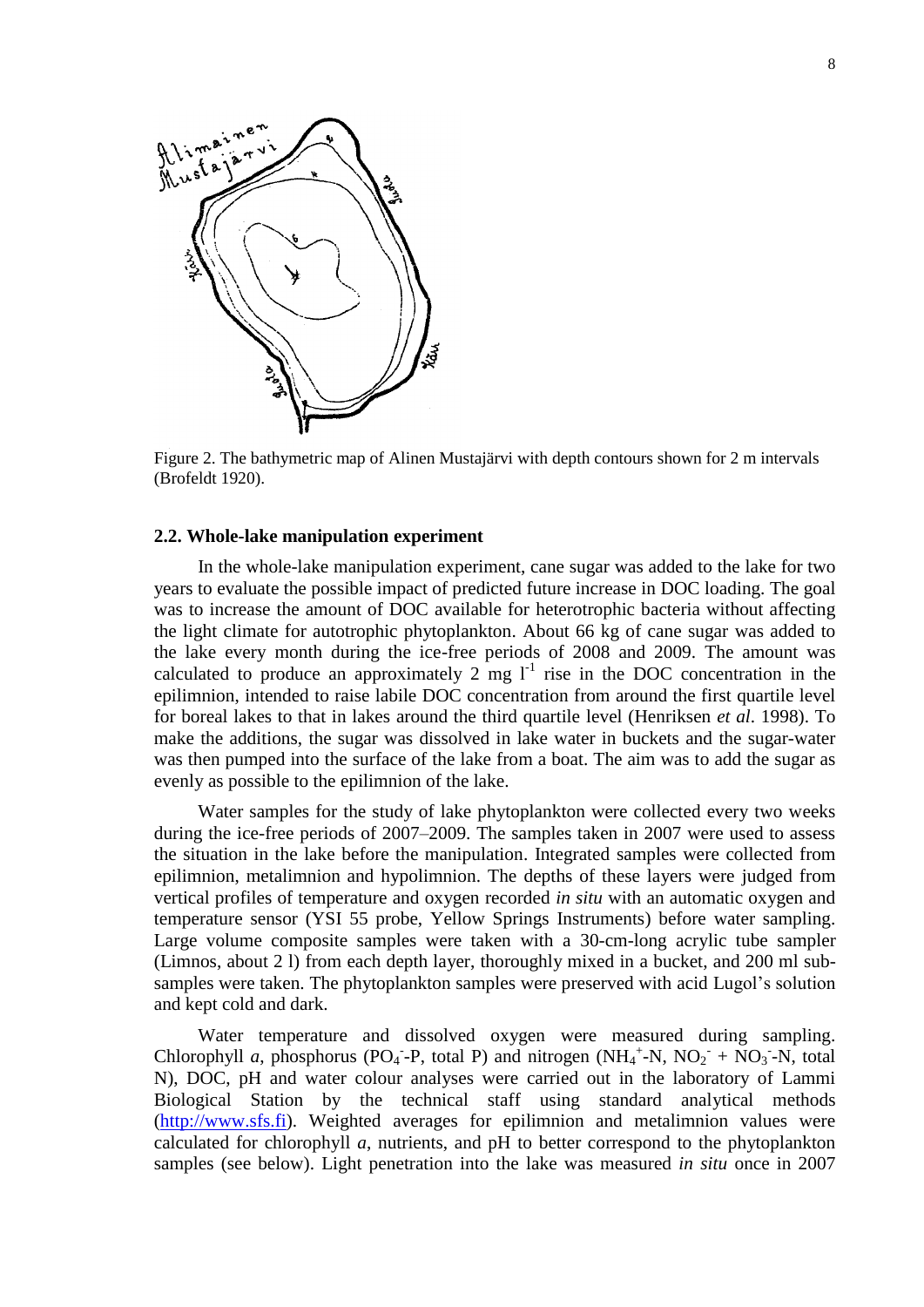Figure 2. The bathymetric map of Alinen Mustajärvi with depth contours shown for 2 m intervals (Brofeldt 1920).

### 2.2. Whole-lake manipulation experiment

In the whole-lake manipulation experiment, cane sugar was added to the lake for two years to evaluate the possible impact of predicted future increase in DOC loading. The goal was to increase the amount of DOC available for heterotrophic bacteria without affecting the light climate for autotrophic phytoplankton. About 66 kg of cane sugar was added to the lake every month during the ice-free periods of 2008 and 2009. The amount was calculated to produce an approximately 2 mg $l^{-1}$ rise in the DOC concentration in the epilimnion, intended to raise labile DOC concentration from around the first quartile level for boreal lakes to that in lakes around the third quartile level (Henriksen *et al*. 1998). To make the additions, the sugar was dissolved in lake water in buckets and the sugar-water was then pumped into the surface of the lake from a boat. The aim was to add the sugar as evenly as possible to the epilimnion of the lake.

Water samples for the study of lake phytoplankton were collected every two weeks during the ice-free periods of 2007–2009. The samples taken in 2007 were used to assess the situation in the lake before the manipulation. Integrated samples were collected from epilimnion, metalimnion and hypolimnion. The depths of these layers were judged from vertical profiles of temperature and oxygen recorded *in situ* with an automatic oxygen and temperature sensor (YSI 55 probe, Yellow Springs Instruments) before water sampling. Large volume composite samples were taken with a 30-cm-long acrylic tube sampler (Limnos, about 2 l) from each depth layer, thoroughly mixed in a bucket, and 200 ml sub-samples were taken. The phytoplankton samples were preserved with acid Lugol's solution and kept cold and dark.

Water temperature and dissolved oxygen were measured during sampling. Chlorophyll *a*, phosphorus ($PO_4^-$-P, total P) and nitrogen ($NH_4^+$-N, $NO_2^-$ + $NO_3^-$-N, total N), DOC, pH and water colour analyses were carried out in the laboratory of Lammi Biological Station by the technical staff using standard analytical methods (http://www.sfs.fi). Weighted averages for epilimnion and metalimnion values were calculated for chlorophyll *a*, nutrients, and pH to better correspond to the phytoplankton samples (see below). Light penetration into the lake was measured *in situ* once in 2007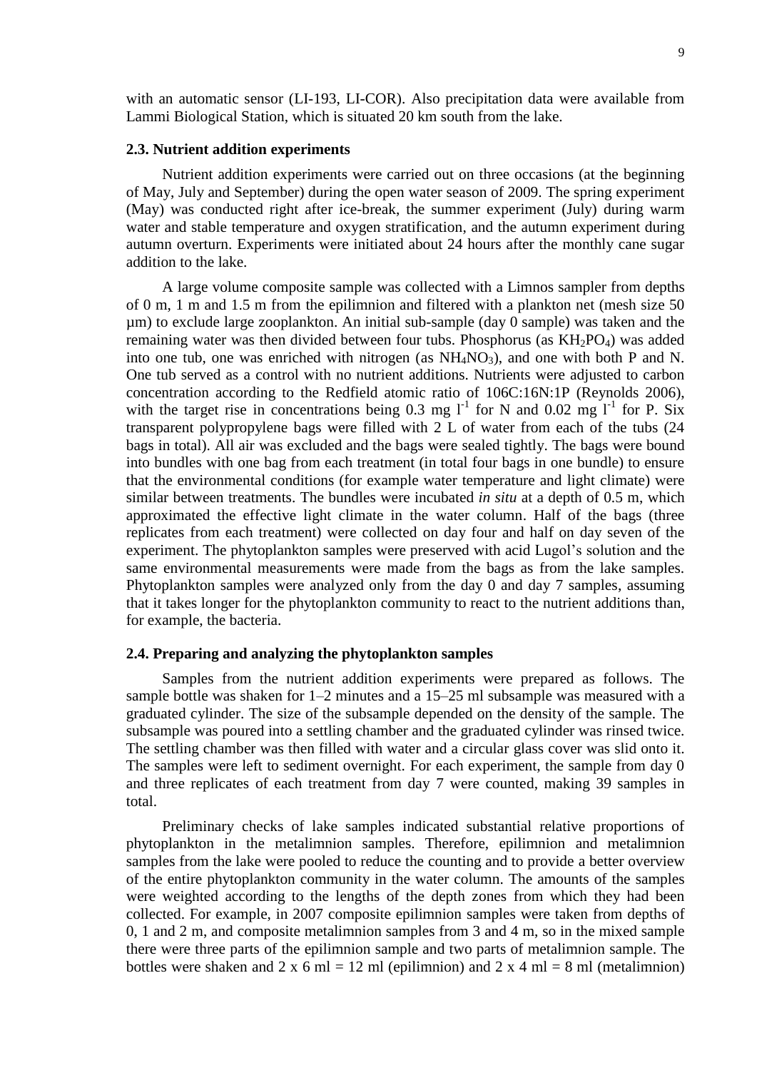with an automatic sensor (LI-193, LI-COR). Also precipitation data were available from Lammi Biological Station, which is situated 20 km south from the lake.

### 2.3. Nutrient addition experiments

Nutrient addition experiments were carried out on three occasions (at the beginning of May, July and September) during the open water season of 2009. The spring experiment (May) was conducted right after ice-break, the summer experiment (July) during warm water and stable temperature and oxygen stratification, and the autumn experiment during autumn overturn. Experiments were initiated about 24 hours after the monthly cane sugar addition to the lake.

A large volume composite sample was collected with a Limnos sampler from depths of 0 m, 1 m and 1.5 m from the epilimnion and filtered with a plankton net (mesh size 50 µm) to exclude large zooplankton. An initial sub-sample (day 0 sample) was taken and the remaining water was then divided between four tubs. Phosphorus (as $KH_2PO_4$) was added into one tub, one was enriched with nitrogen (as $NH_4NO_3$), and one with both P and N. One tub served as a control with no nutrient additions. Nutrients were adjusted to carbon concentration according to the Redfield atomic ratio of 106C:16N:1P (Reynolds 2006), with the target rise in concentrations being 0.3 mg $l^{-1}$ for N and 0.02 mg $l^{-1}$ for P. Six transparent polypropylene bags were filled with 2 L of water from each of the tubs (24 bags in total). All air was excluded and the bags were sealed tightly. The bags were bound into bundles with one bag from each treatment (in total four bags in one bundle) to ensure that the environmental conditions (for example water temperature and light climate) were similar between treatments. The bundles were incubated *in situ* at a depth of 0.5 m, which approximated the effective light climate in the water column. Half of the bags (three replicates from each treatment) were collected on day four and half on day seven of the experiment. The phytoplankton samples were preserved with acid Lugol's solution and the same environmental measurements were made from the bags as from the lake samples. Phytoplankton samples were analyzed only from the day 0 and day 7 samples, assuming that it takes longer for the phytoplankton community to react to the nutrient additions than, for example, the bacteria.

### 2.4. Preparing and analyzing the phytoplankton samples

Samples from the nutrient addition experiments were prepared as follows. The sample bottle was shaken for 1–2 minutes and a 15–25 ml subsample was measured with a graduated cylinder. The size of the subsample depended on the density of the sample. The subsample was poured into a settling chamber and the graduated cylinder was rinsed twice. The settling chamber was then filled with water and a circular glass cover was slid onto it. The samples were left to sediment overnight. For each experiment, the sample from day 0 and three replicates of each treatment from day 7 were counted, making 39 samples in total.

Preliminary checks of lake samples indicated substantial relative proportions of phytoplankton in the metalimnion samples. Therefore, epilimnion and metalimnion samples from the lake were pooled to reduce the counting and to provide a better overview of the entire phytoplankton community in the water column. The amounts of the samples were weighted according to the lengths of the depth zones from which they had been collected. For example, in 2007 composite epilimnion samples were taken from depths of 0, 1 and 2 m, and composite metalimnion samples from 3 and 4 m, so in the mixed sample there were three parts of the epilimnion sample and two parts of metalimnion sample. The bottles were shaken and 2 x 6 ml = 12 ml (epilimnion) and 2 x 4 ml = 8 ml (metalimnion)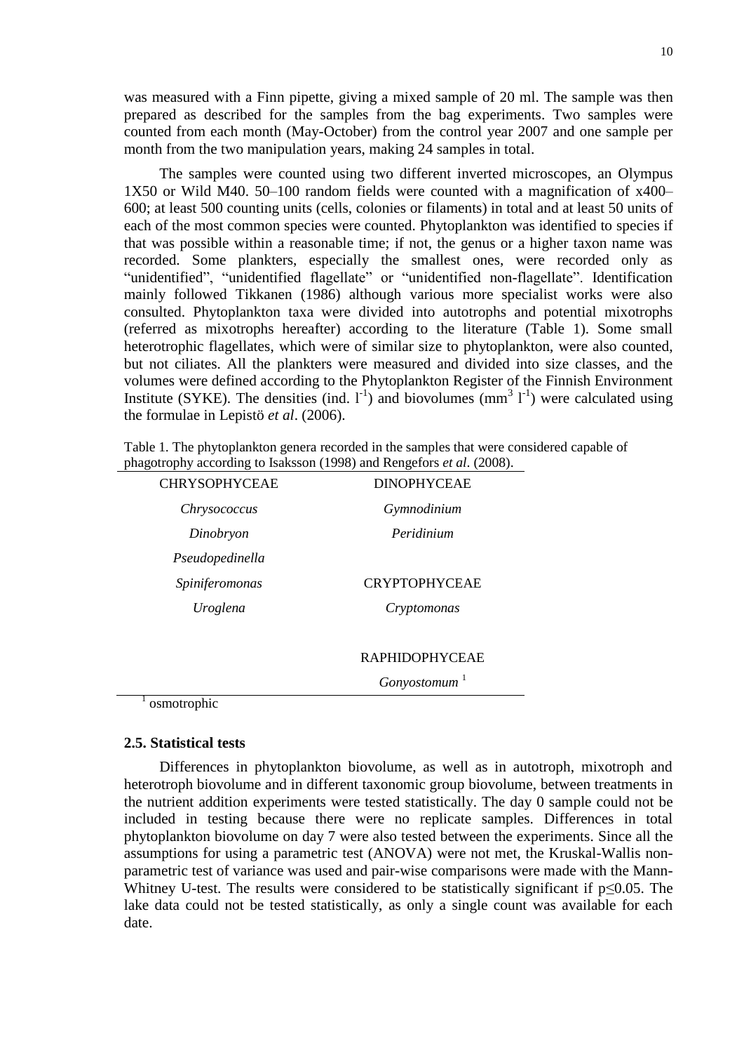was measured with a Finn pipette, giving a mixed sample of 20 ml. The sample was then prepared as described for the samples from the bag experiments. Two samples were counted from each month (May-October) from the control year 2007 and one sample per month from the two manipulation years, making 24 samples in total.

The samples were counted using two different inverted microscopes, an Olympus 1X50 or Wild M40. 50–100 random fields were counted with a magnification of x400–600; at least 500 counting units (cells, colonies or filaments) in total and at least 50 units of each of the most common species were counted. Phytoplankton was identified to species if that was possible within a reasonable time; if not, the genus or a higher taxon name was recorded. Some plankters, especially the smallest ones, were recorded only as "unidentified", "unidentified flagellate" or "unidentified non-flagellate". Identification mainly followed Tikkanen (1986) although various more specialist works were also consulted. Phytoplankton taxa were divided into autotrophs and potential mixotrophs (referred as mixotrophs hereafter) according to the literature (Table 1). Some small heterotrophic flagellates, which were of similar size to phytoplankton, were also counted, but not ciliates. All the plankters were measured and divided into size classes, and the volumes were defined according to the Phytoplankton Register of the Finnish Environment Institute (SYKE). The densities (ind. $l^{-1}$) and biovolumes ($mm^3\ l^{-1}$) were calculated using the formulae in Lepistö *et al*. (2006).

Table 1. The phytoplankton genera recorded in the samples that were considered capable of phagotrophy according to Isaksson (1998) and Rengefors *et al*. (2008).

| CHRYSOPHYCEAE | DINOPHYCEAE |
|---|---|
| *Chrysococcus* | *Gymnodinium* |
| *Dinobryon* | *Peridinium* |
| *Pseudopedinella* | |
| *Spiniferomonas* | CRYPTOPHYCEAE |
| *Uroglena* | *Cryptomonas* |
| | |
| | RAPHIDOPHYCEAE |
| | *Gonyostomum* [1] |

[1] osmotrophic

### 2.5. Statistical tests

Differences in phytoplankton biovolume, as well as in autotroph, mixotroph and heterotroph biovolume and in different taxonomic group biovolume, between treatments in the nutrient addition experiments were tested statistically. The day 0 sample could not be included in testing because there were no replicate samples. Differences in total phytoplankton biovolume on day 7 were also tested between the experiments. Since all the assumptions for using a parametric test (ANOVA) were not met, the Kruskal-Wallis non-parametric test of variance was used and pair-wise comparisons were made with the Mann-Whitney U-test. The results were considered to be statistically significant if $p \leq 0.05$. The lake data could not be tested statistically, as only a single count was available for each date.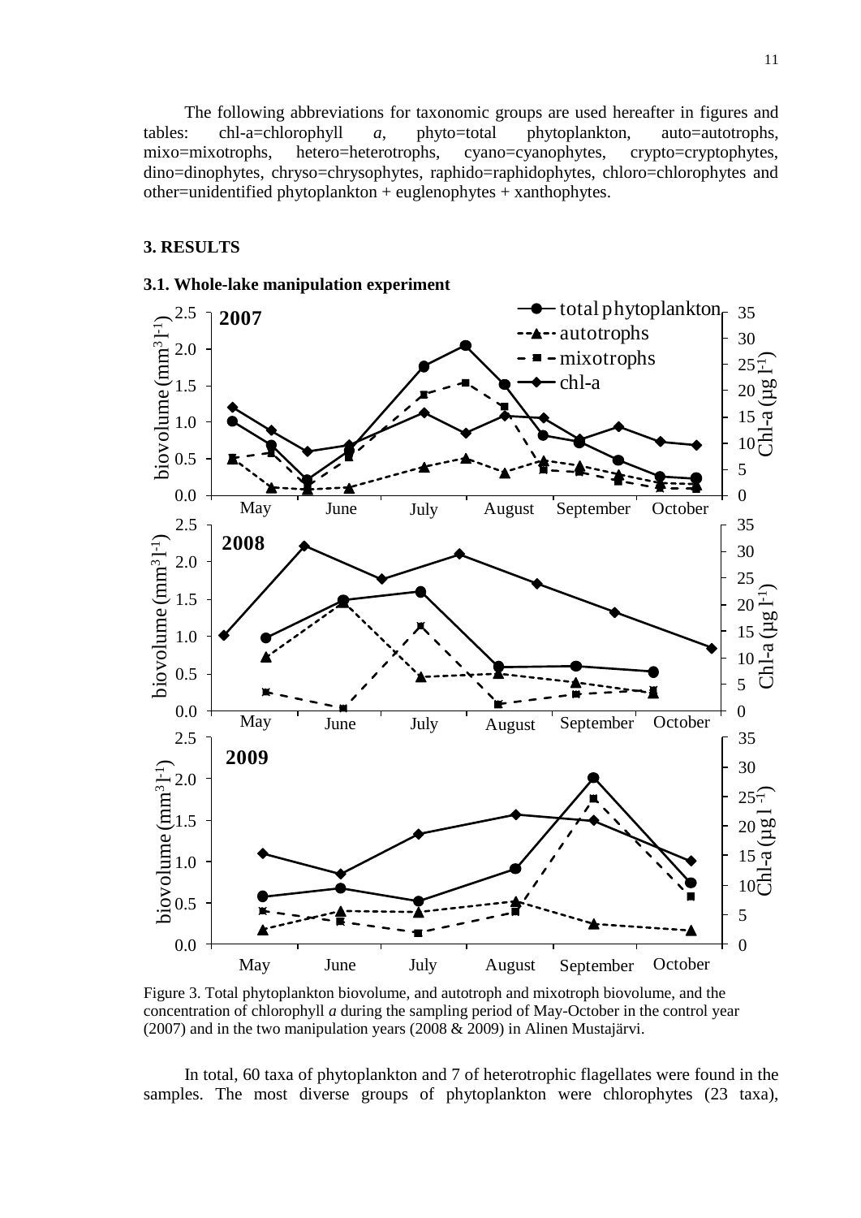The following abbreviations for taxonomic groups are used hereafter in figures and tables: chl-a=chlorophyll *a*, phyto=total phytoplankton, auto=autotrophs, mixo=mixotrophs, hetero=heterotrophs, cyano=cyanophytes, crypto=cryptophytes, dino=dinophytes, chryso=chrysophytes, raphido=raphidophytes, chloro=chlorophytes and other=unidentified phytoplankton + euglenophytes + xanthophytes.

## 3. RESULTS

### 3.1. Whole-lake manipulation experiment

Figure 3. Total phytoplankton biovolume, and autotroph and mixotroph biovolume, and the concentration of chlorophyll *a* during the sampling period of May-October in the control year (2007) and in the two manipulation years (2008 & 2009) in Alinen Mustajärvi.

In total, 60 taxa of phytoplankton and 7 of heterotrophic flagellates were found in the samples. The most diverse groups of phytoplankton were chlorophytes (23 taxa),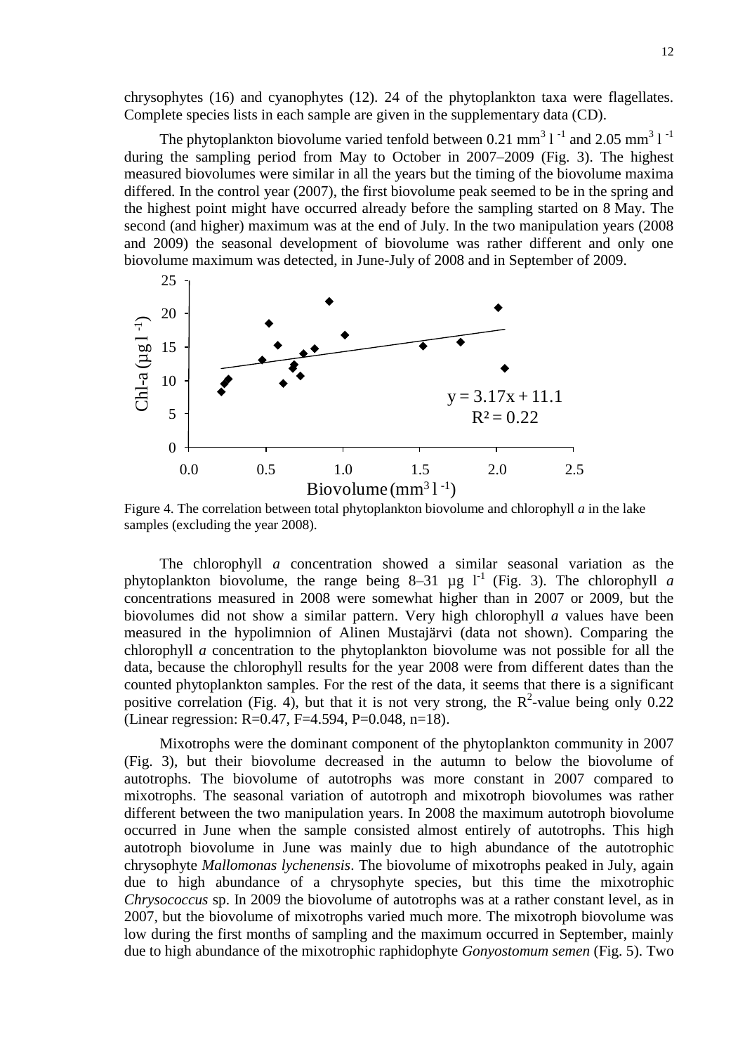chrysophytes (16) and cyanophytes (12). 24 of the phytoplankton taxa were flagellates. Complete species lists in each sample are given in the supplementary data (CD).

The phytoplankton biovolume varied tenfold between 0.21 $mm^3 l^{-1}$ and 2.05 $mm^3 l^{-1}$ during the sampling period from May to October in 2007–2009 (Fig. 3). The highest measured biovolumes were similar in all the years but the timing of the biovolume maxima differed. In the control year (2007), the first biovolume peak seemed to be in the spring and the highest point might have occurred already before the sampling started on 8 May. The second (and higher) maximum was at the end of July. In the two manipulation years (2008 and 2009) the seasonal development of biovolume was rather different and only one biovolume maximum was detected, in June-July of 2008 and in September of 2009.

Figure 4. The correlation between total phytoplankton biovolume and chlorophyll *a* in the lake samples (excluding the year 2008).

The chlorophyll *a* concentration showed a similar seasonal variation as the phytoplankton biovolume, the range being 8–31 µg $l^{-1}$ (Fig. 3). The chlorophyll *a* concentrations measured in 2008 were somewhat higher than in 2007 or 2009, but the biovolumes did not show a similar pattern. Very high chlorophyll *a* values have been measured in the hypolimnion of Alinen Mustajärvi (data not shown). Comparing the chlorophyll *a* concentration to the phytoplankton biovolume was not possible for all the data, because the chlorophyll results for the year 2008 were from different dates than the counted phytoplankton samples. For the rest of the data, it seems that there is a significant positive correlation (Fig. 4), but that it is not very strong, the $R^2$-value being only 0.22 (Linear regression: $R=0.47$, $F=4.594$, $P=0.048$, $n=18$).

Mixotrophs were the dominant component of the phytoplankton community in 2007 (Fig. 3), but their biovolume decreased in the autumn to below the biovolume of autotrophs. The biovolume of autotrophs was more constant in 2007 compared to mixotrophs. The seasonal variation of autotroph and mixotroph biovolumes was rather different between the two manipulation years. In 2008 the maximum autotroph biovolume occurred in June when the sample consisted almost entirely of autotrophs. This high autotroph biovolume in June was mainly due to high abundance of the autotrophic chrysophyte *Mallomonas lychenensis*. The biovolume of mixotrophs peaked in July, again due to high abundance of a chrysophyte species, but this time the mixotrophic *Chrysococcus* sp. In 2009 the biovolume of autotrophs was at a rather constant level, as in 2007, but the biovolume of mixotrophs varied much more. The mixotroph biovolume was low during the first months of sampling and the maximum occurred in September, mainly due to high abundance of the mixotrophic raphidophyte *Gonyostomum semen* (Fig. 5). Two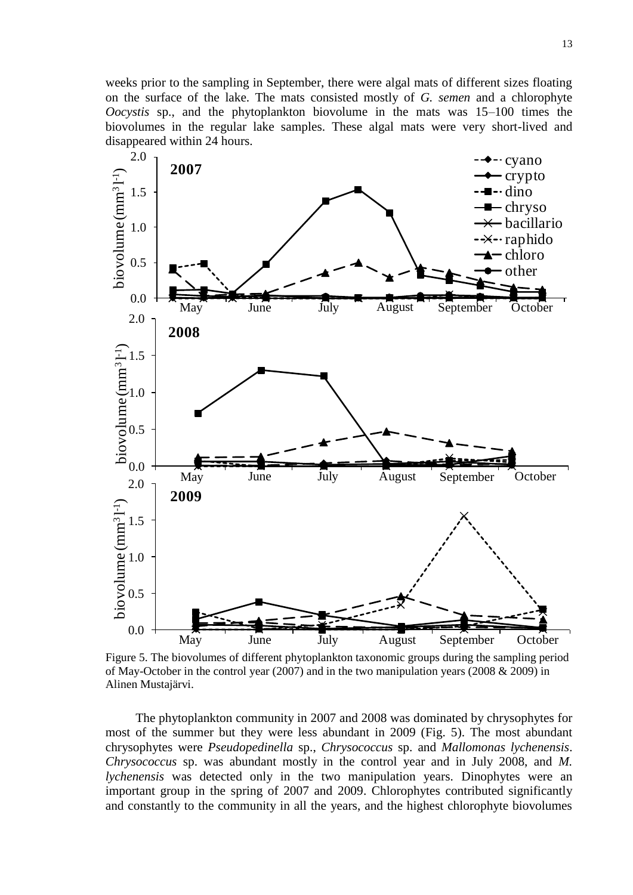weeks prior to the sampling in September, there were algal mats of different sizes floating on the surface of the lake. The mats consisted mostly of *G. semen* and a chlorophyte *Oocystis* sp., and the phytoplankton biovolume in the mats was 15–100 times the biovolumes in the regular lake samples. These algal mats were very short-lived and disappeared within 24 hours.

Figure 5. The biovolumes of different phytoplankton taxonomic groups during the sampling period of May-October in the control year (2007) and in the two manipulation years (2008 & 2009) in Alinen Mustajärvi.

The phytoplankton community in 2007 and 2008 was dominated by chrysophytes for most of the summer but they were less abundant in 2009 (Fig. 5). The most abundant chrysophytes were *Pseudopedinella* sp., *Chrysococcus* sp. and *Mallomonas lychenensis*. *Chrysococcus* sp. was abundant mostly in the control year and in July 2008, and *M. lychenensis* was detected only in the two manipulation years. Dinophytes were an important group in the spring of 2007 and 2009. Chlorophytes contributed significantly and constantly to the community in all the years, and the highest chlorophyte biovolumes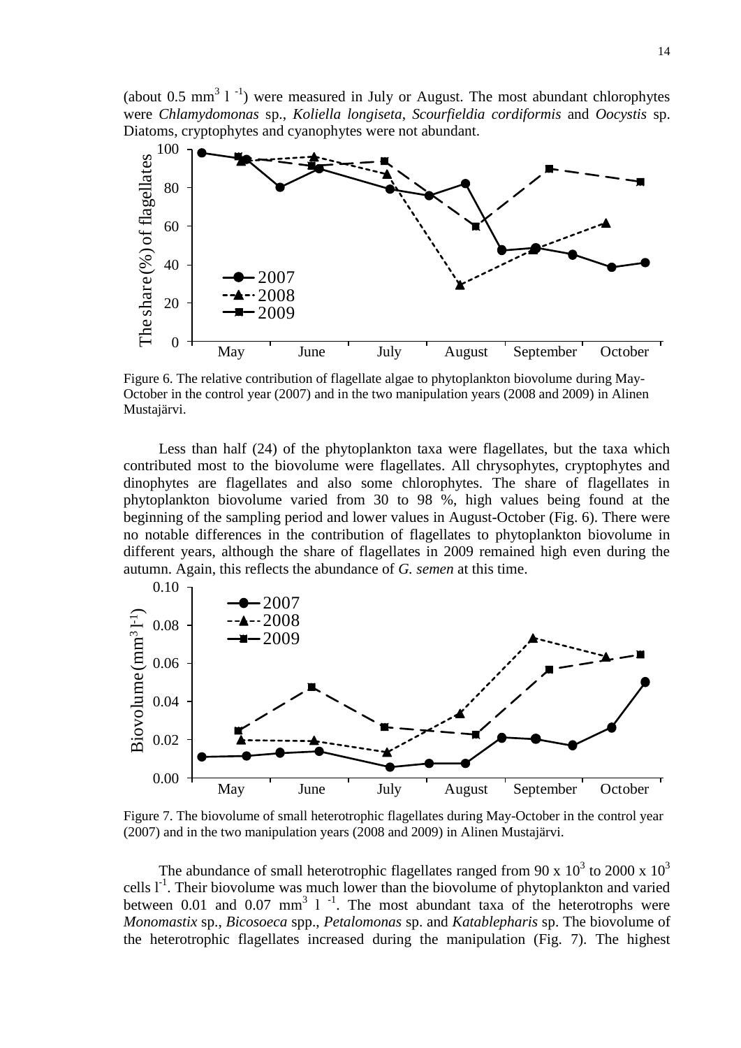(about 0.5 $mm^3$ $l^{-1}$) were measured in July or August. The most abundant chlorophytes were *Chlamydomonas* sp., *Koliella longiseta*, *Scourfieldia cordiformis* and *Oocystis* sp. Diatoms, cryptophytes and cyanophytes were not abundant.

Figure 6. The relative contribution of flagellate algae to phytoplankton biovolume during May-October in the control year (2007) and in the two manipulation years (2008 and 2009) in Alinen Mustajärvi.

Less than half (24) of the phytoplankton taxa were flagellates, but the taxa which contributed most to the biovolume were flagellates. All chrysophytes, cryptophytes and dinophytes are flagellates and also some chlorophytes. The share of flagellates in phytoplankton biovolume varied from 30 to 98 %, high values being found at the beginning of the sampling period and lower values in August-October (Fig. 6). There were no notable differences in the contribution of flagellates to phytoplankton biovolume in different years, although the share of flagellates in 2009 remained high even during the autumn. Again, this reflects the abundance of *G. semen* at this time.

Figure 7. The biovolume of small heterotrophic flagellates during May-October in the control year (2007) and in the two manipulation years (2008 and 2009) in Alinen Mustajärvi.

The abundance of small heterotrophic flagellates ranged from 90 x $10^3$ to 2000 x $10^3$ cells $l^{-1}$. Their biovolume was much lower than the biovolume of phytoplankton and varied between 0.01 and 0.07 $mm^3$ $l^{-1}$. The most abundant taxa of the heterotrophs were *Monomastix* sp., *Bicosoeca* spp., *Petalomonas* sp. and *Katablepharis* sp. The biovolume of the heterotrophic flagellates increased during the manipulation (Fig. 7). The highest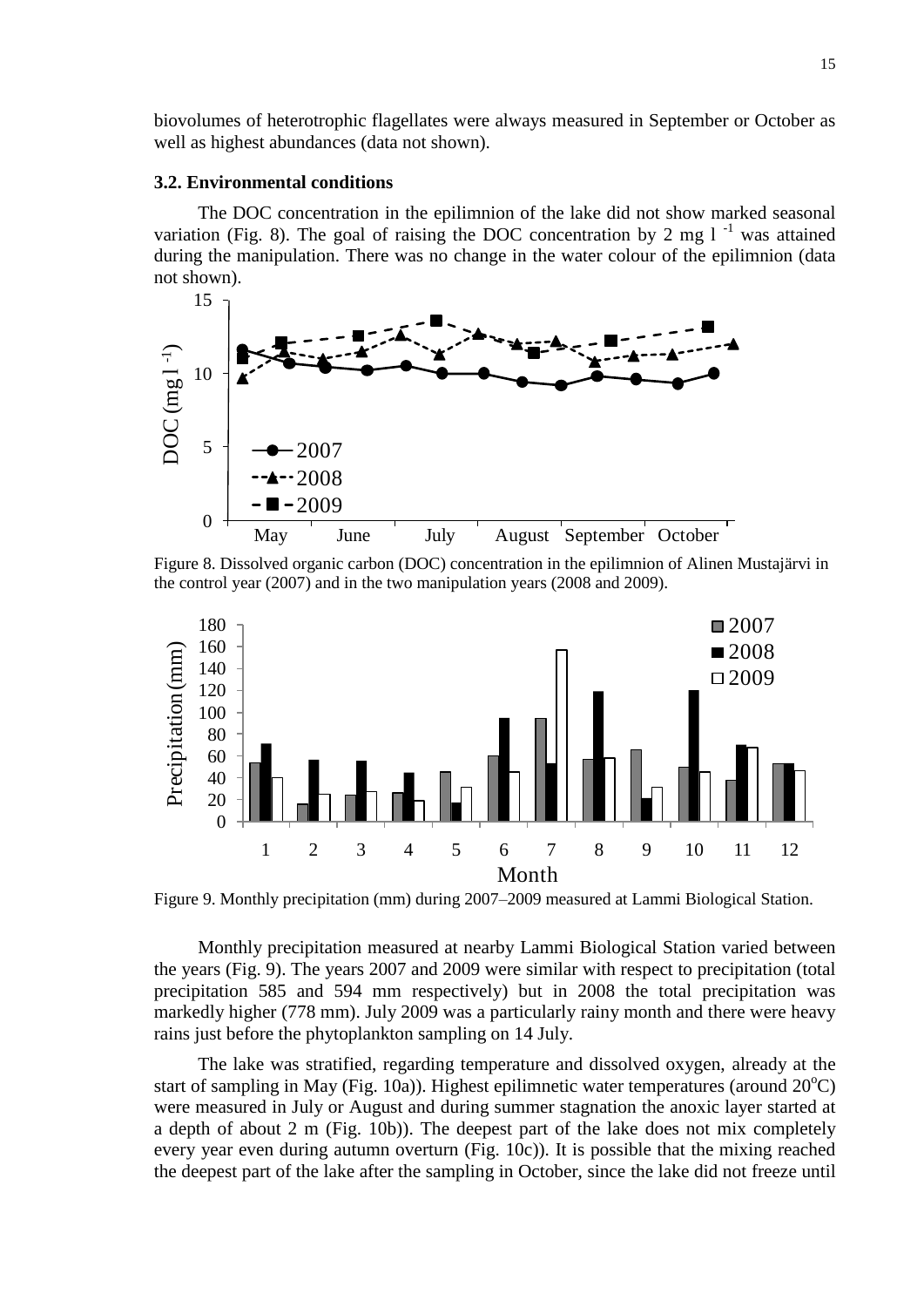biovolumes of heterotrophic flagellates were always measured in September or October as well as highest abundances (data not shown).

### 3.2. Environmental conditions

The DOC concentration in the epilimnion of the lake did not show marked seasonal variation (Fig. 8). The goal of raising the DOC concentration by 2 mg $l^{-1}$ was attained during the manipulation. There was no change in the water colour of the epilimnion (data not shown).

Figure 8. Dissolved organic carbon (DOC) concentration in the epilimnion of Alinen Mustajärvi in the control year (2007) and in the two manipulation years (2008 and 2009).

Figure 9. Monthly precipitation (mm) during 2007–2009 measured at Lammi Biological Station.

Monthly precipitation measured at nearby Lammi Biological Station varied between the years (Fig. 9). The years 2007 and 2009 were similar with respect to precipitation (total precipitation 585 and 594 mm respectively) but in 2008 the total precipitation was markedly higher (778 mm). July 2009 was a particularly rainy month and there were heavy rains just before the phytoplankton sampling on 14 July.

The lake was stratified, regarding temperature and dissolved oxygen, already at the start of sampling in May (Fig. 10a)). Highest epilimnetic water temperatures (around 20$^{o}$C) were measured in July or August and during summer stagnation the anoxic layer started at a depth of about 2 m (Fig. 10b)). The deepest part of the lake does not mix completely every year even during autumn overturn (Fig. 10c)). It is possible that the mixing reached the deepest part of the lake after the sampling in October, since the lake did not freeze until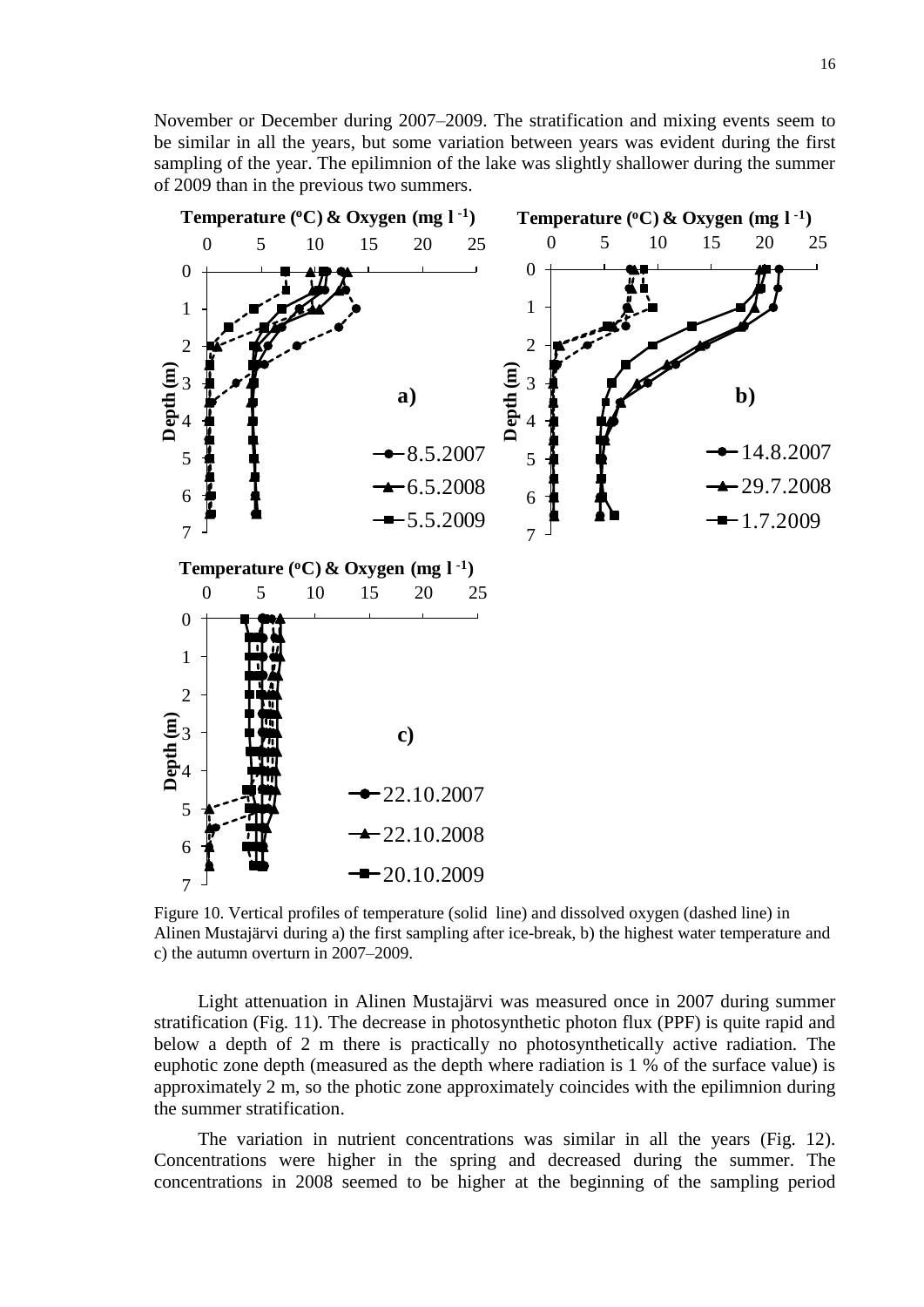November or December during 2007–2009. The stratification and mixing events seem to be similar in all the years, but some variation between years was evident during the first sampling of the year. The epilimnion of the lake was slightly shallower during the summer of 2009 than in the previous two summers.

Figure 10. Vertical profiles of temperature (solid line) and dissolved oxygen (dashed line) in Alinen Mustajärvi during a) the first sampling after ice-break, b) the highest water temperature and c) the autumn overturn in 2007–2009.

Light attenuation in Alinen Mustajärvi was measured once in 2007 during summer stratification (Fig. 11). The decrease in photosynthetic photon flux (PPF) is quite rapid and below a depth of 2 m there is practically no photosynthetically active radiation. The euphotic zone depth (measured as the depth where radiation is 1 % of the surface value) is approximately 2 m, so the photic zone approximately coincides with the epilimnion during the summer stratification.

The variation in nutrient concentrations was similar in all the years (Fig. 12). Concentrations were higher in the spring and decreased during the summer. The concentrations in 2008 seemed to be higher at the beginning of the sampling period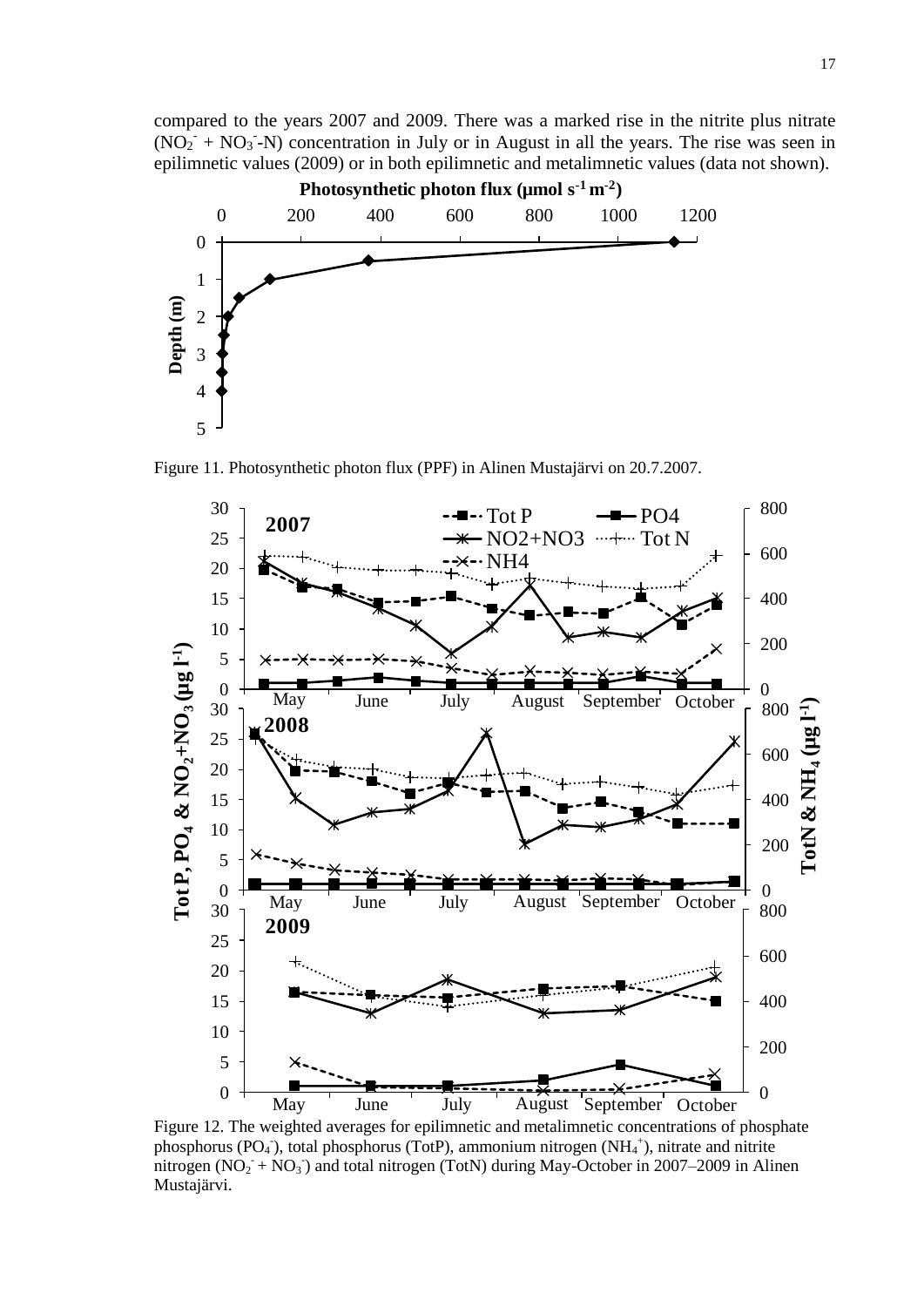compared to the years 2007 and 2009. There was a marked rise in the nitrite plus nitrate ($NO_2^-$ + $NO_3^-$-N) concentration in July or in August in all the years. The rise was seen in epilimnetic values (2009) or in both epilimnetic and metalimnetic values (data not shown).

Figure 11. Photosynthetic photon flux (PPF) in Alinen Mustajärvi on 20.7.2007.

Figure 12. The weighted averages for epilimnetic and metalimnetic concentrations of phosphate phosphorus ($PO_4^-$), total phosphorus (TotP), ammonium nitrogen ($NH_4^+$), nitrate and nitrite nitrogen ($NO_2^-$ + $NO_3^-$) and total nitrogen (TotN) during May-October in 2007–2009 in Alinen Mustajärvi.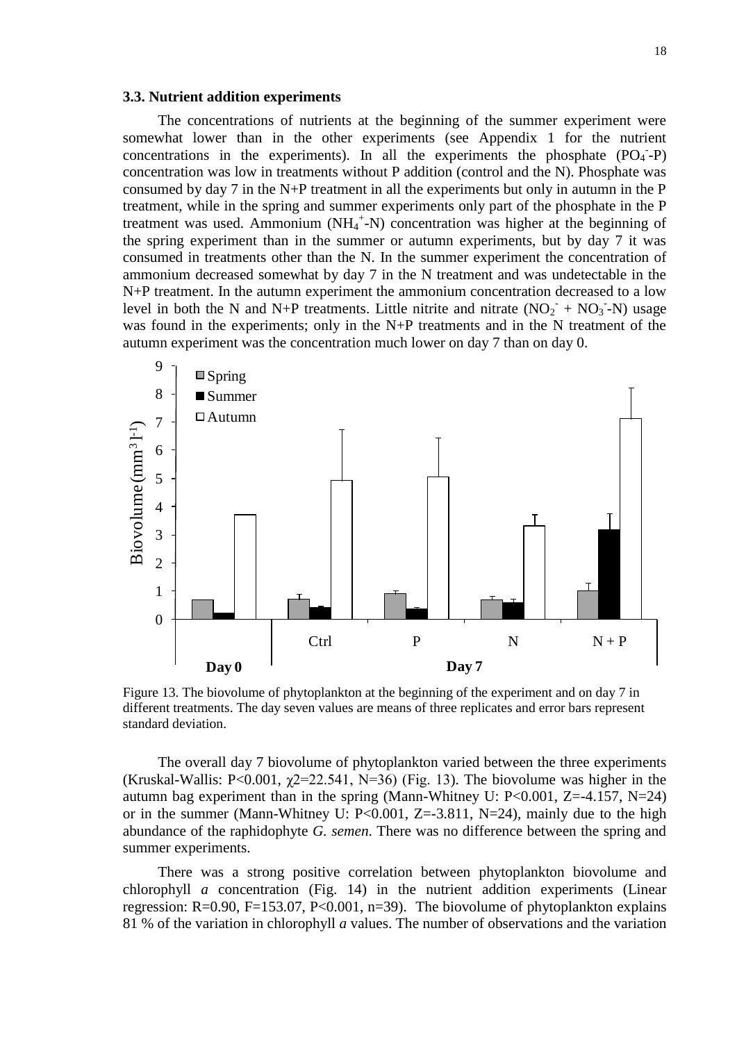### 3.3. Nutrient addition experiments

The concentrations of nutrients at the beginning of the summer experiment were somewhat lower than in the other experiments (see Appendix 1 for the nutrient concentrations in the experiments). In all the experiments the phosphate ($PO_4^-$-P) concentration was low in treatments without P addition (control and the N). Phosphate was consumed by day 7 in the N+P treatment in all the experiments but only in autumn in the P treatment, while in the spring and summer experiments only part of the phosphate in the P treatment was used. Ammonium ($NH_4^+$-N) concentration was higher at the beginning of the spring experiment than in the summer or autumn experiments, but by day 7 it was consumed in treatments other than the N. In the summer experiment the concentration of ammonium decreased somewhat by day 7 in the N treatment and was undetectable in the N+P treatment. In the autumn experiment the ammonium concentration decreased to a low level in both the N and N+P treatments. Little nitrite and nitrate ($NO_2^-$ + $NO_3^-$-N) usage was found in the experiments; only in the N+P treatments and in the N treatment of the autumn experiment was the concentration much lower on day 7 than on day 0.

Figure 13. The biovolume of phytoplankton at the beginning of the experiment and on day 7 in different treatments. The day seven values are means of three replicates and error bars represent standard deviation.

The overall day 7 biovolume of phytoplankton varied between the three experiments (Kruskal-Wallis: $P<0.001$, $\chi2=22.541$, $N=36$) (Fig. 13). The biovolume was higher in the autumn bag experiment than in the spring (Mann-Whitney U: $P<0.001$, $Z=-4.157$, $N=24$) or in the summer (Mann-Whitney U: $P<0.001$, $Z=-3.811$, $N=24$), mainly due to the high abundance of the raphidophyte *G. semen*. There was no difference between the spring and summer experiments.

There was a strong positive correlation between phytoplankton biovolume and chlorophyll *a* concentration (Fig. 14) in the nutrient addition experiments (Linear regression: $R=0.90$, $F=153.07$, $P<0.001$, $n=39$). The biovolume of phytoplankton explains 81 % of the variation in chlorophyll *a* values. The number of observations and the variation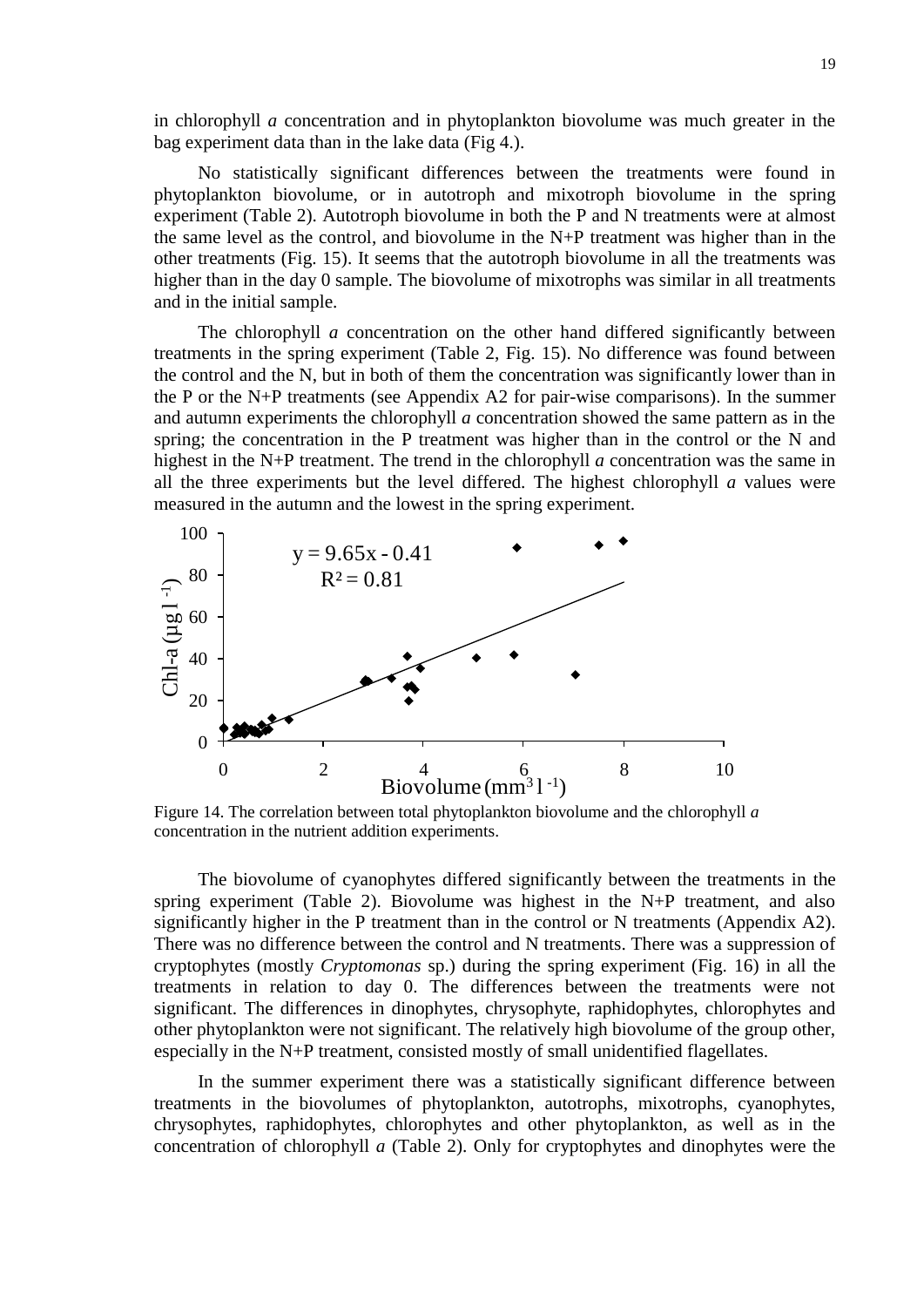in chlorophyll *a* concentration and in phytoplankton biovolume was much greater in the bag experiment data than in the lake data (Fig 4.).

No statistically significant differences between the treatments were found in phytoplankton biovolume, or in autotroph and mixotroph biovolume in the spring experiment (Table 2). Autotroph biovolume in both the P and N treatments were at almost the same level as the control, and biovolume in the N+P treatment was higher than in the other treatments (Fig. 15). It seems that the autotroph biovolume in all the treatments was higher than in the day 0 sample. The biovolume of mixotrophs was similar in all treatments and in the initial sample.

The chlorophyll *a* concentration on the other hand differed significantly between treatments in the spring experiment (Table 2, Fig. 15). No difference was found between the control and the N, but in both of them the concentration was significantly lower than in the P or the N+P treatments (see Appendix A2 for pair-wise comparisons). In the summer and autumn experiments the chlorophyll *a* concentration showed the same pattern as in the spring; the concentration in the P treatment was higher than in the control or the N and highest in the N+P treatment. The trend in the chlorophyll *a* concentration was the same in all the three experiments but the level differed. The highest chlorophyll *a* values were measured in the autumn and the lowest in the spring experiment.

$y = 9.65x - 0.41$
$R^2 = 0.81$

Figure 14. The correlation between total phytoplankton biovolume and the chlorophyll *a* concentration in the nutrient addition experiments.

The biovolume of cyanophytes differed significantly between the treatments in the spring experiment (Table 2). Biovolume was highest in the N+P treatment, and also significantly higher in the P treatment than in the control or N treatments (Appendix A2). There was no difference between the control and N treatments. There was a suppression of cryptophytes (mostly *Cryptomonas* sp.) during the spring experiment (Fig. 16) in all the treatments in relation to day 0. The differences between the treatments were not significant. The differences in dinophytes, chrysophyte, raphidophytes, chlorophytes and other phytoplankton were not significant. The relatively high biovolume of the group other, especially in the N+P treatment, consisted mostly of small unidentified flagellates.

In the summer experiment there was a statistically significant difference between treatments in the biovolumes of phytoplankton, autotrophs, mixotrophs, cyanophytes, chrysophytes, raphidophytes, chlorophytes and other phytoplankton, as well as in the concentration of chlorophyll *a* (Table 2). Only for cryptophytes and dinophytes were the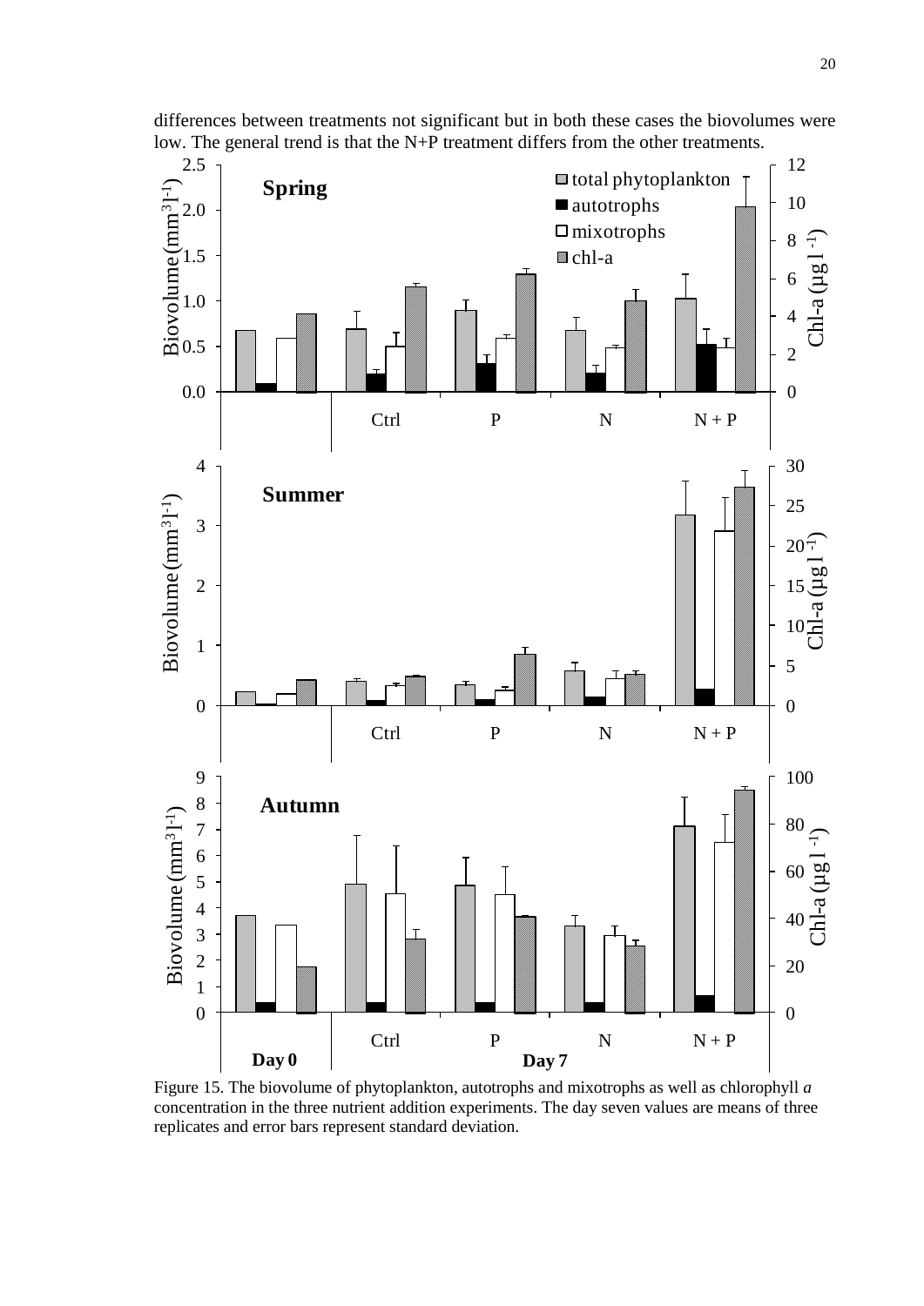differences between treatments not significant but in both these cases the biovolumes were low. The general trend is that the N+P treatment differs from the other treatments.

Figure 15. The biovolume of phytoplankton, autotrophs and mixotrophs as well as chlorophyll *a* concentration in the three nutrient addition experiments. The day seven values are means of three replicates and error bars represent standard deviation.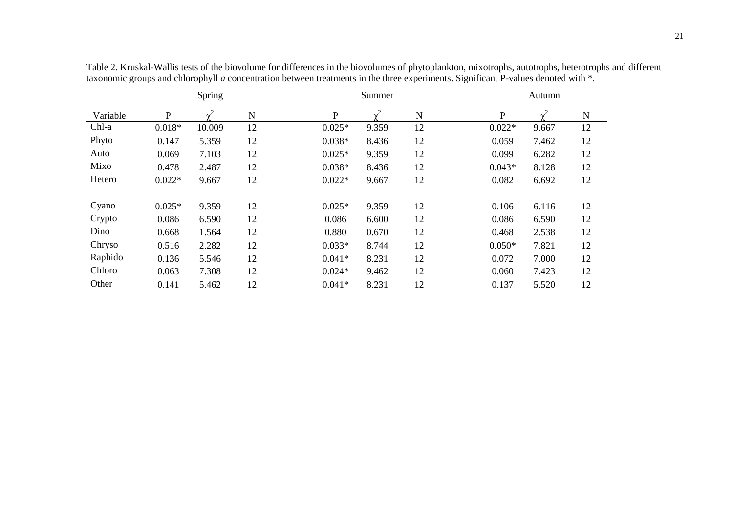Table 2. Kruskal-Wallis tests of the biovolume for differences in the biovolumes of phytoplankton, mixotrophs, autotrophs, heterotrophs and different taxonomic groups and chlorophyll *a* concentration between treatments in the three experiments. Significant P-values denoted with *.

| | Spring | | | Summer | | | Autumn | | |
|---|---|---|---|---|---|---|---|---|---|
| Variable | P | $\chi^2$ | N | P | $\chi^2$ | N | P | $\chi^2$ | N |
| Chl-a | 0.018* | 10.009 | 12 | 0.025* | 9.359 | 12 | 0.022* | 9.667 | 12 |
| Phyto | 0.147 | 5.359 | 12 | 0.038* | 8.436 | 12 | 0.059 | 7.462 | 12 |
| Auto | 0.069 | 7.103 | 12 | 0.025* | 9.359 | 12 | 0.099 | 6.282 | 12 |
| Mixo | 0.478 | 2.487 | 12 | 0.038* | 8.436 | 12 | 0.043* | 8.128 | 12 |
| Hetero | 0.022* | 9.667 | 12 | 0.022* | 9.667 | 12 | 0.082 | 6.692 | 12 |
| | | | | | | | | | |
| Cyano | 0.025* | 9.359 | 12 | 0.025* | 9.359 | 12 | 0.106 | 6.116 | 12 |
| Crypto | 0.086 | 6.590 | 12 | 0.086 | 6.600 | 12 | 0.086 | 6.590 | 12 |
| Dino | 0.668 | 1.564 | 12 | 0.880 | 0.670 | 12 | 0.468 | 2.538 | 12 |
| Chryso | 0.516 | 2.282 | 12 | 0.033* | 8.744 | 12 | 0.050* | 7.821 | 12 |
| Raphido | 0.136 | 5.546 | 12 | 0.041* | 8.231 | 12 | 0.072 | 7.000 | 12 |
| Chloro | 0.063 | 7.308 | 12 | 0.024* | 9.462 | 12 | 0.060 | 7.423 | 12 |
| Other | 0.141 | 5.462 | 12 | 0.041* | 8.231 | 12 | 0.137 | 5.520 | 12 |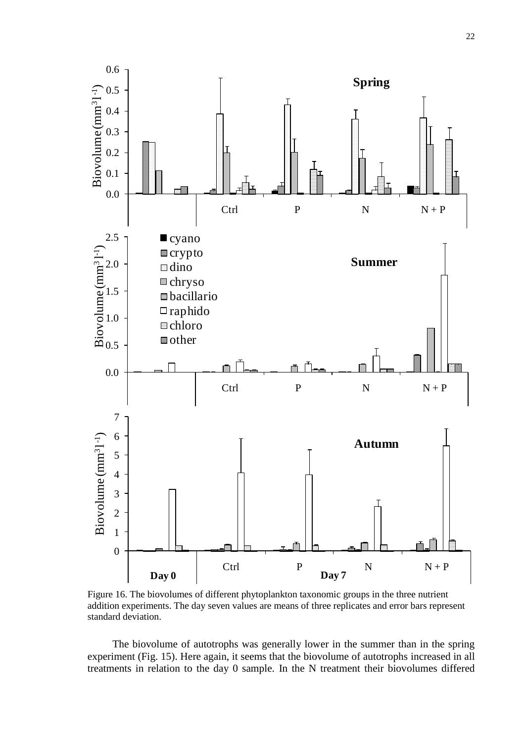Figure 16. The biovolumes of different phytoplankton taxonomic groups in the three nutrient addition experiments. The day seven values are means of three replicates and error bars represent standard deviation.

The biovolume of autotrophs was generally lower in the summer than in the spring experiment (Fig. 15). Here again, it seems that the biovolume of autotrophs increased in all treatments in relation to the day 0 sample. In the N treatment their biovolumes differed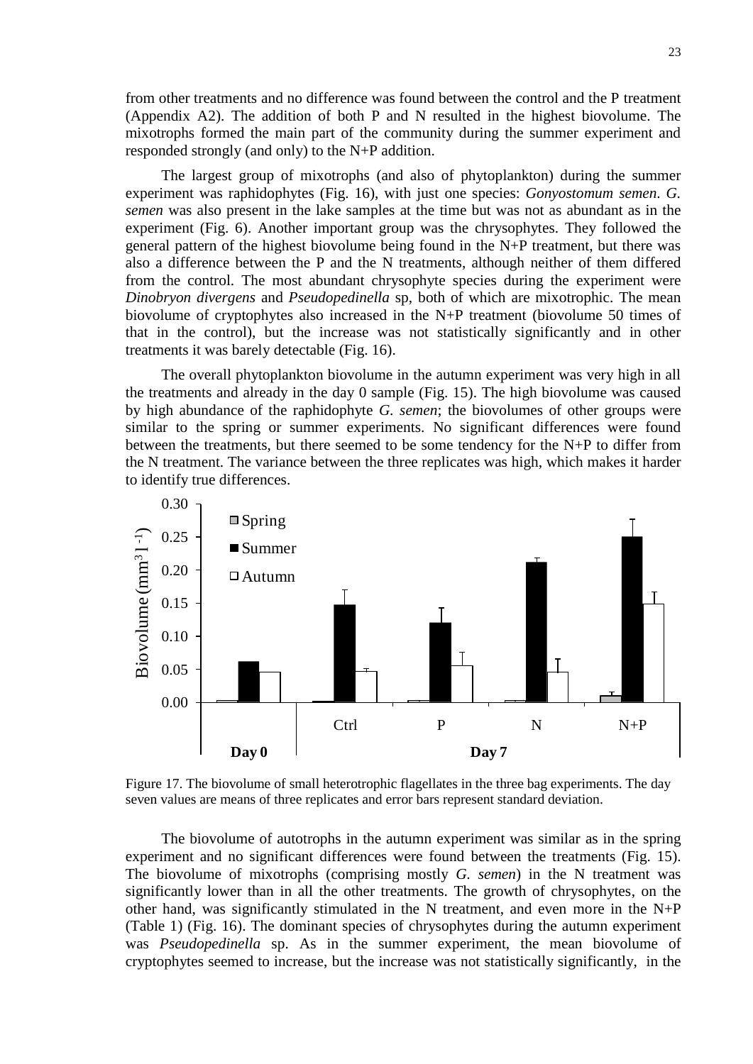from other treatments and no difference was found between the control and the P treatment (Appendix A2). The addition of both P and N resulted in the highest biovolume. The mixotrophs formed the main part of the community during the summer experiment and responded strongly (and only) to the N+P addition.

The largest group of mixotrophs (and also of phytoplankton) during the summer experiment was raphidophytes (Fig. 16), with just one species: *Gonyostomum semen*. *G. semen* was also present in the lake samples at the time but was not as abundant as in the experiment (Fig. 6). Another important group was the chrysophytes. They followed the general pattern of the highest biovolume being found in the N+P treatment, but there was also a difference between the P and the N treatments, although neither of them differed from the control. The most abundant chrysophyte species during the experiment were *Dinobryon divergens* and *Pseudopedinella* sp, both of which are mixotrophic. The mean biovolume of cryptophytes also increased in the N+P treatment (biovolume 50 times of that in the control), but the increase was not statistically significantly and in other treatments it was barely detectable (Fig. 16).

The overall phytoplankton biovolume in the autumn experiment was very high in all the treatments and already in the day 0 sample (Fig. 15). The high biovolume was caused by high abundance of the raphidophyte *G. semen*; the biovolumes of other groups were similar to the spring or summer experiments. No significant differences were found between the treatments, but there seemed to be some tendency for the N+P to differ from the N treatment. The variance between the three replicates was high, which makes it harder to identify true differences.

Figure 17. The biovolume of small heterotrophic flagellates in the three bag experiments. The day seven values are means of three replicates and error bars represent standard deviation.

The biovolume of autotrophs in the autumn experiment was similar as in the spring experiment and no significant differences were found between the treatments (Fig. 15). The biovolume of mixotrophs (comprising mostly *G. semen*) in the N treatment was significantly lower than in all the other treatments. The growth of chrysophytes, on the other hand, was significantly stimulated in the N treatment, and even more in the N+P (Table 1) (Fig. 16). The dominant species of chrysophytes during the autumn experiment was *Pseudopedinella* sp. As in the summer experiment, the mean biovolume of cryptophytes seemed to increase, but the increase was not statistically significantly, in the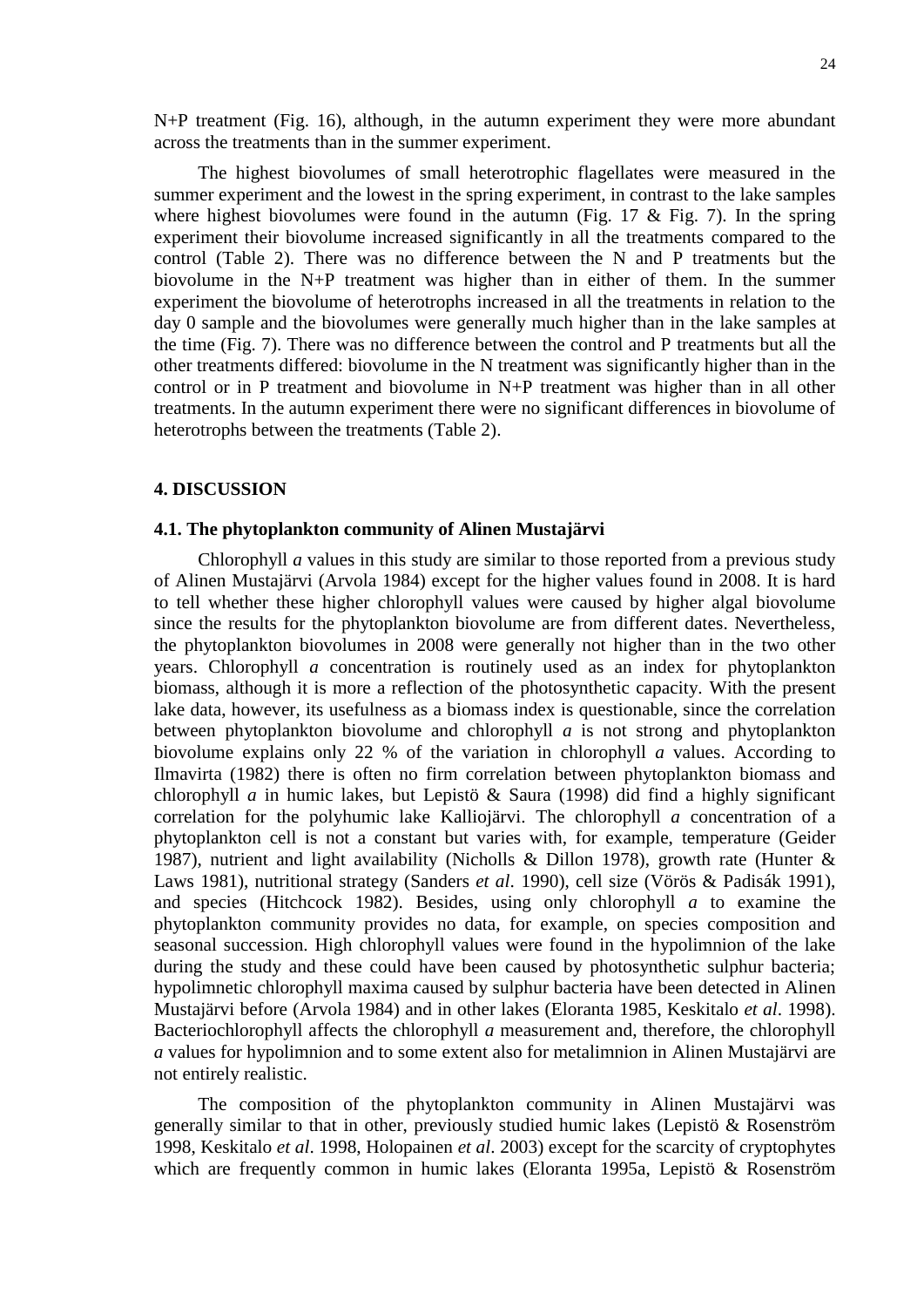N+P treatment (Fig. 16), although, in the autumn experiment they were more abundant across the treatments than in the summer experiment.

The highest biovolumes of small heterotrophic flagellates were measured in the summer experiment and the lowest in the spring experiment, in contrast to the lake samples where highest biovolumes were found in the autumn (Fig. 17 & Fig. 7). In the spring experiment their biovolume increased significantly in all the treatments compared to the control (Table 2). There was no difference between the N and P treatments but the biovolume in the N+P treatment was higher than in either of them. In the summer experiment the biovolume of heterotrophs increased in all the treatments in relation to the day 0 sample and the biovolumes were generally much higher than in the lake samples at the time (Fig. 7). There was no difference between the control and P treatments but all the other treatments differed: biovolume in the N treatment was significantly higher than in the control or in P treatment and biovolume in N+P treatment was higher than in all other treatments. In the autumn experiment there were no significant differences in biovolume of heterotrophs between the treatments (Table 2).

## 4. DISCUSSION

### 4.1. The phytoplankton community of Alinen Mustajärvi

Chlorophyll *a* values in this study are similar to those reported from a previous study of Alinen Mustajärvi (Arvola 1984) except for the higher values found in 2008. It is hard to tell whether these higher chlorophyll values were caused by higher algal biovolume since the results for the phytoplankton biovolume are from different dates. Nevertheless, the phytoplankton biovolumes in 2008 were generally not higher than in the two other years. Chlorophyll *a* concentration is routinely used as an index for phytoplankton biomass, although it is more a reflection of the photosynthetic capacity. With the present lake data, however, its usefulness as a biomass index is questionable, since the correlation between phytoplankton biovolume and chlorophyll *a* is not strong and phytoplankton biovolume explains only 22 % of the variation in chlorophyll *a* values. According to Ilmavirta (1982) there is often no firm correlation between phytoplankton biomass and chlorophyll *a* in humic lakes, but Lepistö & Saura (1998) did find a highly significant correlation for the polyhumic lake Kalliojärvi. The chlorophyll *a* concentration of a phytoplankton cell is not a constant but varies with, for example, temperature (Geider 1987), nutrient and light availability (Nicholls & Dillon 1978), growth rate (Hunter & Laws 1981), nutritional strategy (Sanders *et al*. 1990), cell size (Vörös & Padisák 1991), and species (Hitchcock 1982). Besides, using only chlorophyll *a* to examine the phytoplankton community provides no data, for example, on species composition and seasonal succession. High chlorophyll values were found in the hypolimnion of the lake during the study and these could have been caused by photosynthetic sulphur bacteria; hypolimnetic chlorophyll maxima caused by sulphur bacteria have been detected in Alinen Mustajärvi before (Arvola 1984) and in other lakes (Eloranta 1985, Keskitalo *et al*. 1998). Bacteriochlorophyll affects the chlorophyll *a* measurement and, therefore, the chlorophyll *a* values for hypolimnion and to some extent also for metalimnion in Alinen Mustajärvi are not entirely realistic.

The composition of the phytoplankton community in Alinen Mustajärvi was generally similar to that in other, previously studied humic lakes (Lepistö & Rosenström 1998, Keskitalo *et al*. 1998, Holopainen *et al*. 2003) except for the scarcity of cryptophytes which are frequently common in humic lakes (Eloranta 1995a, Lepistö & Rosenström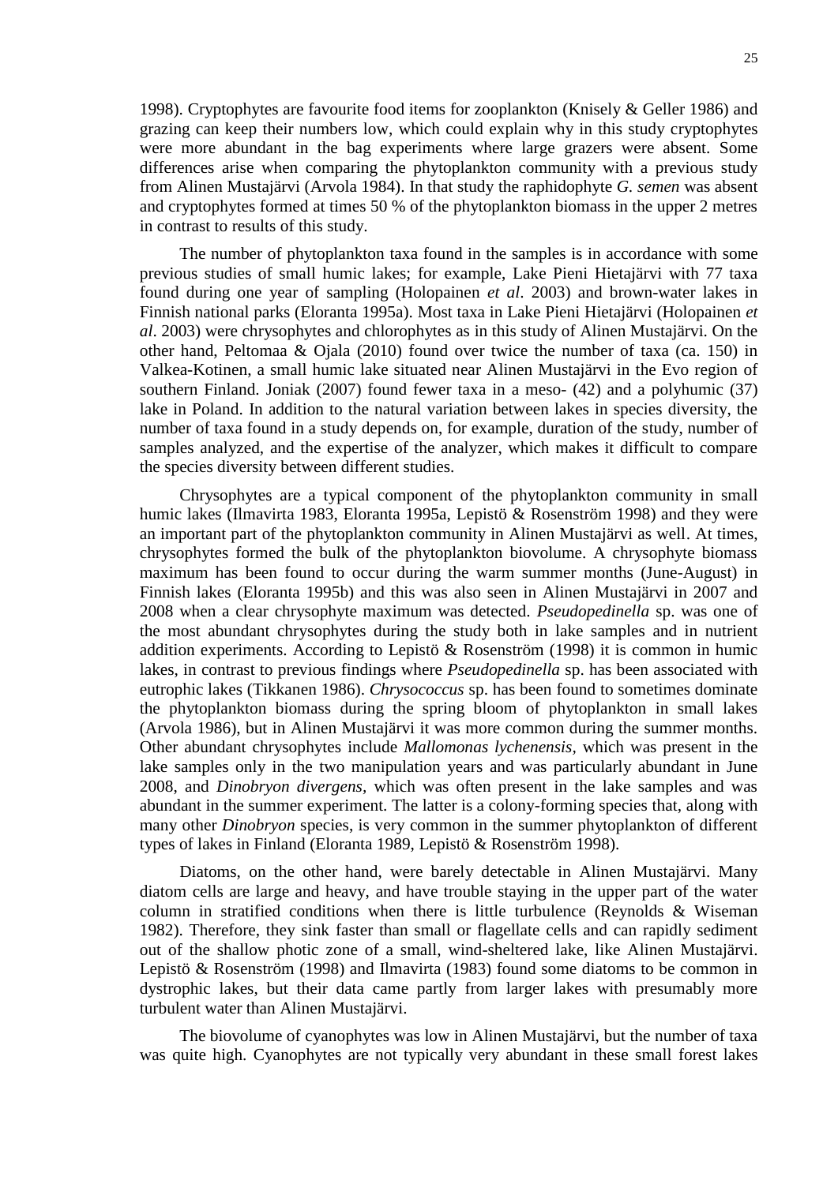1998). Cryptophytes are favourite food items for zooplankton (Knisely & Geller 1986) and grazing can keep their numbers low, which could explain why in this study cryptophytes were more abundant in the bag experiments where large grazers were absent. Some differences arise when comparing the phytoplankton community with a previous study from Alinen Mustajärvi (Arvola 1984). In that study the raphidophyte *G. semen* was absent and cryptophytes formed at times 50 % of the phytoplankton biomass in the upper 2 metres in contrast to results of this study.

The number of phytoplankton taxa found in the samples is in accordance with some previous studies of small humic lakes; for example, Lake Pieni Hietajärvi with 77 taxa found during one year of sampling (Holopainen *et al*. 2003) and brown-water lakes in Finnish national parks (Eloranta 1995a). Most taxa in Lake Pieni Hietajärvi (Holopainen *et al*. 2003) were chrysophytes and chlorophytes as in this study of Alinen Mustajärvi. On the other hand, Peltomaa & Ojala (2010) found over twice the number of taxa (ca. 150) in Valkea-Kotinen, a small humic lake situated near Alinen Mustajärvi in the Evo region of southern Finland. Joniak (2007) found fewer taxa in a meso- (42) and a polyhumic (37) lake in Poland. In addition to the natural variation between lakes in species diversity, the number of taxa found in a study depends on, for example, duration of the study, number of samples analyzed, and the expertise of the analyzer, which makes it difficult to compare the species diversity between different studies.

Chrysophytes are a typical component of the phytoplankton community in small humic lakes (Ilmavirta 1983, Eloranta 1995a, Lepistö & Rosenström 1998) and they were an important part of the phytoplankton community in Alinen Mustajärvi as well. At times, chrysophytes formed the bulk of the phytoplankton biovolume. A chrysophyte biomass maximum has been found to occur during the warm summer months (June-August) in Finnish lakes (Eloranta 1995b) and this was also seen in Alinen Mustajärvi in 2007 and 2008 when a clear chrysophyte maximum was detected. *Pseudopedinella* sp. was one of the most abundant chrysophytes during the study both in lake samples and in nutrient addition experiments. According to Lepistö & Rosenström (1998) it is common in humic lakes, in contrast to previous findings where *Pseudopedinella* sp. has been associated with eutrophic lakes (Tikkanen 1986). *Chrysococcus* sp. has been found to sometimes dominate the phytoplankton biomass during the spring bloom of phytoplankton in small lakes (Arvola 1986), but in Alinen Mustajärvi it was more common during the summer months. Other abundant chrysophytes include *Mallomonas lychenensis*, which was present in the lake samples only in the two manipulation years and was particularly abundant in June 2008, and *Dinobryon divergens*, which was often present in the lake samples and was abundant in the summer experiment. The latter is a colony-forming species that, along with many other *Dinobryon* species, is very common in the summer phytoplankton of different types of lakes in Finland (Eloranta 1989, Lepistö & Rosenström 1998).

Diatoms, on the other hand, were barely detectable in Alinen Mustajärvi. Many diatom cells are large and heavy, and have trouble staying in the upper part of the water column in stratified conditions when there is little turbulence (Reynolds & Wiseman 1982). Therefore, they sink faster than small or flagellate cells and can rapidly sediment out of the shallow photic zone of a small, wind-sheltered lake, like Alinen Mustajärvi. Lepistö & Rosenström (1998) and Ilmavirta (1983) found some diatoms to be common in dystrophic lakes, but their data came partly from larger lakes with presumably more turbulent water than Alinen Mustajärvi.

The biovolume of cyanophytes was low in Alinen Mustajärvi, but the number of taxa was quite high. Cyanophytes are not typically very abundant in these small forest lakes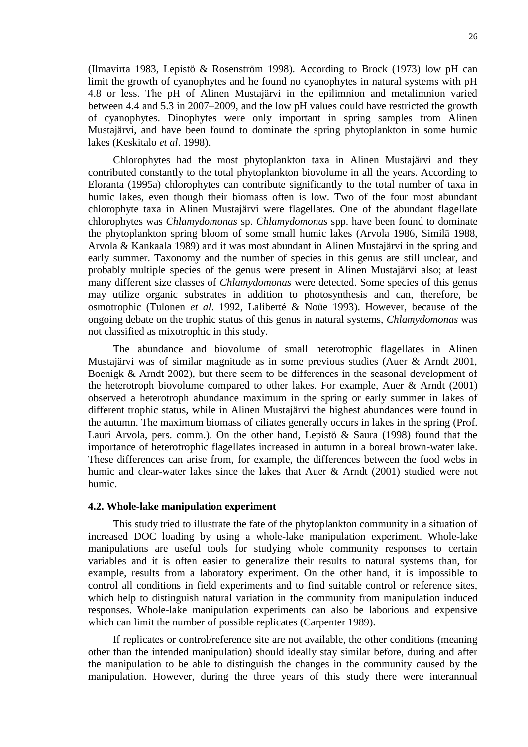(Ilmavirta 1983, Lepistö & Rosenström 1998). According to Brock (1973) low pH can limit the growth of cyanophytes and he found no cyanophytes in natural systems with pH 4.8 or less. The pH of Alinen Mustajärvi in the epilimnion and metalimnion varied between 4.4 and 5.3 in 2007–2009, and the low pH values could have restricted the growth of cyanophytes. Dinophytes were only important in spring samples from Alinen Mustajärvi, and have been found to dominate the spring phytoplankton in some humic lakes (Keskitalo *et al*. 1998).

Chlorophytes had the most phytoplankton taxa in Alinen Mustajärvi and they contributed constantly to the total phytoplankton biovolume in all the years. According to Eloranta (1995a) chlorophytes can contribute significantly to the total number of taxa in humic lakes, even though their biomass often is low. Two of the four most abundant chlorophyte taxa in Alinen Mustajärvi were flagellates. One of the abundant flagellate chlorophytes was *Chlamydomonas* sp. *Chlamydomonas* spp. have been found to dominate the phytoplankton spring bloom of some small humic lakes (Arvola 1986, Similä 1988, Arvola & Kankaala 1989) and it was most abundant in Alinen Mustajärvi in the spring and early summer. Taxonomy and the number of species in this genus are still unclear, and probably multiple species of the genus were present in Alinen Mustajärvi also; at least many different size classes of *Chlamydomonas* were detected. Some species of this genus may utilize organic substrates in addition to photosynthesis and can, therefore, be osmotrophic (Tulonen *et al*. 1992, Laliberté & Noüe 1993). However, because of the ongoing debate on the trophic status of this genus in natural systems, *Chlamydomonas* was not classified as mixotrophic in this study.

The abundance and biovolume of small heterotrophic flagellates in Alinen Mustajärvi was of similar magnitude as in some previous studies (Auer & Arndt 2001, Boenigk & Arndt 2002), but there seem to be differences in the seasonal development of the heterotroph biovolume compared to other lakes. For example, Auer & Arndt (2001) observed a heterotroph abundance maximum in the spring or early summer in lakes of different trophic status, while in Alinen Mustajärvi the highest abundances were found in the autumn. The maximum biomass of ciliates generally occurs in lakes in the spring (Prof. Lauri Arvola, pers. comm.). On the other hand, Lepistö & Saura (1998) found that the importance of heterotrophic flagellates increased in autumn in a boreal brown-water lake. These differences can arise from, for example, the differences between the food webs in humic and clear-water lakes since the lakes that Auer & Arndt (2001) studied were not humic.

### 4.2. Whole-lake manipulation experiment

This study tried to illustrate the fate of the phytoplankton community in a situation of increased DOC loading by using a whole-lake manipulation experiment. Whole-lake manipulations are useful tools for studying whole community responses to certain variables and it is often easier to generalize their results to natural systems than, for example, results from a laboratory experiment. On the other hand, it is impossible to control all conditions in field experiments and to find suitable control or reference sites, which help to distinguish natural variation in the community from manipulation induced responses. Whole-lake manipulation experiments can also be laborious and expensive which can limit the number of possible replicates (Carpenter 1989).

If replicates or control/reference site are not available, the other conditions (meaning other than the intended manipulation) should ideally stay similar before, during and after the manipulation to be able to distinguish the changes in the community caused by the manipulation. However, during the three years of this study there were interannual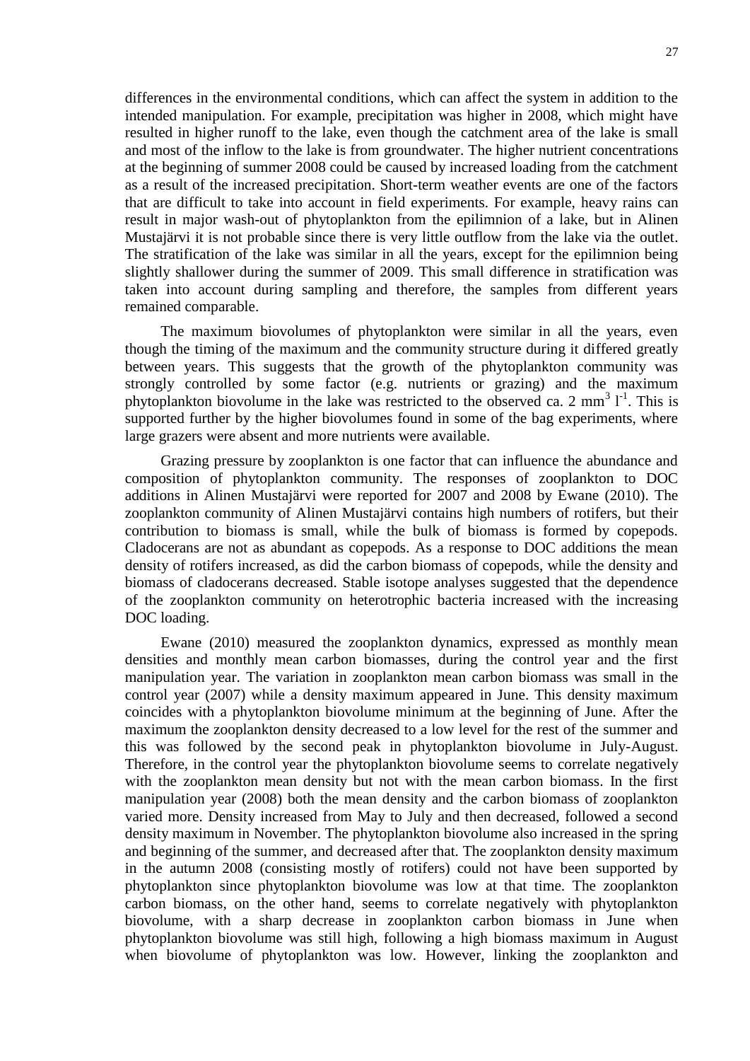differences in the environmental conditions, which can affect the system in addition to the intended manipulation. For example, precipitation was higher in 2008, which might have resulted in higher runoff to the lake, even though the catchment area of the lake is small and most of the inflow to the lake is from groundwater. The higher nutrient concentrations at the beginning of summer 2008 could be caused by increased loading from the catchment as a result of the increased precipitation. Short-term weather events are one of the factors that are difficult to take into account in field experiments. For example, heavy rains can result in major wash-out of phytoplankton from the epilimnion of a lake, but in Alinen Mustajärvi it is not probable since there is very little outflow from the lake via the outlet. The stratification of the lake was similar in all the years, except for the epilimnion being slightly shallower during the summer of 2009. This small difference in stratification was taken into account during sampling and therefore, the samples from different years remained comparable.

The maximum biovolumes of phytoplankton were similar in all the years, even though the timing of the maximum and the community structure during it differed greatly between years. This suggests that the growth of the phytoplankton community was strongly controlled by some factor (e.g. nutrients or grazing) and the maximum phytoplankton biovolume in the lake was restricted to the observed ca. 2 $mm^3\ l^{-1}$. This is supported further by the higher biovolumes found in some of the bag experiments, where large grazers were absent and more nutrients were available.

Grazing pressure by zooplankton is one factor that can influence the abundance and composition of phytoplankton community. The responses of zooplankton to DOC additions in Alinen Mustajärvi were reported for 2007 and 2008 by Ewane (2010). The zooplankton community of Alinen Mustajärvi contains high numbers of rotifers, but their contribution to biomass is small, while the bulk of biomass is formed by copepods. Cladocerans are not as abundant as copepods. As a response to DOC additions the mean density of rotifers increased, as did the carbon biomass of copepods, while the density and biomass of cladocerans decreased. Stable isotope analyses suggested that the dependence of the zooplankton community on heterotrophic bacteria increased with the increasing DOC loading.

Ewane (2010) measured the zooplankton dynamics, expressed as monthly mean densities and monthly mean carbon biomasses, during the control year and the first manipulation year. The variation in zooplankton mean carbon biomass was small in the control year (2007) while a density maximum appeared in June. This density maximum coincides with a phytoplankton biovolume minimum at the beginning of June. After the maximum the zooplankton density decreased to a low level for the rest of the summer and this was followed by the second peak in phytoplankton biovolume in July-August. Therefore, in the control year the phytoplankton biovolume seems to correlate negatively with the zooplankton mean density but not with the mean carbon biomass. In the first manipulation year (2008) both the mean density and the carbon biomass of zooplankton varied more. Density increased from May to July and then decreased, followed a second density maximum in November. The phytoplankton biovolume also increased in the spring and beginning of the summer, and decreased after that. The zooplankton density maximum in the autumn 2008 (consisting mostly of rotifers) could not have been supported by phytoplankton since phytoplankton biovolume was low at that time. The zooplankton carbon biomass, on the other hand, seems to correlate negatively with phytoplankton biovolume, with a sharp decrease in zooplankton carbon biomass in June when phytoplankton biovolume was still high, following a high biomass maximum in August when biovolume of phytoplankton was low. However, linking the zooplankton and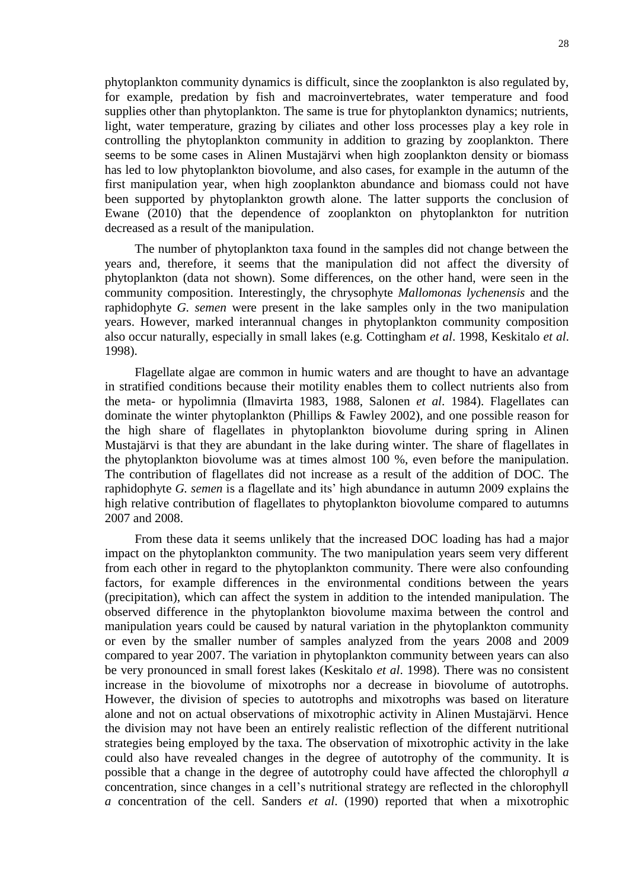phytoplankton community dynamics is difficult, since the zooplankton is also regulated by, for example, predation by fish and macroinvertebrates, water temperature and food supplies other than phytoplankton. The same is true for phytoplankton dynamics; nutrients, light, water temperature, grazing by ciliates and other loss processes play a key role in controlling the phytoplankton community in addition to grazing by zooplankton. There seems to be some cases in Alinen Mustajärvi when high zooplankton density or biomass has led to low phytoplankton biovolume, and also cases, for example in the autumn of the first manipulation year, when high zooplankton abundance and biomass could not have been supported by phytoplankton growth alone. The latter supports the conclusion of Ewane (2010) that the dependence of zooplankton on phytoplankton for nutrition decreased as a result of the manipulation.

The number of phytoplankton taxa found in the samples did not change between the years and, therefore, it seems that the manipulation did not affect the diversity of phytoplankton (data not shown). Some differences, on the other hand, were seen in the community composition. Interestingly, the chrysophyte *Mallomonas lychenensis* and the raphidophyte *G. semen* were present in the lake samples only in the two manipulation years. However, marked interannual changes in phytoplankton community composition also occur naturally, especially in small lakes (e.g. Cottingham *et al*. 1998, Keskitalo *et al*. 1998).

Flagellate algae are common in humic waters and are thought to have an advantage in stratified conditions because their motility enables them to collect nutrients also from the meta- or hypolimnia (Ilmavirta 1983, 1988, Salonen *et al*. 1984). Flagellates can dominate the winter phytoplankton (Phillips & Fawley 2002), and one possible reason for the high share of flagellates in phytoplankton biovolume during spring in Alinen Mustajärvi is that they are abundant in the lake during winter. The share of flagellates in the phytoplankton biovolume was at times almost 100 %, even before the manipulation. The contribution of flagellates did not increase as a result of the addition of DOC. The raphidophyte *G. semen* is a flagellate and its' high abundance in autumn 2009 explains the high relative contribution of flagellates to phytoplankton biovolume compared to autumns 2007 and 2008.

From these data it seems unlikely that the increased DOC loading has had a major impact on the phytoplankton community. The two manipulation years seem very different from each other in regard to the phytoplankton community. There were also confounding factors, for example differences in the environmental conditions between the years (precipitation), which can affect the system in addition to the intended manipulation. The observed difference in the phytoplankton biovolume maxima between the control and manipulation years could be caused by natural variation in the phytoplankton community or even by the smaller number of samples analyzed from the years 2008 and 2009 compared to year 2007. The variation in phytoplankton community between years can also be very pronounced in small forest lakes (Keskitalo *et al*. 1998). There was no consistent increase in the biovolume of mixotrophs nor a decrease in biovolume of autotrophs. However, the division of species to autotrophs and mixotrophs was based on literature alone and not on actual observations of mixotrophic activity in Alinen Mustajärvi. Hence the division may not have been an entirely realistic reflection of the different nutritional strategies being employed by the taxa. The observation of mixotrophic activity in the lake could also have revealed changes in the degree of autotrophy of the community. It is possible that a change in the degree of autotrophy could have affected the chlorophyll *a* concentration, since changes in a cell's nutritional strategy are reflected in the chlorophyll *a* concentration of the cell. Sanders *et al*. (1990) reported that when a mixotrophic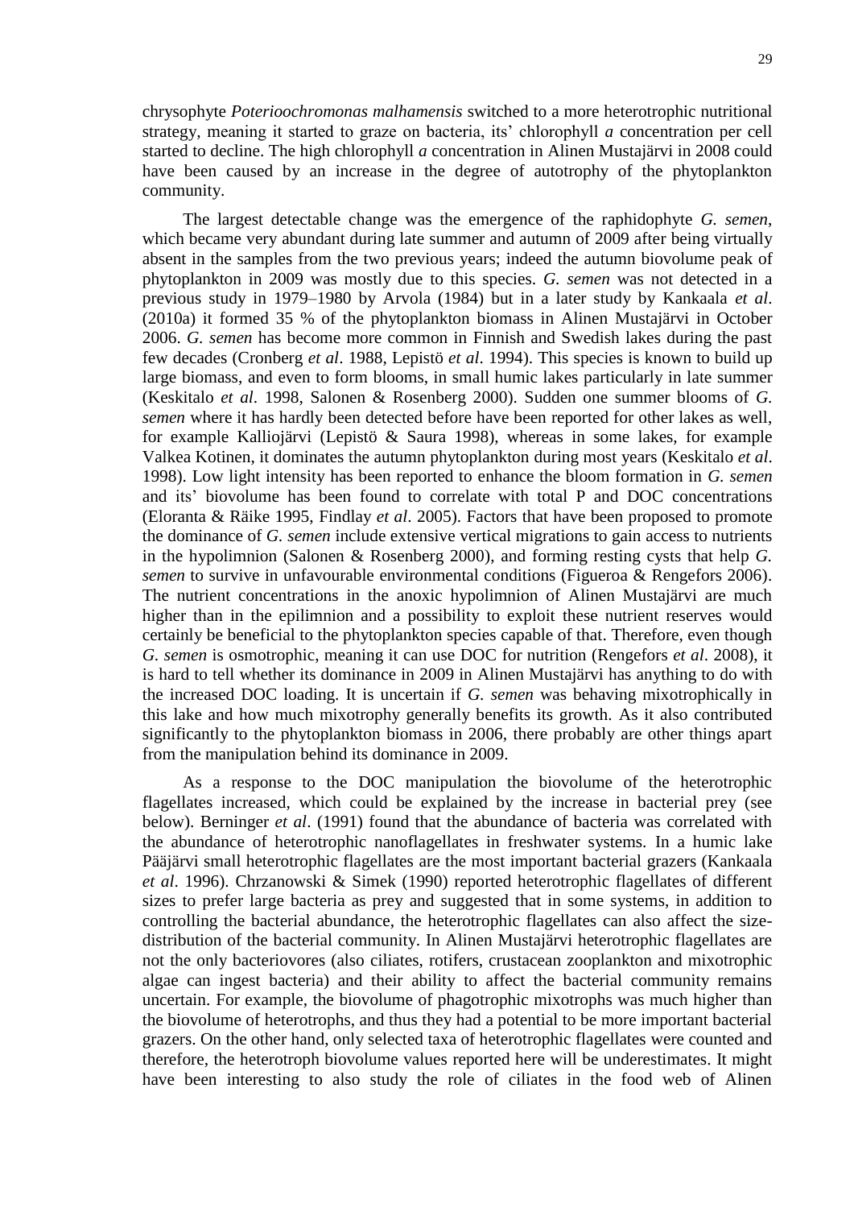chrysophyte *Poterioochromonas malhamensis* switched to a more heterotrophic nutritional strategy, meaning it started to graze on bacteria, its' chlorophyll *a* concentration per cell started to decline. The high chlorophyll *a* concentration in Alinen Mustajärvi in 2008 could have been caused by an increase in the degree of autotrophy of the phytoplankton community.

The largest detectable change was the emergence of the raphidophyte *G. semen*, which became very abundant during late summer and autumn of 2009 after being virtually absent in the samples from the two previous years; indeed the autumn biovolume peak of phytoplankton in 2009 was mostly due to this species. *G. semen* was not detected in a previous study in 1979–1980 by Arvola (1984) but in a later study by Kankaala *et al*. (2010a) it formed 35 % of the phytoplankton biomass in Alinen Mustajärvi in October 2006. *G. semen* has become more common in Finnish and Swedish lakes during the past few decades (Cronberg *et al*. 1988, Lepistö *et al*. 1994). This species is known to build up large biomass, and even to form blooms, in small humic lakes particularly in late summer (Keskitalo *et al*. 1998, Salonen & Rosenberg 2000). Sudden one summer blooms of *G. semen* where it has hardly been detected before have been reported for other lakes as well, for example Kalliojärvi (Lepistö & Saura 1998), whereas in some lakes, for example Valkea Kotinen, it dominates the autumn phytoplankton during most years (Keskitalo *et al*. 1998). Low light intensity has been reported to enhance the bloom formation in *G. semen* and its' biovolume has been found to correlate with total P and DOC concentrations (Eloranta & Räike 1995, Findlay *et al*. 2005). Factors that have been proposed to promote the dominance of *G. semen* include extensive vertical migrations to gain access to nutrients in the hypolimnion (Salonen & Rosenberg 2000), and forming resting cysts that help *G. semen* to survive in unfavourable environmental conditions (Figueroa & Rengefors 2006). The nutrient concentrations in the anoxic hypolimnion of Alinen Mustajärvi are much higher than in the epilimnion and a possibility to exploit these nutrient reserves would certainly be beneficial to the phytoplankton species capable of that. Therefore, even though *G. semen* is osmotrophic, meaning it can use DOC for nutrition (Rengefors *et al*. 2008), it is hard to tell whether its dominance in 2009 in Alinen Mustajärvi has anything to do with the increased DOC loading. It is uncertain if *G. semen* was behaving mixotrophically in this lake and how much mixotrophy generally benefits its growth. As it also contributed significantly to the phytoplankton biomass in 2006, there probably are other things apart from the manipulation behind its dominance in 2009.

As a response to the DOC manipulation the biovolume of the heterotrophic flagellates increased, which could be explained by the increase in bacterial prey (see below). Berninger *et al*. (1991) found that the abundance of bacteria was correlated with the abundance of heterotrophic nanoflagellates in freshwater systems. In a humic lake Pääjärvi small heterotrophic flagellates are the most important bacterial grazers (Kankaala *et al*. 1996). Chrzanowski & Simek (1990) reported heterotrophic flagellates of different sizes to prefer large bacteria as prey and suggested that in some systems, in addition to controlling the bacterial abundance, the heterotrophic flagellates can also affect the size-distribution of the bacterial community. In Alinen Mustajärvi heterotrophic flagellates are not the only bacteriovores (also ciliates, rotifers, crustacean zooplankton and mixotrophic algae can ingest bacteria) and their ability to affect the bacterial community remains uncertain. For example, the biovolume of phagotrophic mixotrophs was much higher than the biovolume of heterotrophs, and thus they had a potential to be more important bacterial grazers. On the other hand, only selected taxa of heterotrophic flagellates were counted and therefore, the heterotroph biovolume values reported here will be underestimates. It might have been interesting to also study the role of ciliates in the food web of Alinen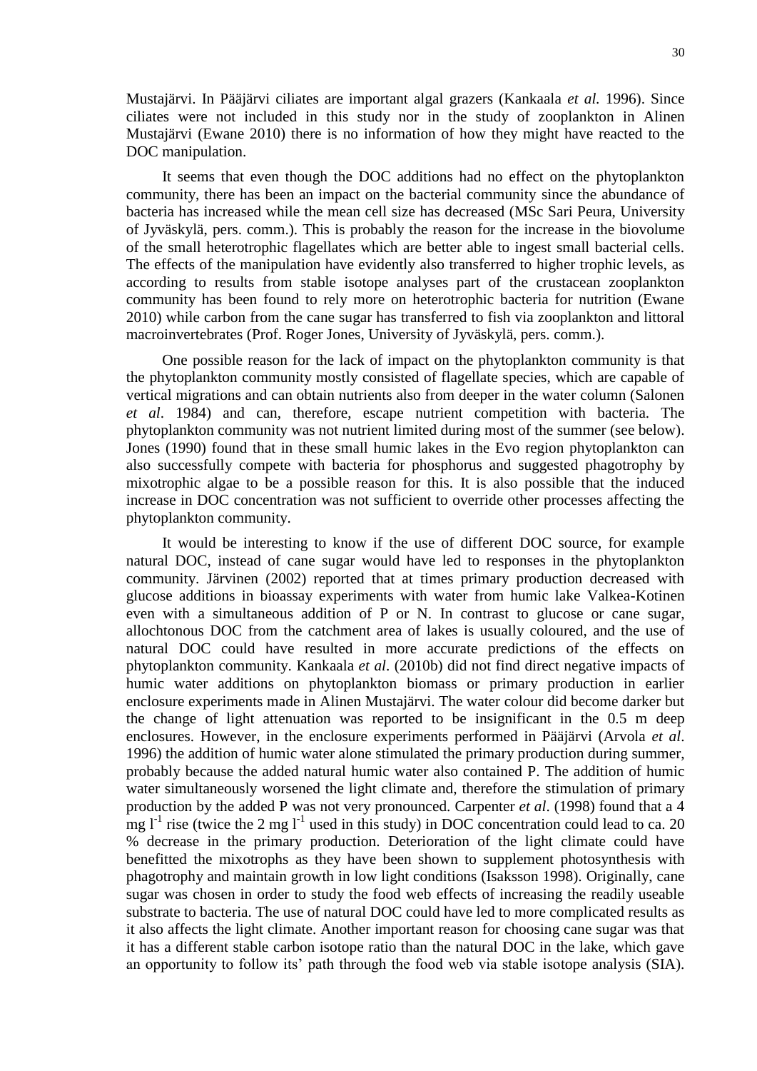Mustajärvi. In Pääjärvi ciliates are important algal grazers (Kankaala *et al.* 1996). Since ciliates were not included in this study nor in the study of zooplankton in Alinen Mustajärvi (Ewane 2010) there is no information of how they might have reacted to the DOC manipulation.

It seems that even though the DOC additions had no effect on the phytoplankton community, there has been an impact on the bacterial community since the abundance of bacteria has increased while the mean cell size has decreased (MSc Sari Peura, University of Jyväskylä, pers. comm.). This is probably the reason for the increase in the biovolume of the small heterotrophic flagellates which are better able to ingest small bacterial cells. The effects of the manipulation have evidently also transferred to higher trophic levels, as according to results from stable isotope analyses part of the crustacean zooplankton community has been found to rely more on heterotrophic bacteria for nutrition (Ewane 2010) while carbon from the cane sugar has transferred to fish via zooplankton and littoral macroinvertebrates (Prof. Roger Jones, University of Jyväskylä, pers. comm.).

One possible reason for the lack of impact on the phytoplankton community is that the phytoplankton community mostly consisted of flagellate species, which are capable of vertical migrations and can obtain nutrients also from deeper in the water column (Salonen *et al.* 1984) and can, therefore, escape nutrient competition with bacteria. The phytoplankton community was not nutrient limited during most of the summer (see below). Jones (1990) found that in these small humic lakes in the Evo region phytoplankton can also successfully compete with bacteria for phosphorus and suggested phagotrophy by mixotrophic algae to be a possible reason for this. It is also possible that the induced increase in DOC concentration was not sufficient to override other processes affecting the phytoplankton community.

It would be interesting to know if the use of different DOC source, for example natural DOC, instead of cane sugar would have led to responses in the phytoplankton community. Järvinen (2002) reported that at times primary production decreased with glucose additions in bioassay experiments with water from humic lake Valkea-Kotinen even with a simultaneous addition of P or N. In contrast to glucose or cane sugar, allochtonous DOC from the catchment area of lakes is usually coloured, and the use of natural DOC could have resulted in more accurate predictions of the effects on phytoplankton community. Kankaala *et al*. (2010b) did not find direct negative impacts of humic water additions on phytoplankton biomass or primary production in earlier enclosure experiments made in Alinen Mustajärvi. The water colour did become darker but the change of light attenuation was reported to be insignificant in the 0.5 m deep enclosures. However, in the enclosure experiments performed in Pääjärvi (Arvola *et al*. 1996) the addition of humic water alone stimulated the primary production during summer, probably because the added natural humic water also contained P. The addition of humic water simultaneously worsened the light climate and, therefore the stimulation of primary production by the added P was not very pronounced. Carpenter *et al*. (1998) found that a 4 mg $l^{-1}$ rise (twice the 2 mg $l^{-1}$ used in this study) in DOC concentration could lead to ca. 20 % decrease in the primary production. Deterioration of the light climate could have benefitted the mixotrophs as they have been shown to supplement photosynthesis with phagotrophy and maintain growth in low light conditions (Isaksson 1998). Originally, cane sugar was chosen in order to study the food web effects of increasing the readily useable substrate to bacteria. The use of natural DOC could have led to more complicated results as it also affects the light climate. Another important reason for choosing cane sugar was that it has a different stable carbon isotope ratio than the natural DOC in the lake, which gave an opportunity to follow its' path through the food web via stable isotope analysis (SIA).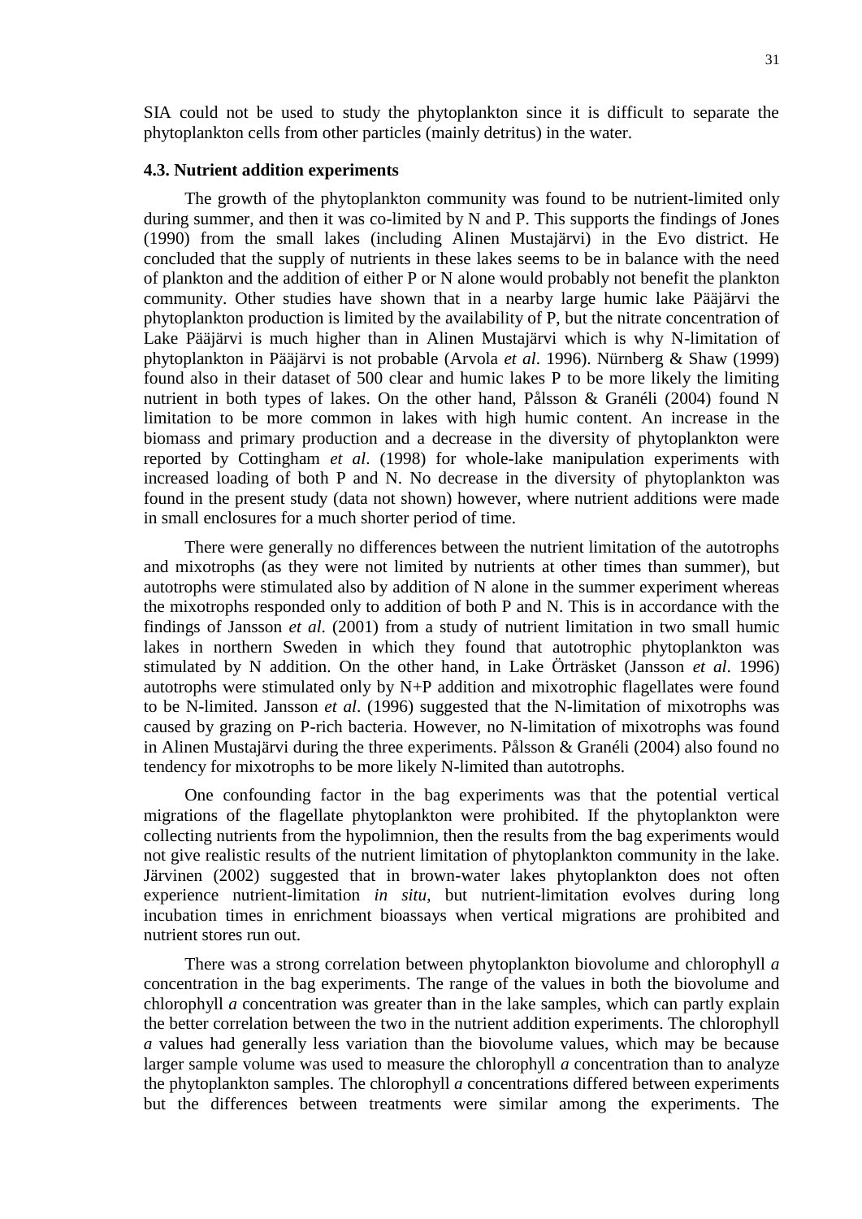SIA could not be used to study the phytoplankton since it is difficult to separate the phytoplankton cells from other particles (mainly detritus) in the water.

### 4.3. Nutrient addition experiments

The growth of the phytoplankton community was found to be nutrient-limited only during summer, and then it was co-limited by N and P. This supports the findings of Jones (1990) from the small lakes (including Alinen Mustajärvi) in the Evo district. He concluded that the supply of nutrients in these lakes seems to be in balance with the need of plankton and the addition of either P or N alone would probably not benefit the plankton community. Other studies have shown that in a nearby large humic lake Pääjärvi the phytoplankton production is limited by the availability of P, but the nitrate concentration of Lake Pääjärvi is much higher than in Alinen Mustajärvi which is why N-limitation of phytoplankton in Pääjärvi is not probable (Arvola *et al*. 1996). Nürnberg & Shaw (1999) found also in their dataset of 500 clear and humic lakes P to be more likely the limiting nutrient in both types of lakes. On the other hand, Pålsson & Granéli (2004) found N limitation to be more common in lakes with high humic content. An increase in the biomass and primary production and a decrease in the diversity of phytoplankton were reported by Cottingham *et al*. (1998) for whole-lake manipulation experiments with increased loading of both P and N. No decrease in the diversity of phytoplankton was found in the present study (data not shown) however, where nutrient additions were made in small enclosures for a much shorter period of time.

There were generally no differences between the nutrient limitation of the autotrophs and mixotrophs (as they were not limited by nutrients at other times than summer), but autotrophs were stimulated also by addition of N alone in the summer experiment whereas the mixotrophs responded only to addition of both P and N. This is in accordance with the findings of Jansson *et al*. (2001) from a study of nutrient limitation in two small humic lakes in northern Sweden in which they found that autotrophic phytoplankton was stimulated by N addition. On the other hand, in Lake Örträsket (Jansson *et al*. 1996) autotrophs were stimulated only by N+P addition and mixotrophic flagellates were found to be N-limited. Jansson *et al*. (1996) suggested that the N-limitation of mixotrophs was caused by grazing on P-rich bacteria. However, no N-limitation of mixotrophs was found in Alinen Mustajärvi during the three experiments. Pålsson & Granéli (2004) also found no tendency for mixotrophs to be more likely N-limited than autotrophs.

One confounding factor in the bag experiments was that the potential vertical migrations of the flagellate phytoplankton were prohibited. If the phytoplankton were collecting nutrients from the hypolimnion, then the results from the bag experiments would not give realistic results of the nutrient limitation of phytoplankton community in the lake. Järvinen (2002) suggested that in brown-water lakes phytoplankton does not often experience nutrient-limitation *in situ*, but nutrient-limitation evolves during long incubation times in enrichment bioassays when vertical migrations are prohibited and nutrient stores run out.

There was a strong correlation between phytoplankton biovolume and chlorophyll *a* concentration in the bag experiments. The range of the values in both the biovolume and chlorophyll *a* concentration was greater than in the lake samples, which can partly explain the better correlation between the two in the nutrient addition experiments. The chlorophyll *a* values had generally less variation than the biovolume values, which may be because larger sample volume was used to measure the chlorophyll *a* concentration than to analyze the phytoplankton samples. The chlorophyll *a* concentrations differed between experiments but the differences between treatments were similar among the experiments. The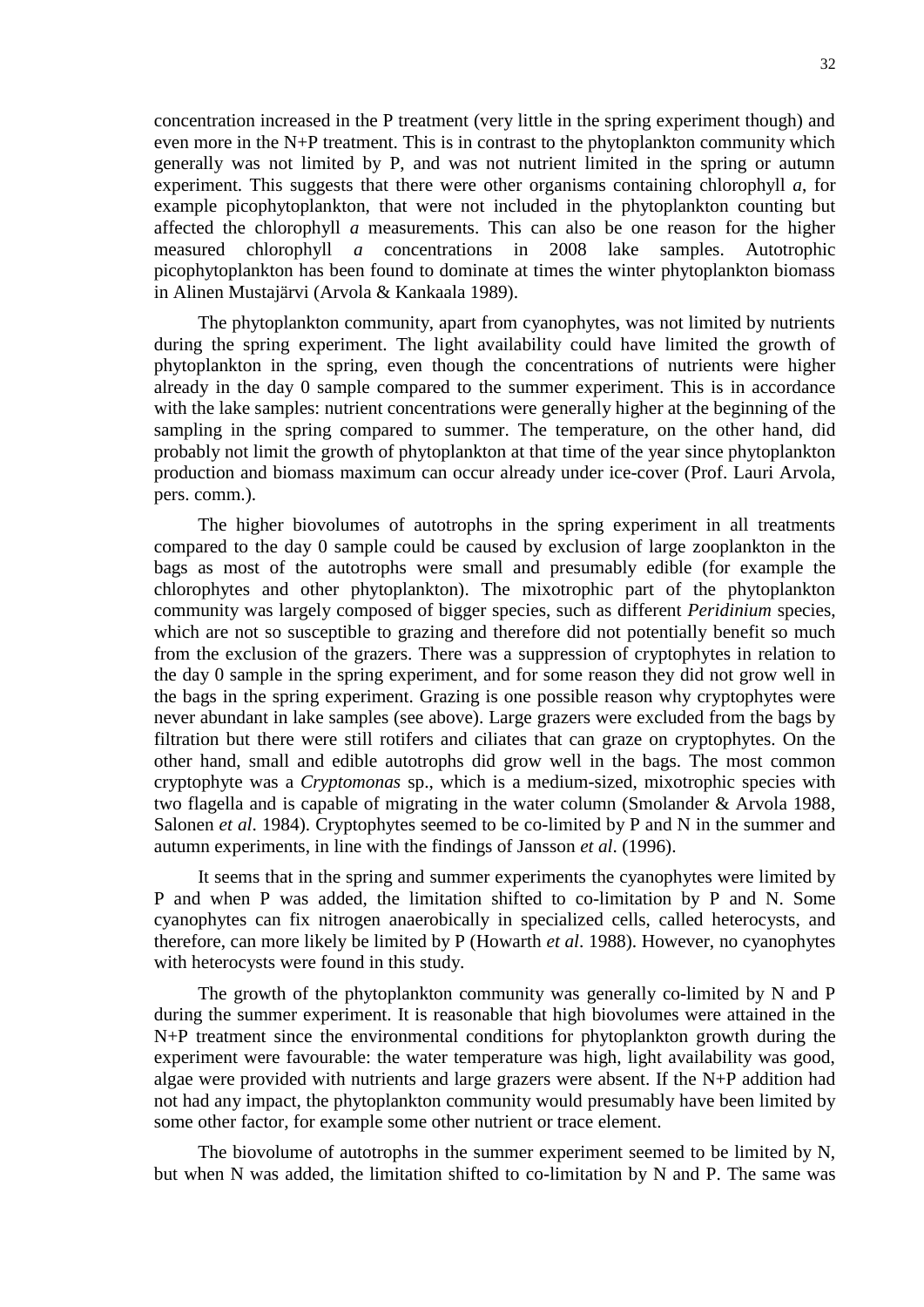concentration increased in the P treatment (very little in the spring experiment though) and even more in the N+P treatment. This is in contrast to the phytoplankton community which generally was not limited by P, and was not nutrient limited in the spring or autumn experiment. This suggests that there were other organisms containing chlorophyll *a*, for example picophytoplankton, that were not included in the phytoplankton counting but affected the chlorophyll *a* measurements. This can also be one reason for the higher measured chlorophyll *a* concentrations in 2008 lake samples. Autotrophic picophytoplankton has been found to dominate at times the winter phytoplankton biomass in Alinen Mustajärvi (Arvola & Kankaala 1989).

The phytoplankton community, apart from cyanophytes, was not limited by nutrients during the spring experiment. The light availability could have limited the growth of phytoplankton in the spring, even though the concentrations of nutrients were higher already in the day 0 sample compared to the summer experiment. This is in accordance with the lake samples: nutrient concentrations were generally higher at the beginning of the sampling in the spring compared to summer. The temperature, on the other hand, did probably not limit the growth of phytoplankton at that time of the year since phytoplankton production and biomass maximum can occur already under ice-cover (Prof. Lauri Arvola, pers. comm.).

The higher biovolumes of autotrophs in the spring experiment in all treatments compared to the day 0 sample could be caused by exclusion of large zooplankton in the bags as most of the autotrophs were small and presumably edible (for example the chlorophytes and other phytoplankton). The mixotrophic part of the phytoplankton community was largely composed of bigger species, such as different *Peridinium* species, which are not so susceptible to grazing and therefore did not potentially benefit so much from the exclusion of the grazers. There was a suppression of cryptophytes in relation to the day 0 sample in the spring experiment, and for some reason they did not grow well in the bags in the spring experiment. Grazing is one possible reason why cryptophytes were never abundant in lake samples (see above). Large grazers were excluded from the bags by filtration but there were still rotifers and ciliates that can graze on cryptophytes. On the other hand, small and edible autotrophs did grow well in the bags. The most common cryptophyte was a *Cryptomonas* sp., which is a medium-sized, mixotrophic species with two flagella and is capable of migrating in the water column (Smolander & Arvola 1988, Salonen *et al*. 1984). Cryptophytes seemed to be co-limited by P and N in the summer and autumn experiments, in line with the findings of Jansson *et al*. (1996).

It seems that in the spring and summer experiments the cyanophytes were limited by P and when P was added, the limitation shifted to co-limitation by P and N. Some cyanophytes can fix nitrogen anaerobically in specialized cells, called heterocysts, and therefore, can more likely be limited by P (Howarth *et al*. 1988). However, no cyanophytes with heterocysts were found in this study.

The growth of the phytoplankton community was generally co-limited by N and P during the summer experiment. It is reasonable that high biovolumes were attained in the N+P treatment since the environmental conditions for phytoplankton growth during the experiment were favourable: the water temperature was high, light availability was good, algae were provided with nutrients and large grazers were absent. If the N+P addition had not had any impact, the phytoplankton community would presumably have been limited by some other factor, for example some other nutrient or trace element.

The biovolume of autotrophs in the summer experiment seemed to be limited by N, but when N was added, the limitation shifted to co-limitation by N and P. The same was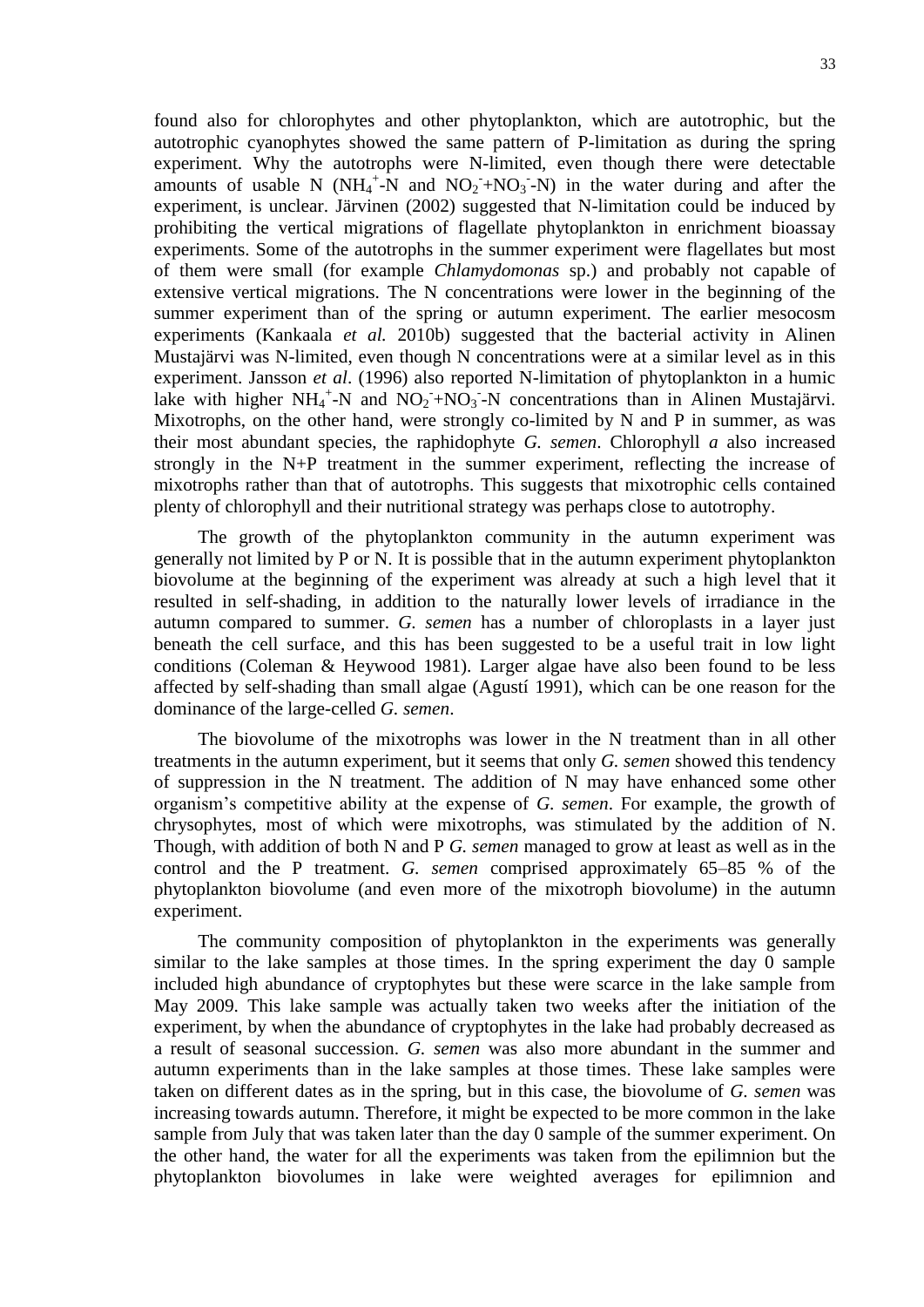found also for chlorophytes and other phytoplankton, which are autotrophic, but the autotrophic cyanophytes showed the same pattern of P-limitation as during the spring experiment. Why the autotrophs were N-limited, even though there were detectable amounts of usable N ($NH_4^+$-N and $NO_2^-$+$NO_3^-$-N) in the water during and after the experiment, is unclear. Järvinen (2002) suggested that N-limitation could be induced by prohibiting the vertical migrations of flagellate phytoplankton in enrichment bioassay experiments. Some of the autotrophs in the summer experiment were flagellates but most of them were small (for example *Chlamydomonas* sp.) and probably not capable of extensive vertical migrations. The N concentrations were lower in the beginning of the summer experiment than of the spring or autumn experiment. The earlier mesocosm experiments (Kankaala *et al.* 2010b) suggested that the bacterial activity in Alinen Mustajärvi was N-limited, even though N concentrations were at a similar level as in this experiment. Jansson *et al*. (1996) also reported N-limitation of phytoplankton in a humic lake with higher $NH_4^+$-N and $NO_2^-$+$NO_3^-$-N concentrations than in Alinen Mustajärvi. Mixotrophs, on the other hand, were strongly co-limited by N and P in summer, as was their most abundant species, the raphidophyte *G. semen*. Chlorophyll *a* also increased strongly in the N+P treatment in the summer experiment, reflecting the increase of mixotrophs rather than that of autotrophs. This suggests that mixotrophic cells contained plenty of chlorophyll and their nutritional strategy was perhaps close to autotrophy.

The growth of the phytoplankton community in the autumn experiment was generally not limited by P or N. It is possible that in the autumn experiment phytoplankton biovolume at the beginning of the experiment was already at such a high level that it resulted in self-shading, in addition to the naturally lower levels of irradiance in the autumn compared to summer. *G. semen* has a number of chloroplasts in a layer just beneath the cell surface, and this has been suggested to be a useful trait in low light conditions (Coleman & Heywood 1981). Larger algae have also been found to be less affected by self-shading than small algae (Agustí 1991), which can be one reason for the dominance of the large-celled *G. semen*.

The biovolume of the mixotrophs was lower in the N treatment than in all other treatments in the autumn experiment, but it seems that only *G. semen* showed this tendency of suppression in the N treatment. The addition of N may have enhanced some other organism's competitive ability at the expense of *G. semen*. For example, the growth of chrysophytes, most of which were mixotrophs, was stimulated by the addition of N. Though, with addition of both N and P *G. semen* managed to grow at least as well as in the control and the P treatment. *G. semen* comprised approximately 65–85 % of the phytoplankton biovolume (and even more of the mixotroph biovolume) in the autumn experiment.

The community composition of phytoplankton in the experiments was generally similar to the lake samples at those times. In the spring experiment the day 0 sample included high abundance of cryptophytes but these were scarce in the lake sample from May 2009. This lake sample was actually taken two weeks after the initiation of the experiment, by when the abundance of cryptophytes in the lake had probably decreased as a result of seasonal succession. *G. semen* was also more abundant in the summer and autumn experiments than in the lake samples at those times. These lake samples were taken on different dates as in the spring, but in this case, the biovolume of *G. semen* was increasing towards autumn. Therefore, it might be expected to be more common in the lake sample from July that was taken later than the day 0 sample of the summer experiment. On the other hand, the water for all the experiments was taken from the epilimnion but the phytoplankton biovolumes in lake were weighted averages for epilimnion and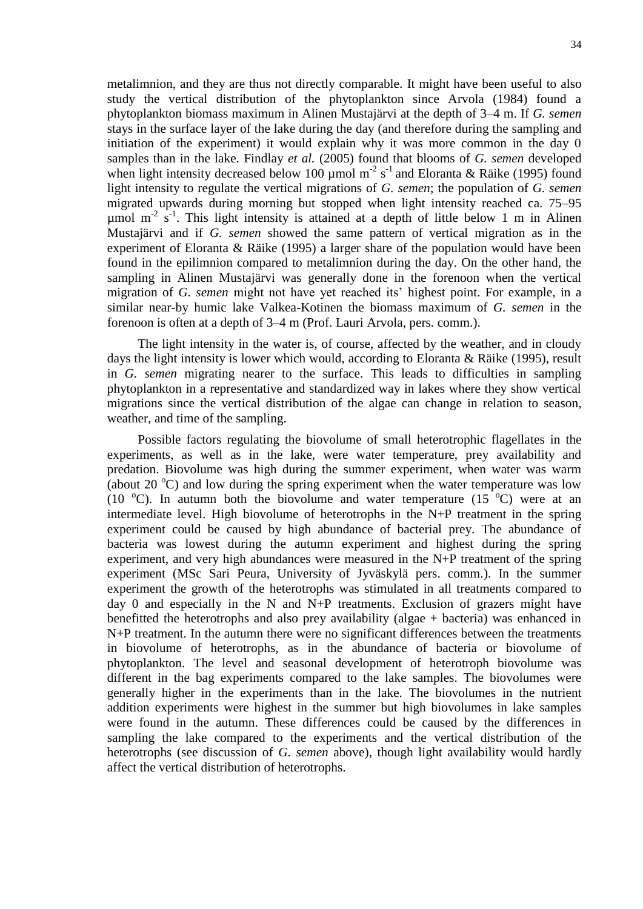metalimnion, and they are thus not directly comparable. It might have been useful to also study the vertical distribution of the phytoplankton since Arvola (1984) found a phytoplankton biomass maximum in Alinen Mustajärvi at the depth of 3–4 m. If *G. semen* stays in the surface layer of the lake during the day (and therefore during the sampling and initiation of the experiment) it would explain why it was more common in the day 0 samples than in the lake. Findlay *et al.* (2005) found that blooms of *G. semen* developed when light intensity decreased below 100 µmol $m^{-2}$ $s^{-1}$ and Eloranta & Räike (1995) found light intensity to regulate the vertical migrations of *G. semen*; the population of *G. semen* migrated upwards during morning but stopped when light intensity reached ca. 75–95 µmol $m^{-2}$ $s^{-1}$. This light intensity is attained at a depth of little below 1 m in Alinen Mustajärvi and if *G. semen* showed the same pattern of vertical migration as in the experiment of Eloranta & Räike (1995) a larger share of the population would have been found in the epilimnion compared to metalimnion during the day. On the other hand, the sampling in Alinen Mustajärvi was generally done in the forenoon when the vertical migration of *G. semen* might not have yet reached its' highest point. For example, in a similar near-by humic lake Valkea-Kotinen the biomass maximum of *G. semen* in the forenoon is often at a depth of 3–4 m (Prof. Lauri Arvola, pers. comm.).

The light intensity in the water is, of course, affected by the weather, and in cloudy days the light intensity is lower which would, according to Eloranta & Räike (1995), result in *G. semen* migrating nearer to the surface. This leads to difficulties in sampling phytoplankton in a representative and standardized way in lakes where they show vertical migrations since the vertical distribution of the algae can change in relation to season, weather, and time of the sampling.

Possible factors regulating the biovolume of small heterotrophic flagellates in the experiments, as well as in the lake, were water temperature, prey availability and predation. Biovolume was high during the summer experiment, when water was warm (about 20 $^{o}$C) and low during the spring experiment when the water temperature was low (10 $^{o}$C). In autumn both the biovolume and water temperature (15 $^{o}$C) were at an intermediate level. High biovolume of heterotrophs in the N+P treatment in the spring experiment could be caused by high abundance of bacterial prey. The abundance of bacteria was lowest during the autumn experiment and highest during the spring experiment, and very high abundances were measured in the N+P treatment of the spring experiment (MSc Sari Peura, University of Jyväskylä pers. comm.). In the summer experiment the growth of the heterotrophs was stimulated in all treatments compared to day 0 and especially in the N and N+P treatments. Exclusion of grazers might have benefitted the heterotrophs and also prey availability (algae + bacteria) was enhanced in N+P treatment. In the autumn there were no significant differences between the treatments in biovolume of heterotrophs, as in the abundance of bacteria or biovolume of phytoplankton. The level and seasonal development of heterotroph biovolume was different in the bag experiments compared to the lake samples. The biovolumes were generally higher in the experiments than in the lake. The biovolumes in the nutrient addition experiments were highest in the summer but high biovolumes in lake samples were found in the autumn. These differences could be caused by the differences in sampling the lake compared to the experiments and the vertical distribution of the heterotrophs (see discussion of *G. semen* above), though light availability would hardly affect the vertical distribution of heterotrophs.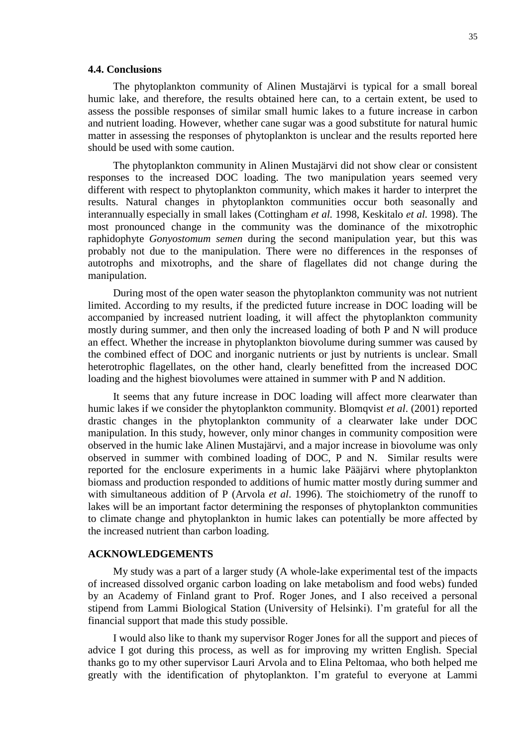### 4.4. Conclusions

The phytoplankton community of Alinen Mustajärvi is typical for a small boreal humic lake, and therefore, the results obtained here can, to a certain extent, be used to assess the possible responses of similar small humic lakes to a future increase in carbon and nutrient loading. However, whether cane sugar was a good substitute for natural humic matter in assessing the responses of phytoplankton is unclear and the results reported here should be used with some caution.

The phytoplankton community in Alinen Mustajärvi did not show clear or consistent responses to the increased DOC loading. The two manipulation years seemed very different with respect to phytoplankton community, which makes it harder to interpret the results. Natural changes in phytoplankton communities occur both seasonally and interannually especially in small lakes (Cottingham *et al.* 1998, Keskitalo *et al.* 1998). The most pronounced change in the community was the dominance of the mixotrophic raphidophyte *Gonyostomum semen* during the second manipulation year, but this was probably not due to the manipulation. There were no differences in the responses of autotrophs and mixotrophs, and the share of flagellates did not change during the manipulation.

During most of the open water season the phytoplankton community was not nutrient limited. According to my results, if the predicted future increase in DOC loading will be accompanied by increased nutrient loading, it will affect the phytoplankton community mostly during summer, and then only the increased loading of both P and N will produce an effect. Whether the increase in phytoplankton biovolume during summer was caused by the combined effect of DOC and inorganic nutrients or just by nutrients is unclear. Small heterotrophic flagellates, on the other hand, clearly benefitted from the increased DOC loading and the highest biovolumes were attained in summer with P and N addition.

It seems that any future increase in DOC loading will affect more clearwater than humic lakes if we consider the phytoplankton community. Blomqvist *et al*. (2001) reported drastic changes in the phytoplankton community of a clearwater lake under DOC manipulation. In this study, however, only minor changes in community composition were observed in the humic lake Alinen Mustajärvi, and a major increase in biovolume was only observed in summer with combined loading of DOC, P and N. Similar results were reported for the enclosure experiments in a humic lake Pääjärvi where phytoplankton biomass and production responded to additions of humic matter mostly during summer and with simultaneous addition of P (Arvola *et al*. 1996). The stoichiometry of the runoff to lakes will be an important factor determining the responses of phytoplankton communities to climate change and phytoplankton in humic lakes can potentially be more affected by the increased nutrient than carbon loading.

## ACKNOWLEDGEMENTS

My study was a part of a larger study (A whole-lake experimental test of the impacts of increased dissolved organic carbon loading on lake metabolism and food webs) funded by an Academy of Finland grant to Prof. Roger Jones, and I also received a personal stipend from Lammi Biological Station (University of Helsinki). I'm grateful for all the financial support that made this study possible.

I would also like to thank my supervisor Roger Jones for all the support and pieces of advice I got during this process, as well as for improving my written English. Special thanks go to my other supervisor Lauri Arvola and to Elina Peltomaa, who both helped me greatly with the identification of phytoplankton. I'm grateful to everyone at Lammi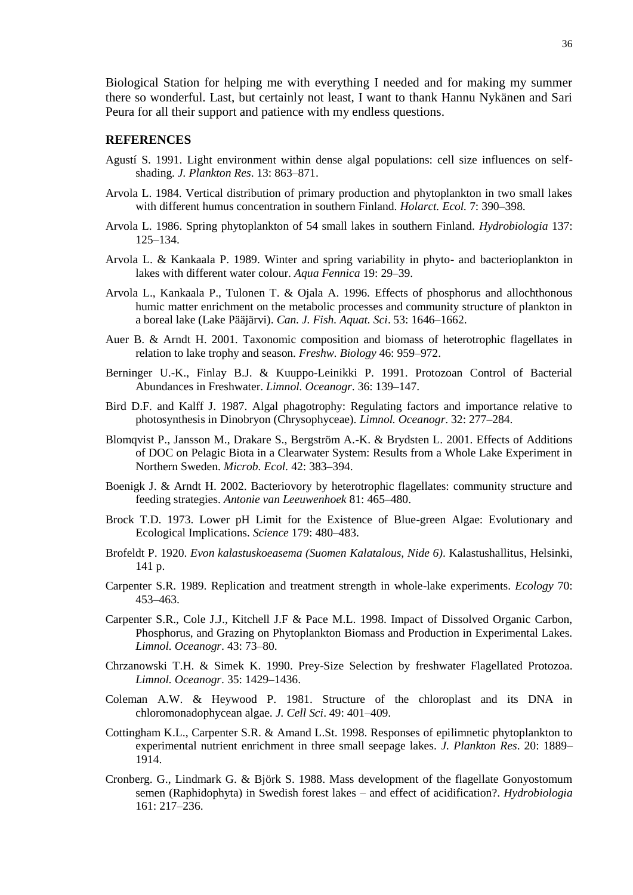Biological Station for helping me with everything I needed and for making my summer there so wonderful. Last, but certainly not least, I want to thank Hannu Nykänen and Sari Peura for all their support and patience with my endless questions.

## REFERENCES

Agustí S. 1991. Light environment within dense algal populations: cell size influences on self-shading. *J. Plankton Res*. 13: 863–871.

Arvola L. 1984. Vertical distribution of primary production and phytoplankton in two small lakes with different humus concentration in southern Finland. *Holarct. Ecol.* 7: 390–398.

Arvola L. 1986. Spring phytoplankton of 54 small lakes in southern Finland. *Hydrobiologia* 137: 125–134.

Arvola L. & Kankaala P. 1989. Winter and spring variability in phyto- and bacterioplankton in lakes with different water colour. *Aqua Fennica* 19: 29–39.

Arvola L., Kankaala P., Tulonen T. & Ojala A. 1996. Effects of phosphorus and allochthonous humic matter enrichment on the metabolic processes and community structure of plankton in a boreal lake (Lake Pääjärvi). *Can. J. Fish. Aquat. Sci*. 53: 1646–1662.

Auer B. & Arndt H. 2001. Taxonomic composition and biomass of heterotrophic flagellates in relation to lake trophy and season. *Freshw. Biology* 46: 959–972.

Berninger U.-K., Finlay B.J. & Kuuppo-Leinikki P. 1991. Protozoan Control of Bacterial Abundances in Freshwater. *Limnol. Oceanogr*. 36: 139–147.

Bird D.F. and Kalff J. 1987. Algal phagotrophy: Regulating factors and importance relative to photosynthesis in Dinobryon (Chrysophyceae). *Limnol. Oceanogr*. 32: 277–284.

Blomqvist P., Jansson M., Drakare S., Bergström A.-K. & Brydsten L. 2001. Effects of Additions of DOC on Pelagic Biota in a Clearwater System: Results from a Whole Lake Experiment in Northern Sweden. *Microb. Ecol.* 42: 383–394.

Boenigk J. & Arndt H. 2002. Bacteriovory by heterotrophic flagellates: community structure and feeding strategies. *Antonie van Leeuwenhoek* 81: 465–480.

Brock T.D. 1973. Lower pH Limit for the Existence of Blue-green Algae: Evolutionary and Ecological Implications. *Science* 179: 480–483.

Brofeldt P. 1920. *Evon kalastuskoeasema (Suomen Kalatalous, Nide 6)*. Kalastushallitus, Helsinki, 141 p.

Carpenter S.R. 1989. Replication and treatment strength in whole-lake experiments. *Ecology* 70: 453–463.

Carpenter S.R., Cole J.J., Kitchell J.F & Pace M.L. 1998. Impact of Dissolved Organic Carbon, Phosphorus, and Grazing on Phytoplankton Biomass and Production in Experimental Lakes. *Limnol. Oceanogr*. 43: 73–80.

Chrzanowski T.H. & Simek K. 1990. Prey-Size Selection by freshwater Flagellated Protozoa. *Limnol. Oceanogr*. 35: 1429–1436.

Coleman A.W. & Heywood P. 1981. Structure of the chloroplast and its DNA in chloromonadophycean algae. *J. Cell Sci*. 49: 401–409.

Cottingham K.L., Carpenter S.R. & Amand L.St. 1998. Responses of epilimnetic phytoplankton to experimental nutrient enrichment in three small seepage lakes. *J. Plankton Res*. 20: 1889–1914.

Cronberg. G., Lindmark G. & Björk S. 1988. Mass development of the flagellate Gonyostomum semen (Raphidophyta) in Swedish forest lakes – and effect of acidification?. *Hydrobiologia* 161: 217–236.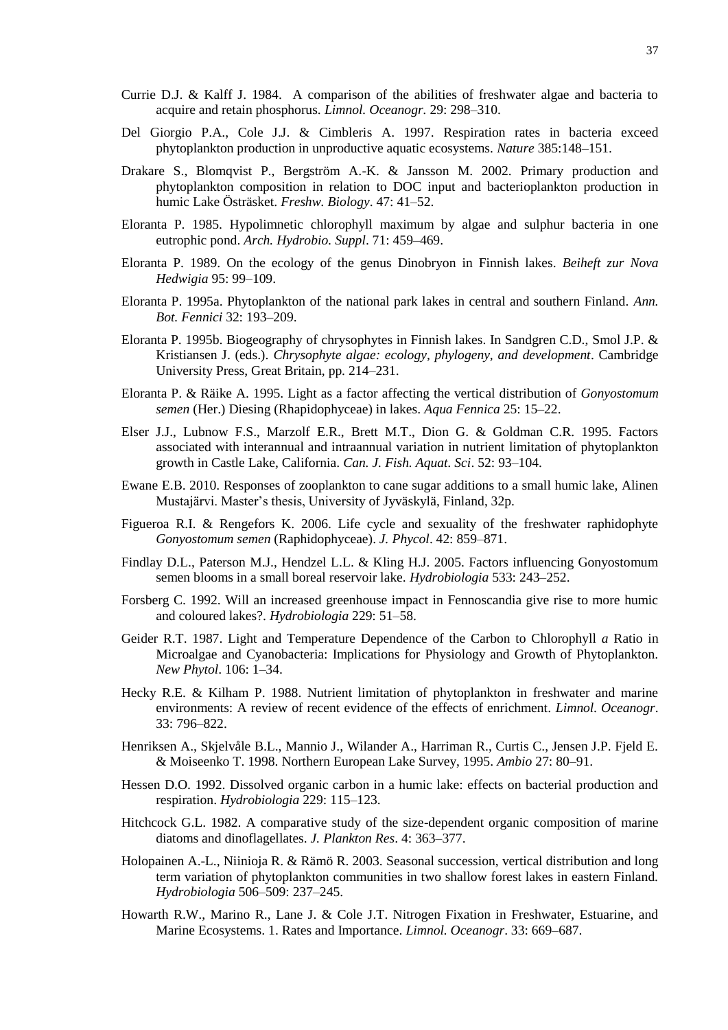Currie D.J. & Kalff J. 1984. A comparison of the abilities of freshwater algae and bacteria to acquire and retain phosphorus. *Limnol. Oceanogr.* 29: 298–310.

Del Giorgio P.A., Cole J.J. & Cimbleris A. 1997. Respiration rates in bacteria exceed phytoplankton production in unproductive aquatic ecosystems. *Nature* 385:148–151.

Drakare S., Blomqvist P., Bergström A.-K. & Jansson M. 2002. Primary production and phytoplankton composition in relation to DOC input and bacterioplankton production in humic Lake Östräsket. *Freshw. Biology*. 47: 41–52.

Eloranta P. 1985. Hypolimnetic chlorophyll maximum by algae and sulphur bacteria in one eutrophic pond. *Arch. Hydrobio. Suppl*. 71: 459–469.

Eloranta P. 1989. On the ecology of the genus Dinobryon in Finnish lakes. *Beiheft zur Nova Hedwigia* 95: 99–109.

Eloranta P. 1995a. Phytoplankton of the national park lakes in central and southern Finland. *Ann. Bot. Fennici* 32: 193–209.

Eloranta P. 1995b. Biogeography of chrysophytes in Finnish lakes. In Sandgren C.D., Smol J.P. & Kristiansen J. (eds.). *Chrysophyte algae: ecology, phylogeny, and development*. Cambridge University Press, Great Britain, pp. 214–231.

Eloranta P. & Räike A. 1995. Light as a factor affecting the vertical distribution of *Gonyostomum semen* (Her.) Diesing (Rhapidophyceae) in lakes. *Aqua Fennica* 25: 15–22.

Elser J.J., Lubnow F.S., Marzolf E.R., Brett M.T., Dion G. & Goldman C.R. 1995. Factors associated with interannual and intraannual variation in nutrient limitation of phytoplankton growth in Castle Lake, California. *Can. J. Fish. Aquat. Sci*. 52: 93–104.

Ewane E.B. 2010. Responses of zooplankton to cane sugar additions to a small humic lake, Alinen Mustajärvi. Master's thesis, University of Jyväskylä, Finland, 32p.

Figueroa R.I. & Rengefors K. 2006. Life cycle and sexuality of the freshwater raphidophyte *Gonyostomum semen* (Raphidophyceae). *J. Phycol*. 42: 859–871.

Findlay D.L., Paterson M.J., Hendzel L.L. & Kling H.J. 2005. Factors influencing Gonyostomum semen blooms in a small boreal reservoir lake. *Hydrobiologia* 533: 243–252.

Forsberg C. 1992. Will an increased greenhouse impact in Fennoscandia give rise to more humic and coloured lakes?. *Hydrobiologia* 229: 51–58.

Geider R.T. 1987. Light and Temperature Dependence of the Carbon to Chlorophyll *a* Ratio in Microalgae and Cyanobacteria: Implications for Physiology and Growth of Phytoplankton. *New Phytol*. 106: 1–34.

Hecky R.E. & Kilham P. 1988. Nutrient limitation of phytoplankton in freshwater and marine environments: A review of recent evidence of the effects of enrichment. *Limnol. Oceanogr*. 33: 796–822.

Henriksen A., Skjelvåle B.L., Mannio J., Wilander A., Harriman R., Curtis C., Jensen J.P. Fjeld E. & Moiseenko T. 1998. Northern European Lake Survey, 1995. *Ambio* 27: 80–91.

Hessen D.O. 1992. Dissolved organic carbon in a humic lake: effects on bacterial production and respiration. *Hydrobiologia* 229: 115–123.

Hitchcock G.L. 1982. A comparative study of the size-dependent organic composition of marine diatoms and dinoflagellates. *J. Plankton Res*. 4: 363–377.

Holopainen A.-L., Niinioja R. & Rämö R. 2003. Seasonal succession, vertical distribution and long term variation of phytoplankton communities in two shallow forest lakes in eastern Finland. *Hydrobiologia* 506–509: 237–245.

Howarth R.W., Marino R., Lane J. & Cole J.T. Nitrogen Fixation in Freshwater, Estuarine, and Marine Ecosystems. 1. Rates and Importance. *Limnol. Oceanogr*. 33: 669–687.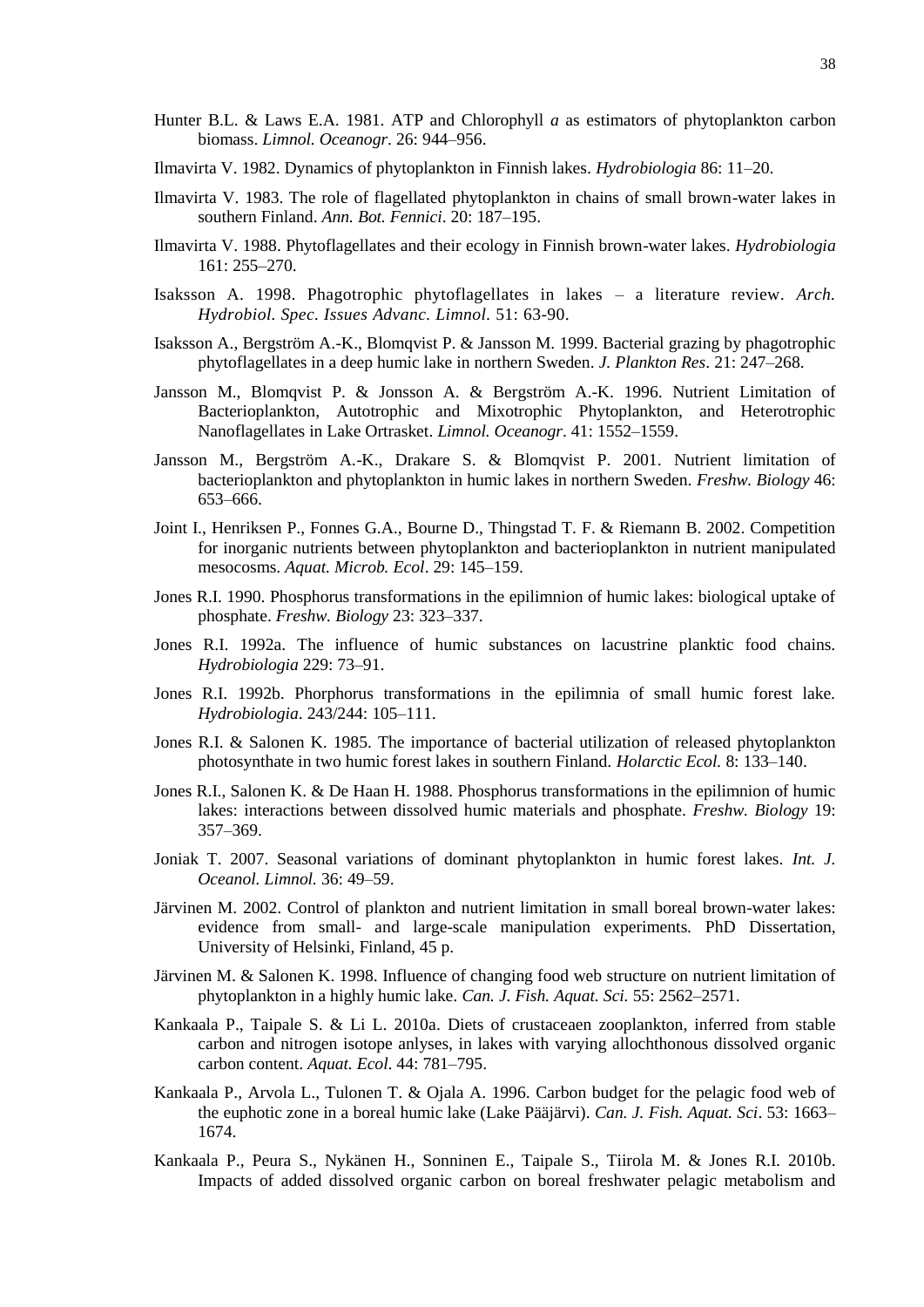Hunter B.L. & Laws E.A. 1981. ATP and Chlorophyll *a* as estimators of phytoplankton carbon biomass. *Limnol. Oceanogr*. 26: 944–956.

Ilmavirta V. 1982. Dynamics of phytoplankton in Finnish lakes. *Hydrobiologia* 86: 11–20.

Ilmavirta V. 1983. The role of flagellated phytoplankton in chains of small brown-water lakes in southern Finland. *Ann. Bot. Fennici*. 20: 187–195.

Ilmavirta V. 1988. Phytoflagellates and their ecology in Finnish brown-water lakes. *Hydrobiologia* 161: 255–270.

Isaksson A. 1998. Phagotrophic phytoflagellates in lakes – a literature review. *Arch. Hydrobiol. Spec. Issues Advanc. Limnol.* 51: 63-90.

Isaksson A., Bergström A.-K., Blomqvist P. & Jansson M. 1999. Bacterial grazing by phagotrophic phytoflagellates in a deep humic lake in northern Sweden. *J. Plankton Res*. 21: 247–268.

Jansson M., Blomqvist P. & Jonsson A. & Bergström A.-K. 1996. Nutrient Limitation of Bacterioplankton, Autotrophic and Mixotrophic Phytoplankton, and Heterotrophic Nanoflagellates in Lake Ortrasket. *Limnol. Oceanogr*. 41: 1552–1559.

Jansson M., Bergström A.-K., Drakare S. & Blomqvist P. 2001. Nutrient limitation of bacterioplankton and phytoplankton in humic lakes in northern Sweden. *Freshw. Biology* 46: 653–666.

Joint I., Henriksen P., Fonnes G.A., Bourne D., Thingstad T. F. & Riemann B. 2002. Competition for inorganic nutrients between phytoplankton and bacterioplankton in nutrient manipulated mesocosms. *Aquat. Microb. Ecol*. 29: 145–159.

Jones R.I. 1990. Phosphorus transformations in the epilimnion of humic lakes: biological uptake of phosphate. *Freshw. Biology* 23: 323–337.

Jones R.I. 1992a. The influence of humic substances on lacustrine planktic food chains. *Hydrobiologia* 229: 73–91.

Jones R.I. 1992b. Phorphorus transformations in the epilimnia of small humic forest lake. *Hydrobiologia*. 243/244: 105–111.

Jones R.I. & Salonen K. 1985. The importance of bacterial utilization of released phytoplankton photosynthate in two humic forest lakes in southern Finland. *Holarctic Ecol.* 8: 133–140.

Jones R.I., Salonen K. & De Haan H. 1988. Phosphorus transformations in the epilimnion of humic lakes: interactions between dissolved humic materials and phosphate. *Freshw. Biology* 19: 357–369.

Joniak T. 2007. Seasonal variations of dominant phytoplankton in humic forest lakes. *Int. J. Oceanol. Limnol.* 36: 49–59.

Järvinen M. 2002. Control of plankton and nutrient limitation in small boreal brown-water lakes: evidence from small- and large-scale manipulation experiments*.* PhD Dissertation, University of Helsinki, Finland, 45 p.

Järvinen M. & Salonen K. 1998. Influence of changing food web structure on nutrient limitation of phytoplankton in a highly humic lake. *Can. J. Fish. Aquat. Sci.* 55: 2562–2571.

Kankaala P., Taipale S. & Li L. 2010a. Diets of crustaceaen zooplankton, inferred from stable carbon and nitrogen isotope anlyses, in lakes with varying allochthonous dissolved organic carbon content. *Aquat. Ecol*. 44: 781–795.

Kankaala P., Arvola L., Tulonen T. & Ojala A. 1996. Carbon budget for the pelagic food web of the euphotic zone in a boreal humic lake (Lake Pääjärvi). *Can. J. Fish. Aquat. Sci*. 53: 1663–1674.

Kankaala P., Peura S., Nykänen H., Sonninen E., Taipale S., Tiirola M. & Jones R.I. 2010b. Impacts of added dissolved organic carbon on boreal freshwater pelagic metabolism and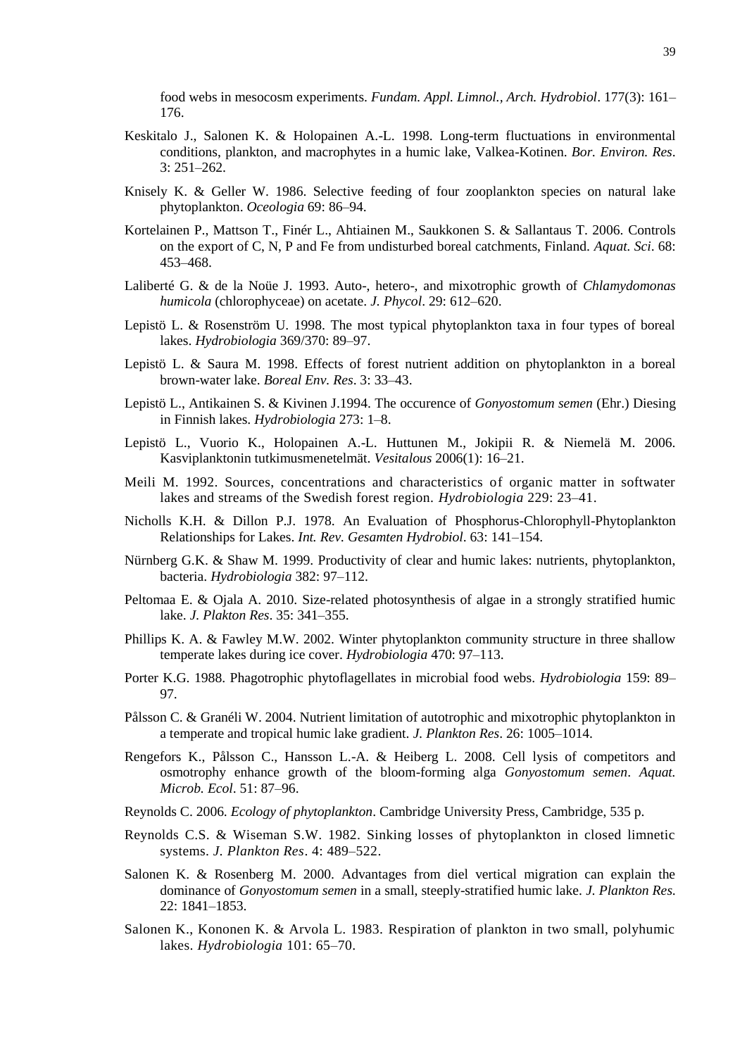food webs in mesocosm experiments. *Fundam. Appl. Limnol., Arch. Hydrobiol*. 177(3): 161–176.

Keskitalo J., Salonen K. & Holopainen A.-L. 1998. Long-term fluctuations in environmental conditions, plankton, and macrophytes in a humic lake, Valkea-Kotinen. *Bor. Environ. Res*. 3: 251–262.

Knisely K. & Geller W. 1986. Selective feeding of four zooplankton species on natural lake phytoplankton. *Oceologia* 69: 86–94.

Kortelainen P., Mattson T., Finér L., Ahtiainen M., Saukkonen S. & Sallantaus T. 2006. Controls on the export of C, N, P and Fe from undisturbed boreal catchments, Finland. *Aquat. Sci*. 68: 453–468.

Laliberté G. & de la Noüe J. 1993. Auto-, hetero-, and mixotrophic growth of *Chlamydomonas humicola* (chlorophyceae) on acetate. *J. Phycol*. 29: 612–620.

Lepistö L. & Rosenström U. 1998. The most typical phytoplankton taxa in four types of boreal lakes. *Hydrobiologia* 369/370: 89–97.

Lepistö L. & Saura M. 1998. Effects of forest nutrient addition on phytoplankton in a boreal brown-water lake. *Boreal Env. Res*. 3: 33–43.

Lepistö L., Antikainen S. & Kivinen J.1994. The occurence of *Gonyostomum semen* (Ehr.) Diesing in Finnish lakes. *Hydrobiologia* 273: 1–8.

Lepistö L., Vuorio K., Holopainen A.-L. Huttunen M., Jokipii R. & Niemelä M. 2006. Kasviplanktonin tutkimusmenetelmät. *Vesitalous* 2006(1): 16–21.

Meili M. 1992. Sources, concentrations and characteristics of organic matter in softwater lakes and streams of the Swedish forest region. *Hydrobiologia* 229: 23–41.

Nicholls K.H. & Dillon P.J. 1978. An Evaluation of Phosphorus-Chlorophyll-Phytoplankton Relationships for Lakes. *Int. Rev. Gesamten Hydrobiol*. 63: 141–154.

Nürnberg G.K. & Shaw M. 1999. Productivity of clear and humic lakes: nutrients, phytoplankton, bacteria. *Hydrobiologia* 382: 97–112.

Peltomaa E. & Ojala A. 2010. Size-related photosynthesis of algae in a strongly stratified humic lake. *J. Plakton Res*. 35: 341–355.

Phillips K. A. & Fawley M.W. 2002. Winter phytoplankton community structure in three shallow temperate lakes during ice cover. *Hydrobiologia* 470: 97–113.

Porter K.G. 1988. Phagotrophic phytoflagellates in microbial food webs. *Hydrobiologia* 159: 89–97.

Pålsson C. & Granéli W. 2004. Nutrient limitation of autotrophic and mixotrophic phytoplankton in a temperate and tropical humic lake gradient. *J. Plankton Res*. 26: 1005–1014.

Rengefors K., Pålsson C., Hansson L.-A. & Heiberg L. 2008. Cell lysis of competitors and osmotrophy enhance growth of the bloom-forming alga *Gonyostomum semen*. *Aquat. Microb. Ecol*. 51: 87–96.

Reynolds C. 2006. *Ecology of phytoplankton*. Cambridge University Press, Cambridge, 535 p.

Reynolds C.S. & Wiseman S.W. 1982. Sinking losses of phytoplankton in closed limnetic systems. *J. Plankton Res*. 4: 489–522.

Salonen K. & Rosenberg M. 2000. Advantages from diel vertical migration can explain the dominance of *Gonyostomum semen* in a small, steeply-stratified humic lake. *J. Plankton Res.* 22: 1841–1853.

Salonen K., Kononen K. & Arvola L. 1983. Respiration of plankton in two small, polyhumic lakes. *Hydrobiologia* 101: 65–70.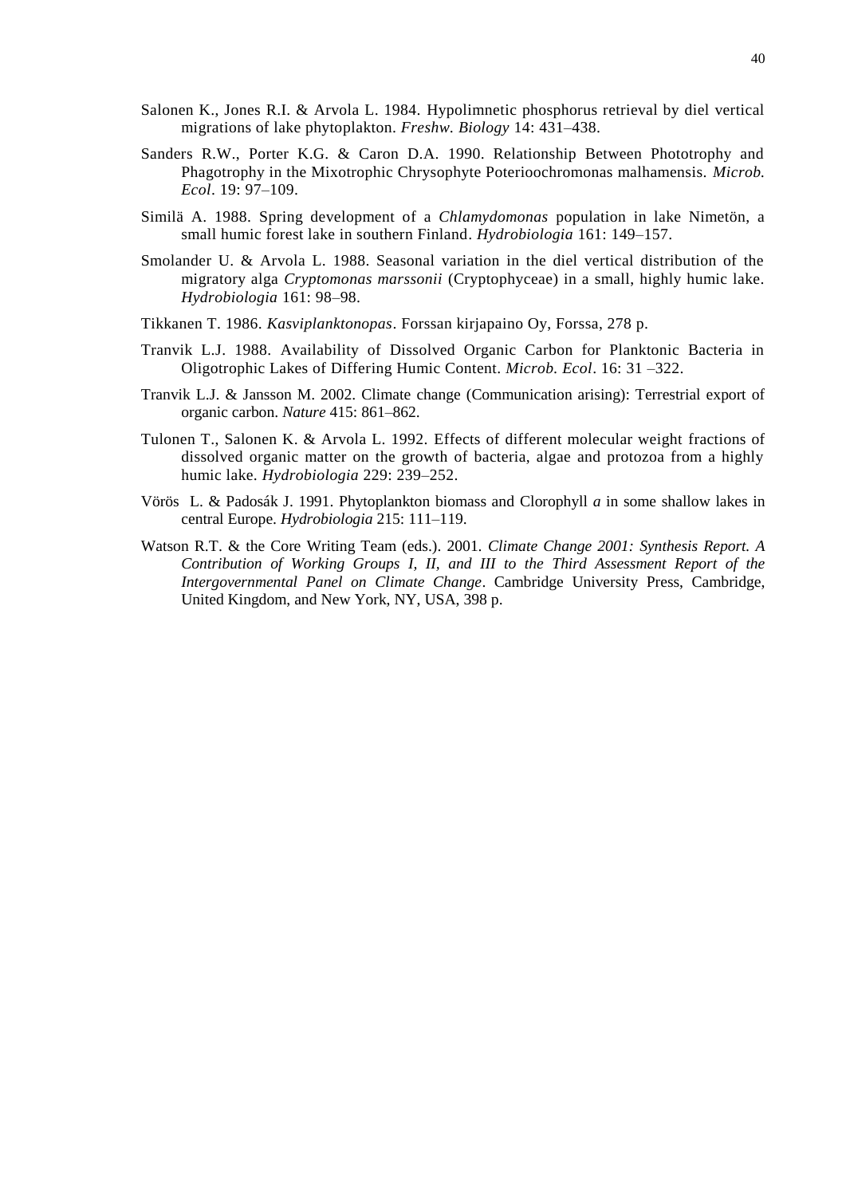Salonen K., Jones R.I. & Arvola L. 1984. Hypolimnetic phosphorus retrieval by diel vertical migrations of lake phytoplakton. *Freshw. Biology* 14: 431–438.

Sanders R.W., Porter K.G. & Caron D.A. 1990. Relationship Between Phototrophy and Phagotrophy in the Mixotrophic Chrysophyte Poterioochromonas malhamensis. *Microb. Ecol*. 19: 97–109.

Similä A. 1988. Spring development of a *Chlamydomonas* population in lake Nimetön, a small humic forest lake in southern Finland. *Hydrobiologia* 161: 149–157.

Smolander U. & Arvola L. 1988. Seasonal variation in the diel vertical distribution of the migratory alga *Cryptomonas marssonii* (Cryptophyceae) in a small, highly humic lake. *Hydrobiologia* 161: 98–98.

Tikkanen T. 1986. *Kasviplanktonopas*. Forssan kirjapaino Oy, Forssa, 278 p.

Tranvik L.J. 1988. Availability of Dissolved Organic Carbon for Planktonic Bacteria in Oligotrophic Lakes of Differing Humic Content. *Microb. Ecol*. 16: 31 –322.

Tranvik L.J. & Jansson M. 2002. Climate change (Communication arising): Terrestrial export of organic carbon. *Nature* 415: 861–862.

Tulonen T., Salonen K. & Arvola L. 1992. Effects of different molecular weight fractions of dissolved organic matter on the growth of bacteria, algae and protozoa from a highly humic lake. *Hydrobiologia* 229: 239–252.

Vörös L. & Padosák J. 1991. Phytoplankton biomass and Clorophyll *a* in some shallow lakes in central Europe. *Hydrobiologia* 215: 111–119.

Watson R.T. & the Core Writing Team (eds.). 2001. *Climate Change 2001: Synthesis Report. A Contribution of Working Groups I, II, and III to the Third Assessment Report of the Intergovernmental Panel on Climate Change*. Cambridge University Press, Cambridge, United Kingdom, and New York, NY, USA, 398 p.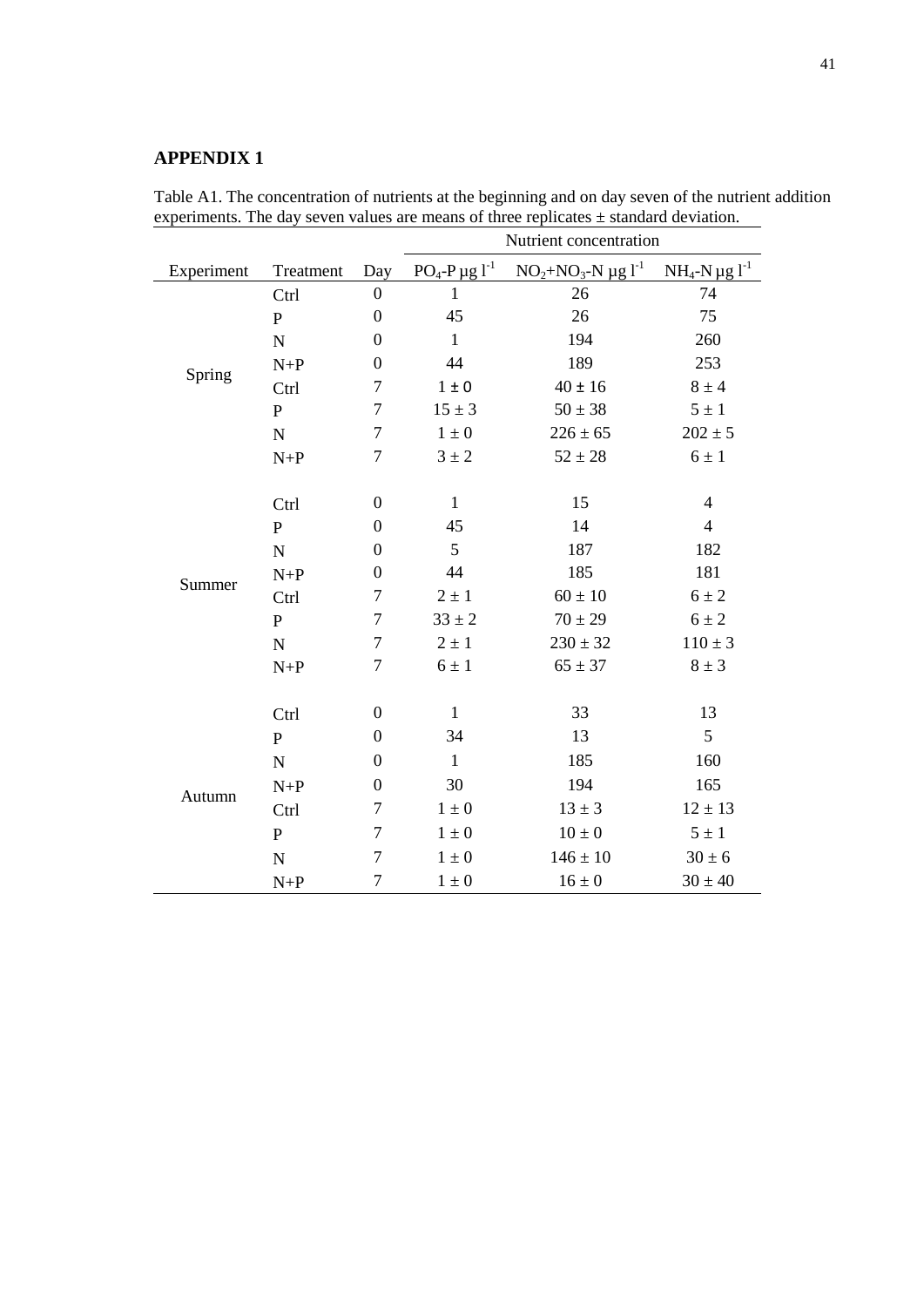**APPENDIX 1**

Table A1. The concentration of nutrients at the beginning and on day seven of the nutrient addition experiments. The day seven values are means of three replicates ± standard deviation.

| | | | Nutrient concentration | | |
|---|---|---|---|---|---|
| Experiment | Treatment | Day | $PO_4$-P µg $l^{-1}$ | $NO_2$+$NO_3$-N µg $l^{-1}$ | $NH_4$-N µg $l^{-1}$ |
| Spring | Ctrl | 0 | 1 | 26 | 74 |
| | P | 0 | 45 | 26 | 75 |
| | N | 0 | 1 | 194 | 260 |
| | N+P | 0 | 44 | 189 | 253 |
| | Ctrl | 7 | 1 ± 0 | 40 ± 16 | 8 ± 4 |
| | P | 7 | 15 ± 3 | 50 ± 38 | 5 ± 1 |
| | N | 7 | 1 ± 0 | 226 ± 65 | 202 ± 5 |
| | N+P | 7 | 3 ± 2 | 52 ± 28 | 6 ± 1 |
| Summer | Ctrl | 0 | 1 | 15 | 4 |
| | P | 0 | 45 | 14 | 4 |
| | N | 0 | 5 | 187 | 182 |
| | N+P | 0 | 44 | 185 | 181 |
| | Ctrl | 7 | 2 ± 1 | 60 ± 10 | 6 ± 2 |
| | P | 7 | 33 ± 2 | 70 ± 29 | 6 ± 2 |
| | N | 7 | 2 ± 1 | 230 ± 32 | 110 ± 3 |
| | N+P | 7 | 6 ± 1 | 65 ± 37 | 8 ± 3 |
| Autumn | Ctrl | 0 | 1 | 33 | 13 |
| | P | 0 | 34 | 13 | 5 |
| | N | 0 | 1 | 185 | 160 |
| | N+P | 0 | 30 | 194 | 165 |
| | Ctrl | 7 | 1 ± 0 | 13 ± 3 | 12 ± 13 |
| | P | 7 | 1 ± 0 | 10 ± 0 | 5 ± 1 |
| | N | 7 | 1 ± 0 | 146 ± 10 | 30 ± 6 |
| | N+P | 7 | 1 ± 0 | 16 ± 0 | 30 ± 40 |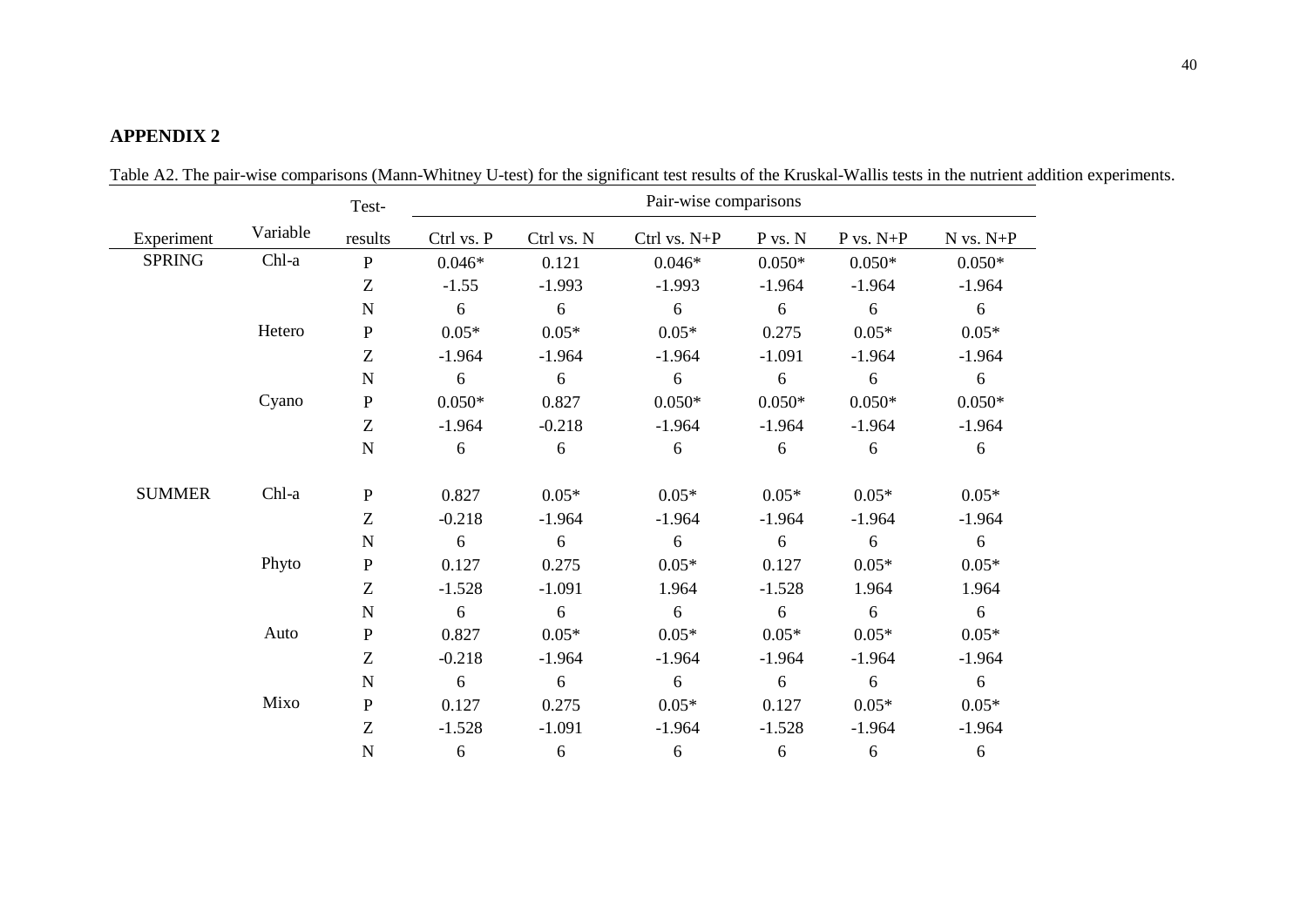## APPENDIX 2

Table A2. The pair-wise comparisons (Mann-Whitney U-test) for the significant test results of the Kruskal-Wallis tests in the nutrient addition experiments.

| Experiment | Variable | Test-results | Pair-wise comparisons | | | | | |
|---|---|---|---|---|---|---|---|---|
| | | | Ctrl vs. P | Ctrl vs. N | Ctrl vs. N+P | P vs. N | P vs. N+P | N vs. N+P |
| SPRING | Chl-a | P | 0.046* | 0.121 | 0.046* | 0.050* | 0.050* | 0.050* |
| | | Z | -1.55 | -1.993 | -1.993 | -1.964 | -1.964 | -1.964 |
| | | N | 6 | 6 | 6 | 6 | 6 | 6 |
| | Hetero | P | 0.05* | 0.05* | 0.05* | 0.275 | 0.05* | 0.05* |
| | | Z | -1.964 | -1.964 | -1.964 | -1.091 | -1.964 | -1.964 |
| | | N | 6 | 6 | 6 | 6 | 6 | 6 |
| | Cyano | P | 0.050* | 0.827 | 0.050* | 0.050* | 0.050* | 0.050* |
| | | Z | -1.964 | -0.218 | -1.964 | -1.964 | -1.964 | -1.964 |
| | | N | 6 | 6 | 6 | 6 | 6 | 6 |
| SUMMER | Chl-a | P | 0.827 | 0.05* | 0.05* | 0.05* | 0.05* | 0.05* |
| | | Z | -0.218 | -1.964 | -1.964 | -1.964 | -1.964 | -1.964 |
| | | N | 6 | 6 | 6 | 6 | 6 | 6 |
| | Phyto | P | 0.127 | 0.275 | 0.05* | 0.127 | 0.05* | 0.05* |
| | | Z | -1.528 | -1.091 | 1.964 | -1.528 | 1.964 | 1.964 |
| | | N | 6 | 6 | 6 | 6 | 6 | 6 |
| | Auto | P | 0.827 | 0.05* | 0.05* | 0.05* | 0.05* | 0.05* |
| | | Z | -0.218 | -1.964 | -1.964 | -1.964 | -1.964 | -1.964 |
| | | N | 6 | 6 | 6 | 6 | 6 | 6 |
| | Mixo | P | 0.127 | 0.275 | 0.05* | 0.127 | 0.05* | 0.05* |
| | | Z | -1.528 | -1.091 | -1.964 | -1.528 | -1.964 | -1.964 |
| | | N | 6 | 6 | 6 | 6 | 6 | 6 |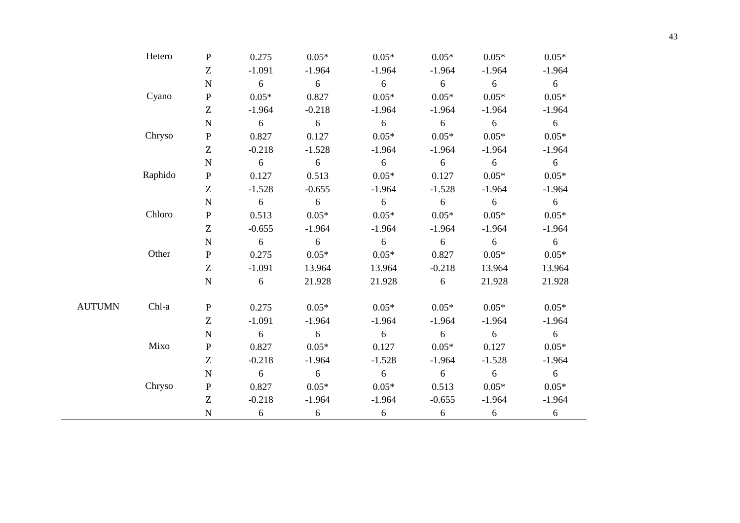| | | | | | | | | |
|---|---|---|---|---|---|---|---|---|
| | Hetero | P | 0.275 | 0.05* | 0.05* | 0.05* | 0.05* | 0.05* |
| | | Z | -1.091 | -1.964 | -1.964 | -1.964 | -1.964 | -1.964 |
| | | N | 6 | 6 | 6 | 6 | 6 | 6 |
| | Cyano | P | 0.05* | 0.827 | 0.05* | 0.05* | 0.05* | 0.05* |
| | | Z | -1.964 | -0.218 | -1.964 | -1.964 | -1.964 | -1.964 |
| | | N | 6 | 6 | 6 | 6 | 6 | 6 |
| | Chryso | P | 0.827 | 0.127 | 0.05* | 0.05* | 0.05* | 0.05* |
| | | Z | -0.218 | -1.528 | -1.964 | -1.964 | -1.964 | -1.964 |
| | | N | 6 | 6 | 6 | 6 | 6 | 6 |
| | Raphido | P | 0.127 | 0.513 | 0.05* | 0.127 | 0.05* | 0.05* |
| | | Z | -1.528 | -0.655 | -1.964 | -1.528 | -1.964 | -1.964 |
| | | N | 6 | 6 | 6 | 6 | 6 | 6 |
| | Chloro | P | 0.513 | 0.05* | 0.05* | 0.05* | 0.05* | 0.05* |
| | | Z | -0.655 | -1.964 | -1.964 | -1.964 | -1.964 | -1.964 |
| | | N | 6 | 6 | 6 | 6 | 6 | 6 |
| | Other | P | 0.275 | 0.05* | 0.05* | 0.827 | 0.05* | 0.05* |
| | | Z | -1.091 | 13.964 | 13.964 | -0.218 | 13.964 | 13.964 |
| | | N | 6 | 21.928 | 21.928 | 6 | 21.928 | 21.928 |
| AUTUMN | Chl-a | P | 0.275 | 0.05* | 0.05* | 0.05* | 0.05* | 0.05* |
| | | Z | -1.091 | -1.964 | -1.964 | -1.964 | -1.964 | -1.964 |
| | | N | 6 | 6 | 6 | 6 | 6 | 6 |
| | Mixo | P | 0.827 | 0.05* | 0.127 | 0.05* | 0.127 | 0.05* |
| | | Z | -0.218 | -1.964 | -1.528 | -1.964 | -1.528 | -1.964 |
| | | N | 6 | 6 | 6 | 6 | 6 | 6 |
| | Chryso | P | 0.827 | 0.05* | 0.05* | 0.513 | 0.05* | 0.05* |
| | | Z | -0.218 | -1.964 | -1.964 | -0.655 | -1.964 | -1.964 |
| | | N | 6 | 6 | 6 | 6 | 6 | 6 |